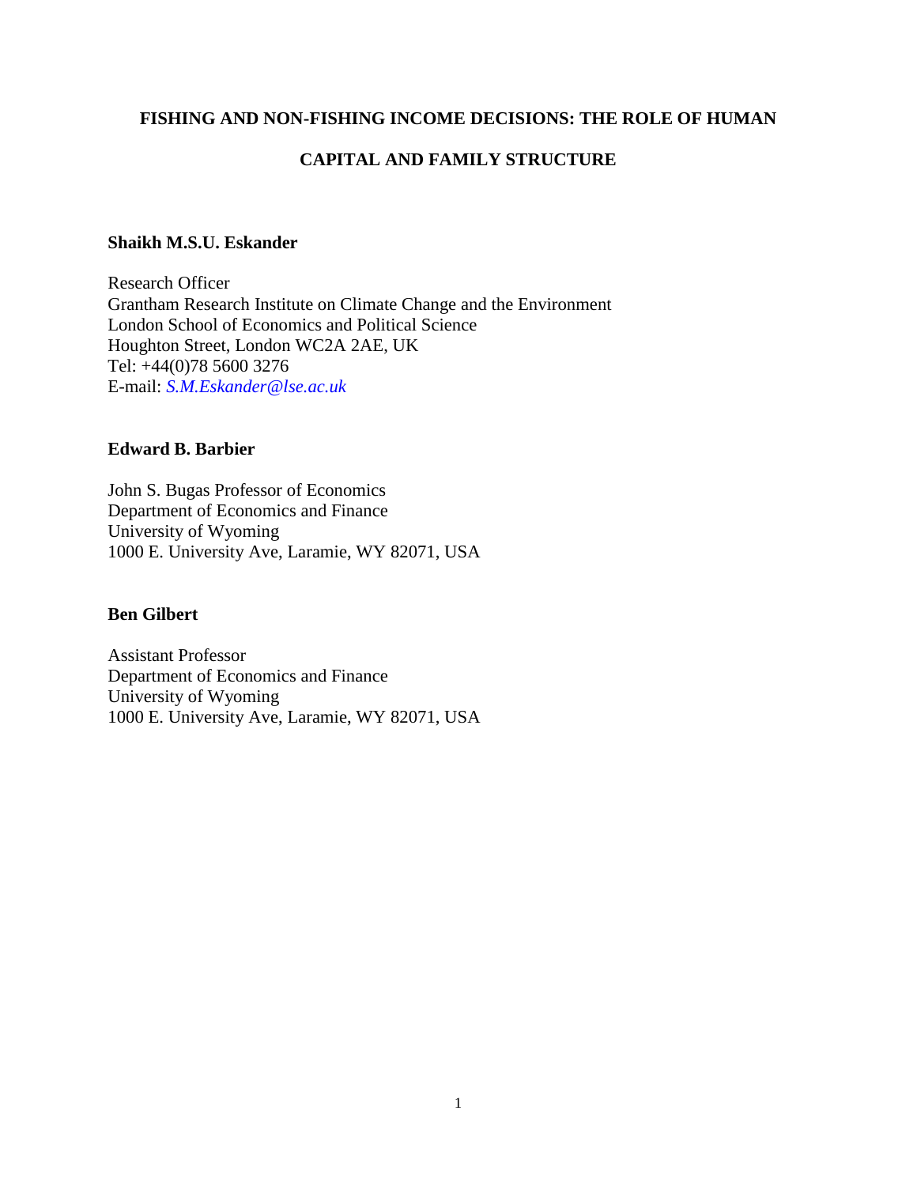# FISHING AND NON-FISHING INCOME DECISIONS: THE ROLE OF HUMAN CAPITAL AND FAMILY STRUCTURE

**Shaikh M.S.U. Eskander**

Research Officer
Grantham Research Institute on Climate Change and the Environment
London School of Economics and Political Science
Houghton Street, London WC2A 2AE, UK
Tel: +44(0)78 5600 3276
E-mail: *S.M.Eskander@lse.ac.uk*

**Edward B. Barbier**

John S. Bugas Professor of Economics
Department of Economics and Finance
University of Wyoming
1000 E. University Ave, Laramie, WY 82071, USA

**Ben Gilbert**

Assistant Professor
Department of Economics and Finance
University of Wyoming
1000 E. University Ave, Laramie, WY 82071, USA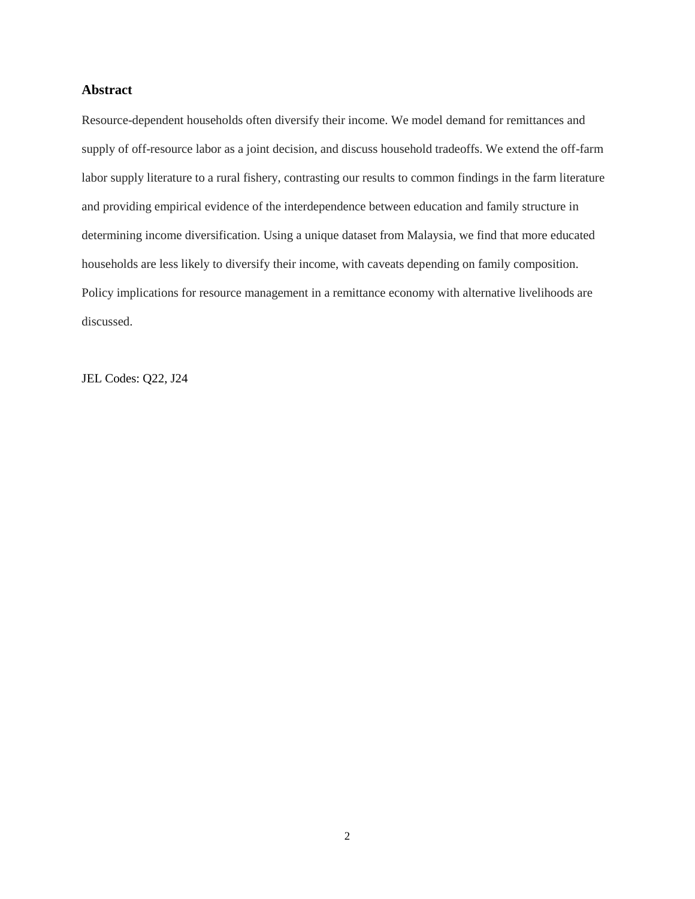## Abstract

Resource-dependent households often diversify their income. We model demand for remittances and supply of off-resource labor as a joint decision, and discuss household tradeoffs. We extend the off-farm labor supply literature to a rural fishery, contrasting our results to common findings in the farm literature and providing empirical evidence of the interdependence between education and family structure in determining income diversification. Using a unique dataset from Malaysia, we find that more educated households are less likely to diversify their income, with caveats depending on family composition. Policy implications for resource management in a remittance economy with alternative livelihoods are discussed.

JEL Codes: Q22, J24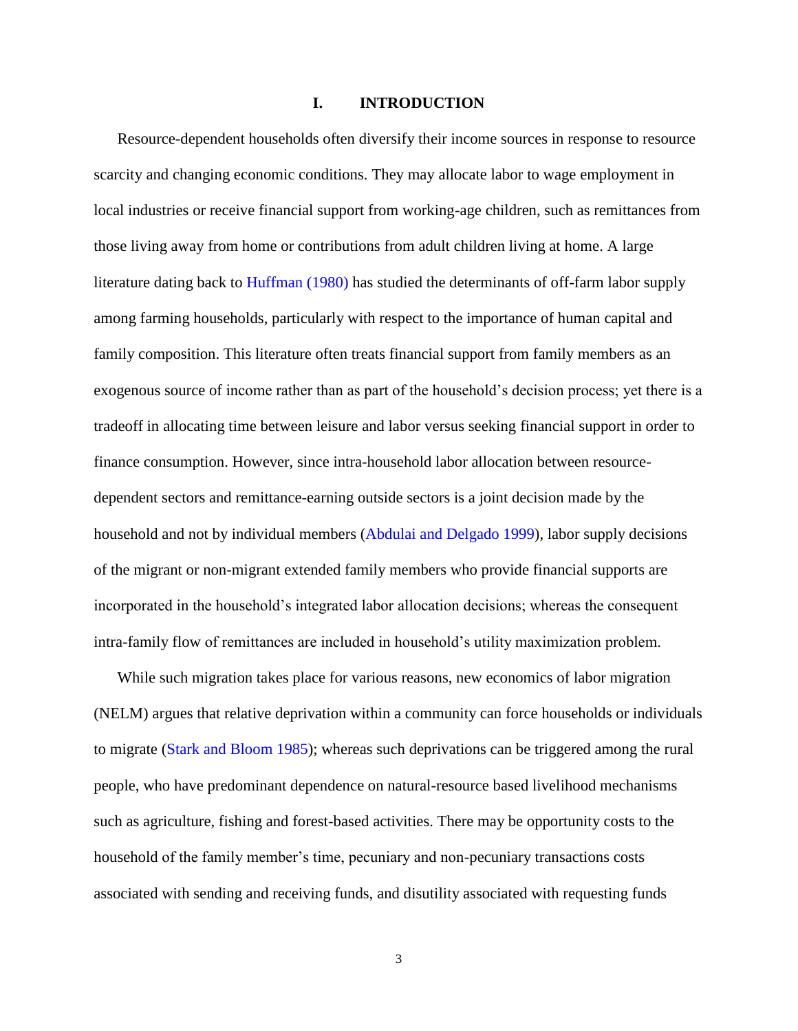# I. INTRODUCTION

Resource-dependent households often diversify their income sources in response to resource scarcity and changing economic conditions. They may allocate labor to wage employment in local industries or receive financial support from working-age children, such as remittances from those living away from home or contributions from adult children living at home. A large literature dating back to Huffman (1980) has studied the determinants of off-farm labor supply among farming households, particularly with respect to the importance of human capital and family composition. This literature often treats financial support from family members as an exogenous source of income rather than as part of the household's decision process; yet there is a tradeoff in allocating time between leisure and labor versus seeking financial support in order to finance consumption. However, since intra-household labor allocation between resource-dependent sectors and remittance-earning outside sectors is a joint decision made by the household and not by individual members (Abdulai and Delgado 1999), labor supply decisions of the migrant or non-migrant extended family members who provide financial supports are incorporated in the household's integrated labor allocation decisions; whereas the consequent intra-family flow of remittances are included in household's utility maximization problem.

While such migration takes place for various reasons, new economics of labor migration (NELM) argues that relative deprivation within a community can force households or individuals to migrate (Stark and Bloom 1985); whereas such deprivations can be triggered among the rural people, who have predominant dependence on natural-resource based livelihood mechanisms such as agriculture, fishing and forest-based activities. There may be opportunity costs to the household of the family member's time, pecuniary and non-pecuniary transactions costs associated with sending and receiving funds, and disutility associated with requesting funds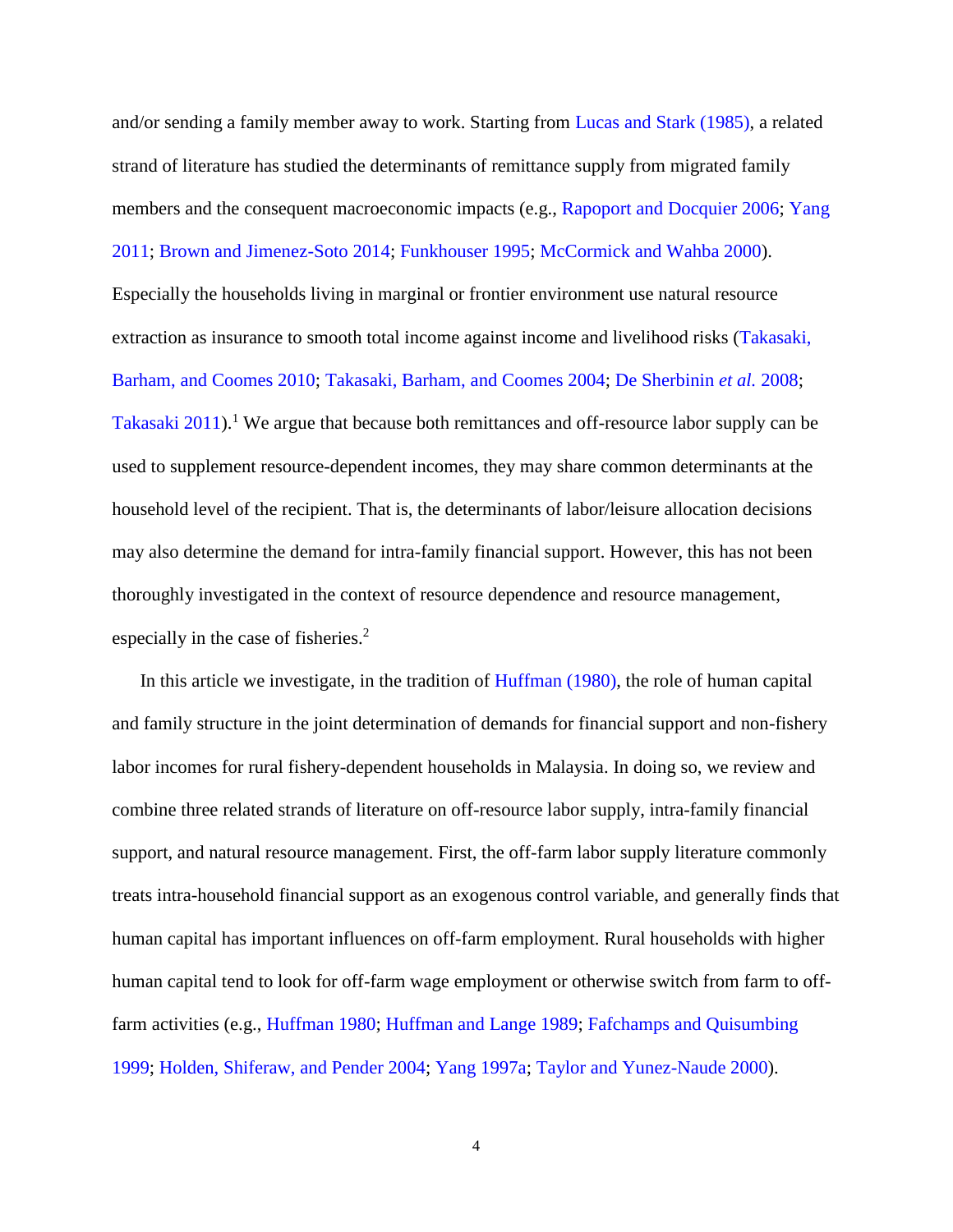and/or sending a family member away to work. Starting from Lucas and Stark (1985), a related strand of literature has studied the determinants of remittance supply from migrated family members and the consequent macroeconomic impacts (e.g., Rapoport and Docquier 2006; Yang 2011; Brown and Jimenez-Soto 2014; Funkhouser 1995; McCormick and Wahba 2000). Especially the households living in marginal or frontier environment use natural resource extraction as insurance to smooth total income against income and livelihood risks (Takasaki, Barham, and Coomes 2010; Takasaki, Barham, and Coomes 2004; De Sherbinin *et al.* 2008; Takasaki 2011).[1] We argue that because both remittances and off-resource labor supply can be used to supplement resource-dependent incomes, they may share common determinants at the household level of the recipient. That is, the determinants of labor/leisure allocation decisions may also determine the demand for intra-family financial support. However, this has not been thoroughly investigated in the context of resource dependence and resource management, especially in the case of fisheries.[2]

In this article we investigate, in the tradition of Huffman (1980), the role of human capital and family structure in the joint determination of demands for financial support and non-fishery labor incomes for rural fishery-dependent households in Malaysia. In doing so, we review and combine three related strands of literature on off-resource labor supply, intra-family financial support, and natural resource management. First, the off-farm labor supply literature commonly treats intra-household financial support as an exogenous control variable, and generally finds that human capital has important influences on off-farm employment. Rural households with higher human capital tend to look for off-farm wage employment or otherwise switch from farm to off-farm activities (e.g., Huffman 1980; Huffman and Lange 1989; Fafchamps and Quisumbing 1999; Holden, Shiferaw, and Pender 2004; Yang 1997a; Taylor and Yunez-Naude 2000).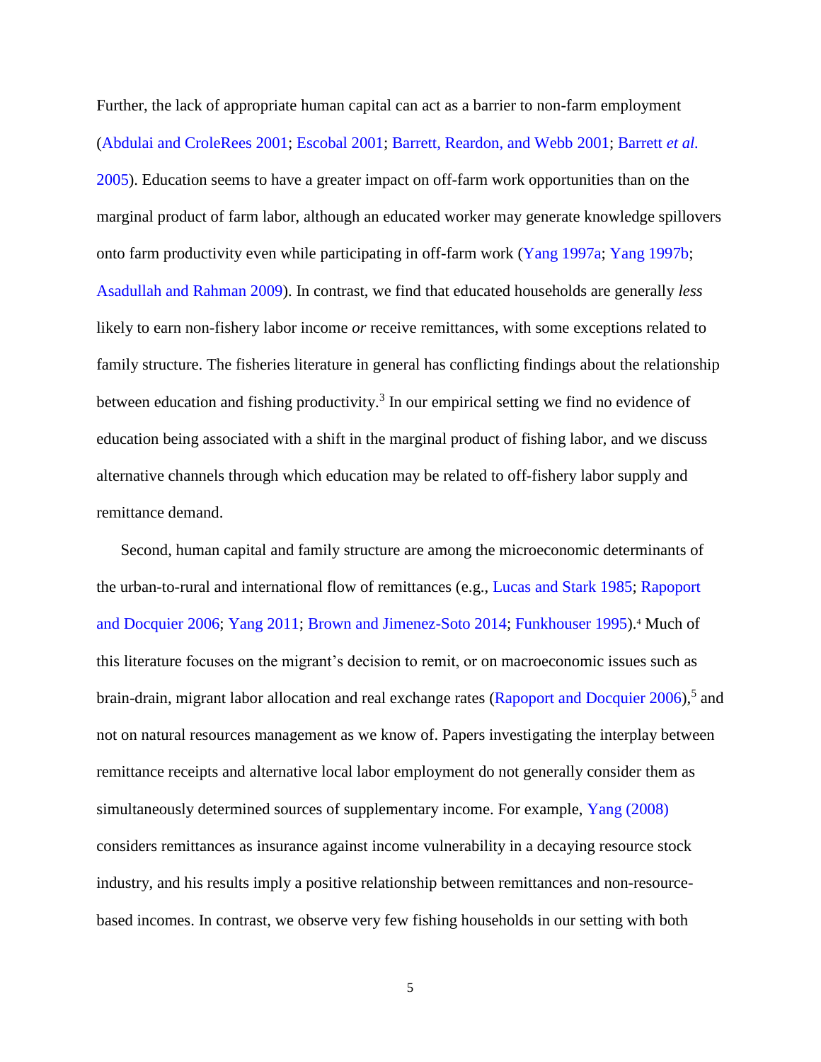Further, the lack of appropriate human capital can act as a barrier to non-farm employment (Abdulai and CroleRees 2001; Escobal 2001; Barrett, Reardon, and Webb 2001; Barrett *et al.* 2005). Education seems to have a greater impact on off-farm work opportunities than on the marginal product of farm labor, although an educated worker may generate knowledge spillovers onto farm productivity even while participating in off-farm work (Yang 1997a; Yang 1997b; Asadullah and Rahman 2009). In contrast, we find that educated households are generally *less* likely to earn non-fishery labor income *or* receive remittances, with some exceptions related to family structure. The fisheries literature in general has conflicting findings about the relationship between education and fishing productivity.[3] In our empirical setting we find no evidence of education being associated with a shift in the marginal product of fishing labor, and we discuss alternative channels through which education may be related to off-fishery labor supply and remittance demand.

Second, human capital and family structure are among the microeconomic determinants of the urban-to-rural and international flow of remittances (e.g., Lucas and Stark 1985; Rapoport and Docquier 2006; Yang 2011; Brown and Jimenez-Soto 2014; Funkhouser 1995).[4] Much of this literature focuses on the migrant's decision to remit, or on macroeconomic issues such as brain-drain, migrant labor allocation and real exchange rates (Rapoport and Docquier 2006),[5] and not on natural resources management as we know of. Papers investigating the interplay between remittance receipts and alternative local labor employment do not generally consider them as simultaneously determined sources of supplementary income. For example, Yang (2008) considers remittances as insurance against income vulnerability in a decaying resource stock industry, and his results imply a positive relationship between remittances and non-resource-based incomes. In contrast, we observe very few fishing households in our setting with both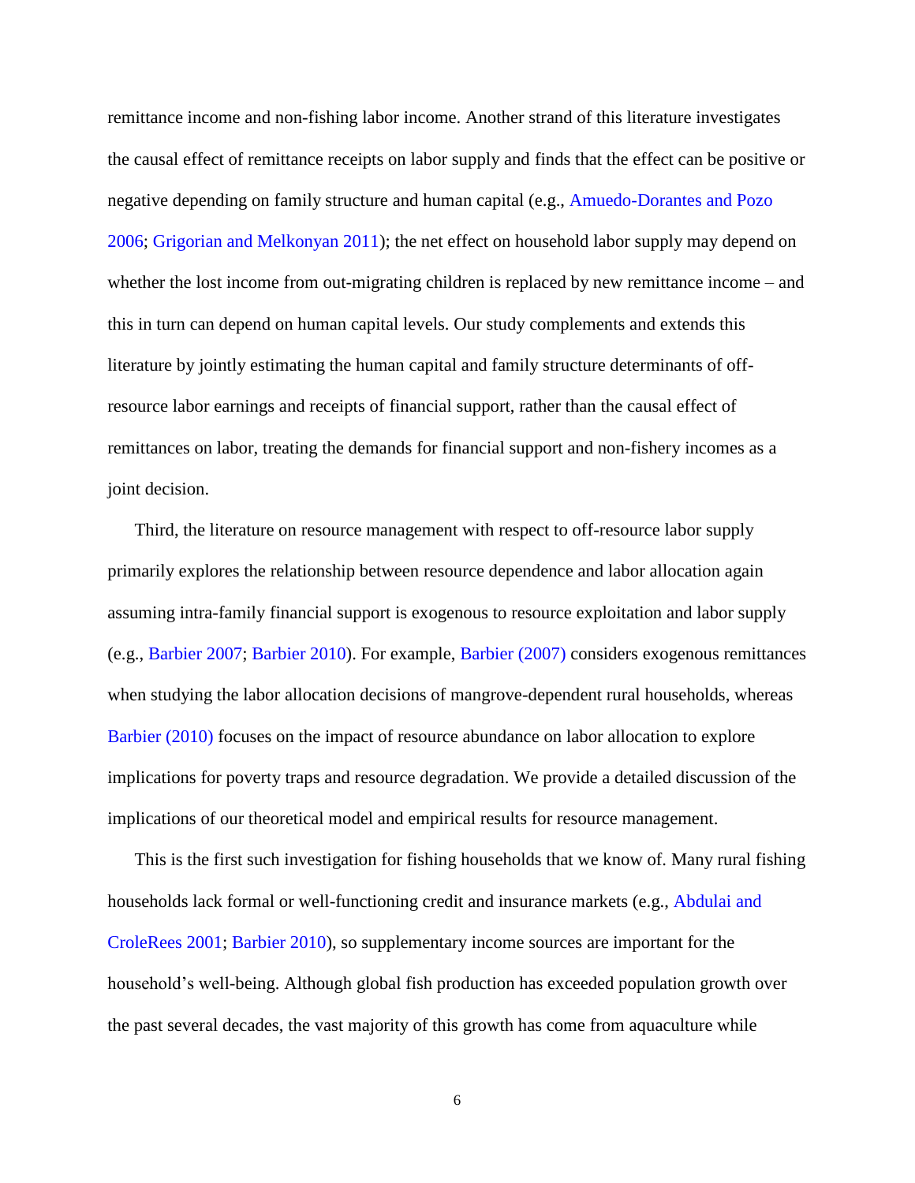remittance income and non-fishing labor income. Another strand of this literature investigates the causal effect of remittance receipts on labor supply and finds that the effect can be positive or negative depending on family structure and human capital (e.g., Amuedo-Dorantes and Pozo 2006; Grigorian and Melkonyan 2011); the net effect on household labor supply may depend on whether the lost income from out-migrating children is replaced by new remittance income – and this in turn can depend on human capital levels. Our study complements and extends this literature by jointly estimating the human capital and family structure determinants of off-resource labor earnings and receipts of financial support, rather than the causal effect of remittances on labor, treating the demands for financial support and non-fishery incomes as a joint decision.

Third, the literature on resource management with respect to off-resource labor supply primarily explores the relationship between resource dependence and labor allocation again assuming intra-family financial support is exogenous to resource exploitation and labor supply (e.g., Barbier 2007; Barbier 2010). For example, Barbier (2007) considers exogenous remittances when studying the labor allocation decisions of mangrove-dependent rural households, whereas Barbier (2010) focuses on the impact of resource abundance on labor allocation to explore implications for poverty traps and resource degradation. We provide a detailed discussion of the implications of our theoretical model and empirical results for resource management.

This is the first such investigation for fishing households that we know of. Many rural fishing households lack formal or well-functioning credit and insurance markets (e.g., Abdulai and CroleRees 2001; Barbier 2010), so supplementary income sources are important for the household's well-being. Although global fish production has exceeded population growth over the past several decades, the vast majority of this growth has come from aquaculture while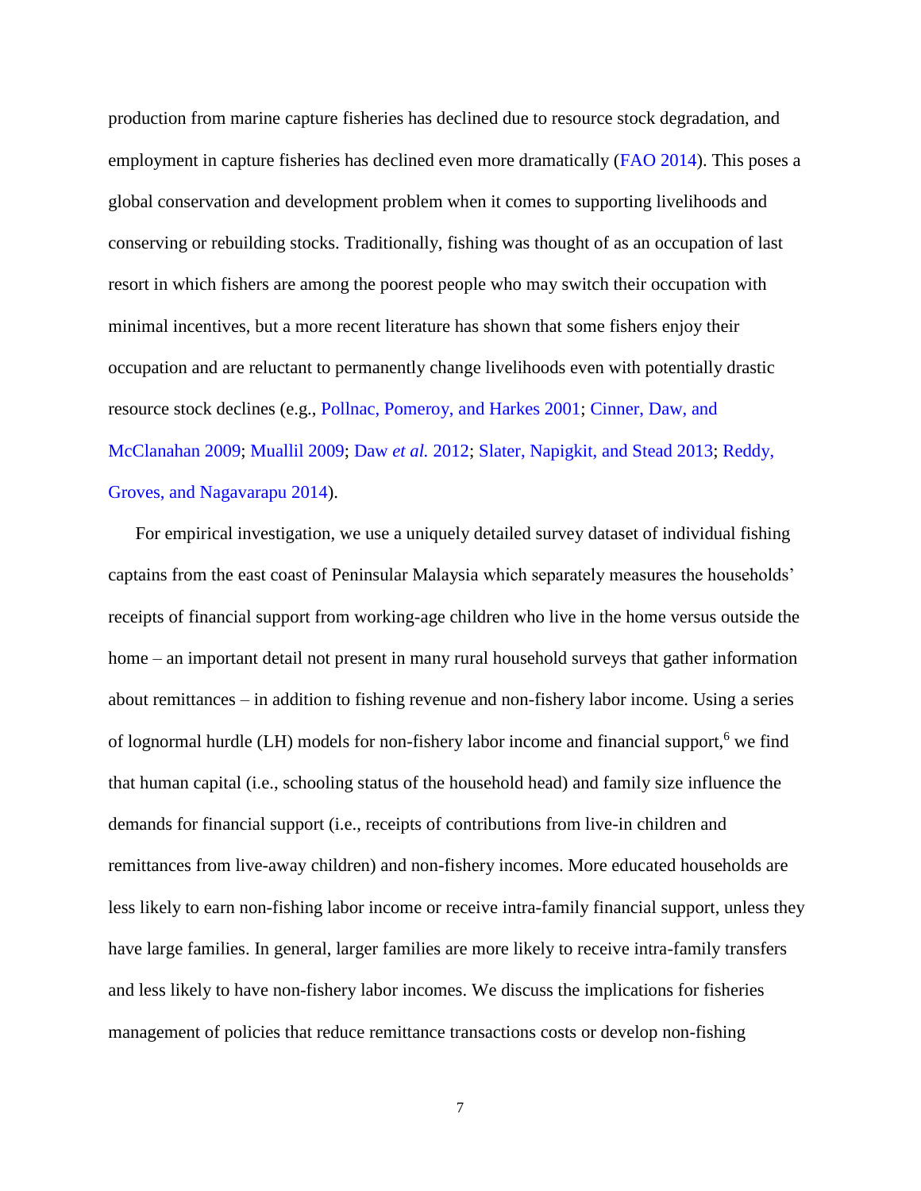production from marine capture fisheries has declined due to resource stock degradation, and employment in capture fisheries has declined even more dramatically (FAO 2014). This poses a global conservation and development problem when it comes to supporting livelihoods and conserving or rebuilding stocks. Traditionally, fishing was thought of as an occupation of last resort in which fishers are among the poorest people who may switch their occupation with minimal incentives, but a more recent literature has shown that some fishers enjoy their occupation and are reluctant to permanently change livelihoods even with potentially drastic resource stock declines (e.g., Pollnac, Pomeroy, and Harkes 2001; Cinner, Daw, and McClanahan 2009; Muallil 2009; Daw *et al.* 2012; Slater, Napigkit, and Stead 2013; Reddy, Groves, and Nagavarapu 2014).

For empirical investigation, we use a uniquely detailed survey dataset of individual fishing captains from the east coast of Peninsular Malaysia which separately measures the households' receipts of financial support from working-age children who live in the home versus outside the home – an important detail not present in many rural household surveys that gather information about remittances – in addition to fishing revenue and non-fishery labor income. Using a series of lognormal hurdle (LH) models for non-fishery labor income and financial support,[6] we find that human capital (i.e., schooling status of the household head) and family size influence the demands for financial support (i.e., receipts of contributions from live-in children and remittances from live-away children) and non-fishery incomes. More educated households are less likely to earn non-fishing labor income or receive intra-family financial support, unless they have large families. In general, larger families are more likely to receive intra-family transfers and less likely to have non-fishery labor incomes. We discuss the implications for fisheries management of policies that reduce remittance transactions costs or develop non-fishing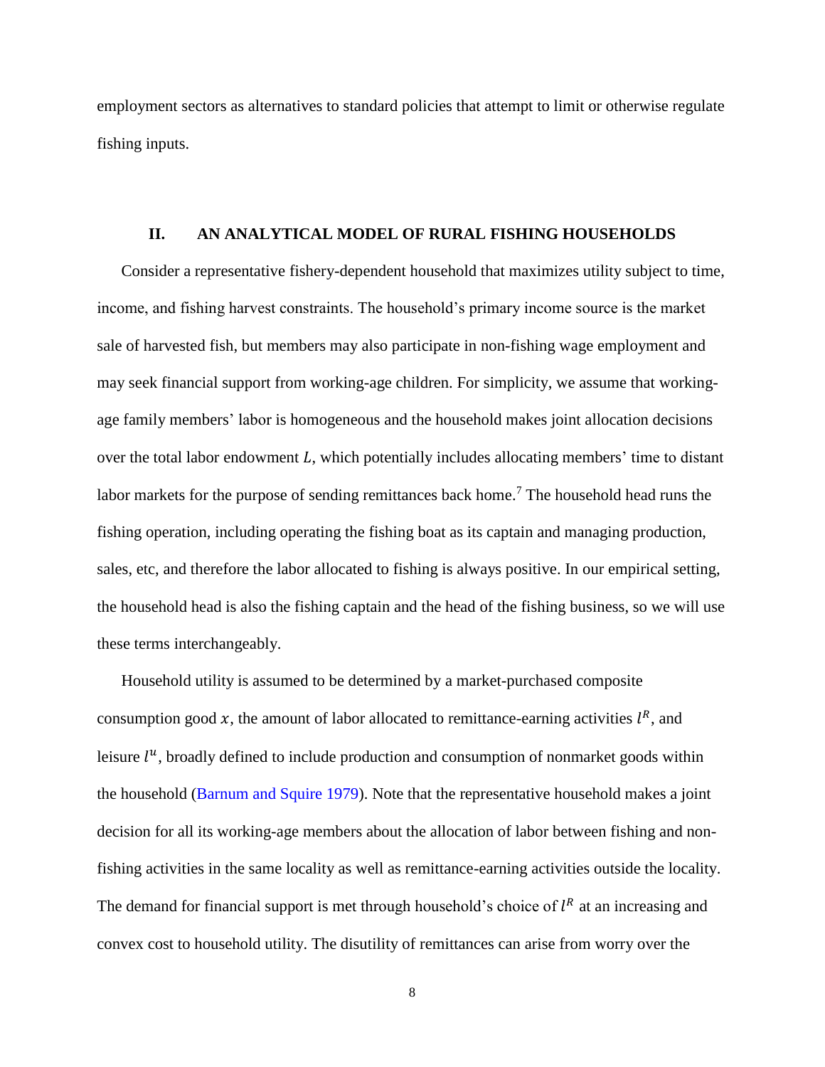employment sectors as alternatives to standard policies that attempt to limit or otherwise regulate fishing inputs.

## II. AN ANALYTICAL MODEL OF RURAL FISHING HOUSEHOLDS

Consider a representative fishery-dependent household that maximizes utility subject to time, income, and fishing harvest constraints. The household's primary income source is the market sale of harvested fish, but members may also participate in non-fishing wage employment and may seek financial support from working-age children. For simplicity, we assume that working-age family members' labor is homogeneous and the household makes joint allocation decisions over the total labor endowment $L$, which potentially includes allocating members' time to distant labor markets for the purpose of sending remittances back home.[7] The household head runs the fishing operation, including operating the fishing boat as its captain and managing production, sales, etc, and therefore the labor allocated to fishing is always positive. In our empirical setting, the household head is also the fishing captain and the head of the fishing business, so we will use these terms interchangeably.

Household utility is assumed to be determined by a market-purchased composite consumption good $x$, the amount of labor allocated to remittance-earning activities $l^R$, and leisure $l^u$, broadly defined to include production and consumption of nonmarket goods within the household (Barnum and Squire 1979). Note that the representative household makes a joint decision for all its working-age members about the allocation of labor between fishing and non-fishing activities in the same locality as well as remittance-earning activities outside the locality. The demand for financial support is met through household's choice of $l^R$ at an increasing and convex cost to household utility. The disutility of remittances can arise from worry over the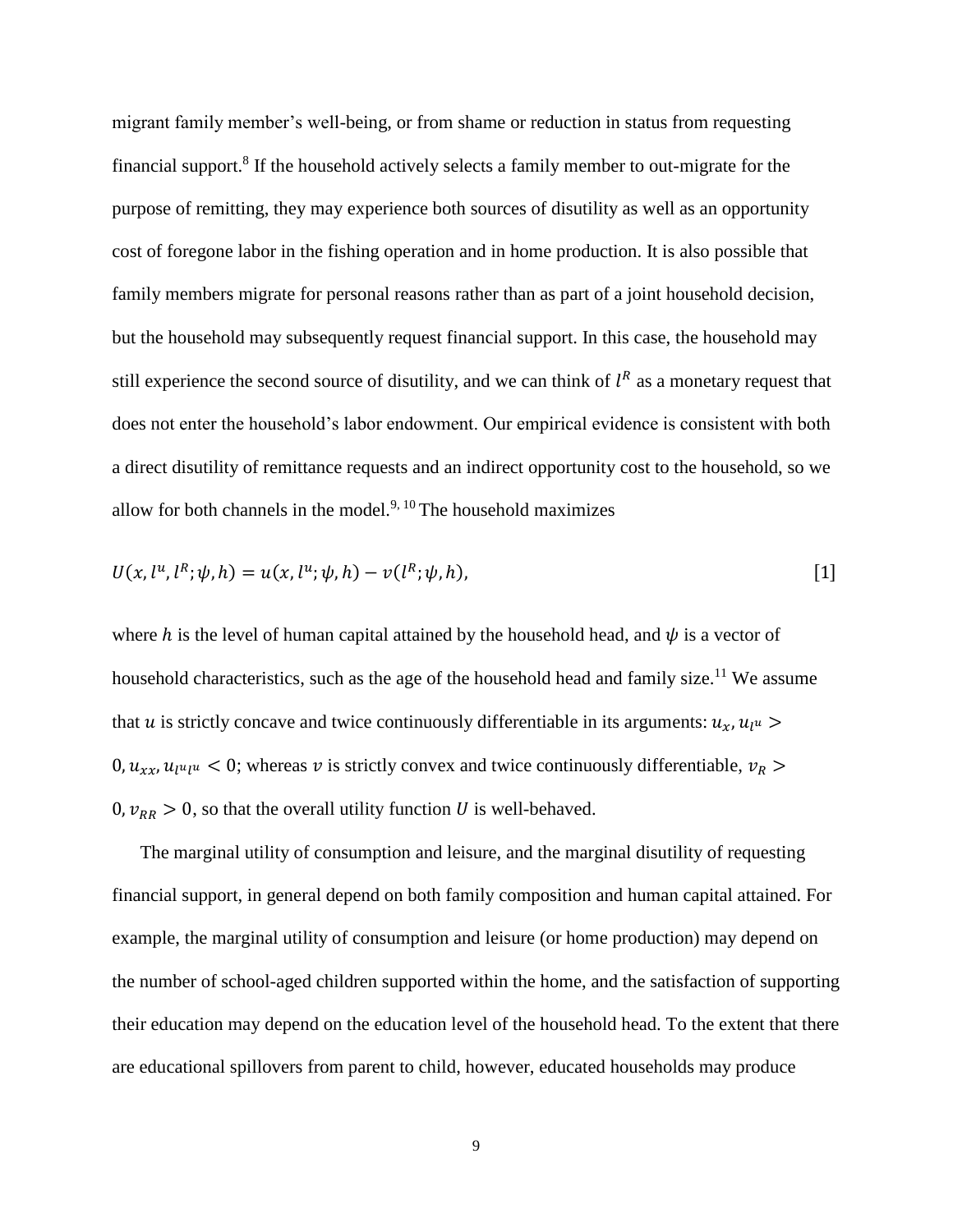migrant family member's well-being, or from shame or reduction in status from requesting financial support.[8] If the household actively selects a family member to out-migrate for the purpose of remitting, they may experience both sources of disutility as well as an opportunity cost of foregone labor in the fishing operation and in home production. It is also possible that family members migrate for personal reasons rather than as part of a joint household decision, but the household may subsequently request financial support. In this case, the household may still experience the second source of disutility, and we can think of $l^R$ as a monetary request that does not enter the household's labor endowment. Our empirical evidence is consistent with both a direct disutility of remittance requests and an indirect opportunity cost to the household, so we allow for both channels in the model.[9, 10] The household maximizes

$$U(x, l^u, l^R; \psi, h) = u(x, l^u; \psi, h) - v(l^R; \psi, h), \qquad [1]$$

where $h$ is the level of human capital attained by the household head, and $\psi$ is a vector of household characteristics, such as the age of the household head and family size.[11] We assume that $u$ is strictly concave and twice continuously differentiable in its arguments: $u_x, u_{l^u} > 0, u_{xx}, u_{l^u l^u} < 0$; whereas $v$ is strictly convex and twice continuously differentiable, $v_R > 0, v_{RR} > 0$, so that the overall utility function $U$ is well-behaved.

The marginal utility of consumption and leisure, and the marginal disutility of requesting financial support, in general depend on both family composition and human capital attained. For example, the marginal utility of consumption and leisure (or home production) may depend on the number of school-aged children supported within the home, and the satisfaction of supporting their education may depend on the education level of the household head. To the extent that there are educational spillovers from parent to child, however, educated households may produce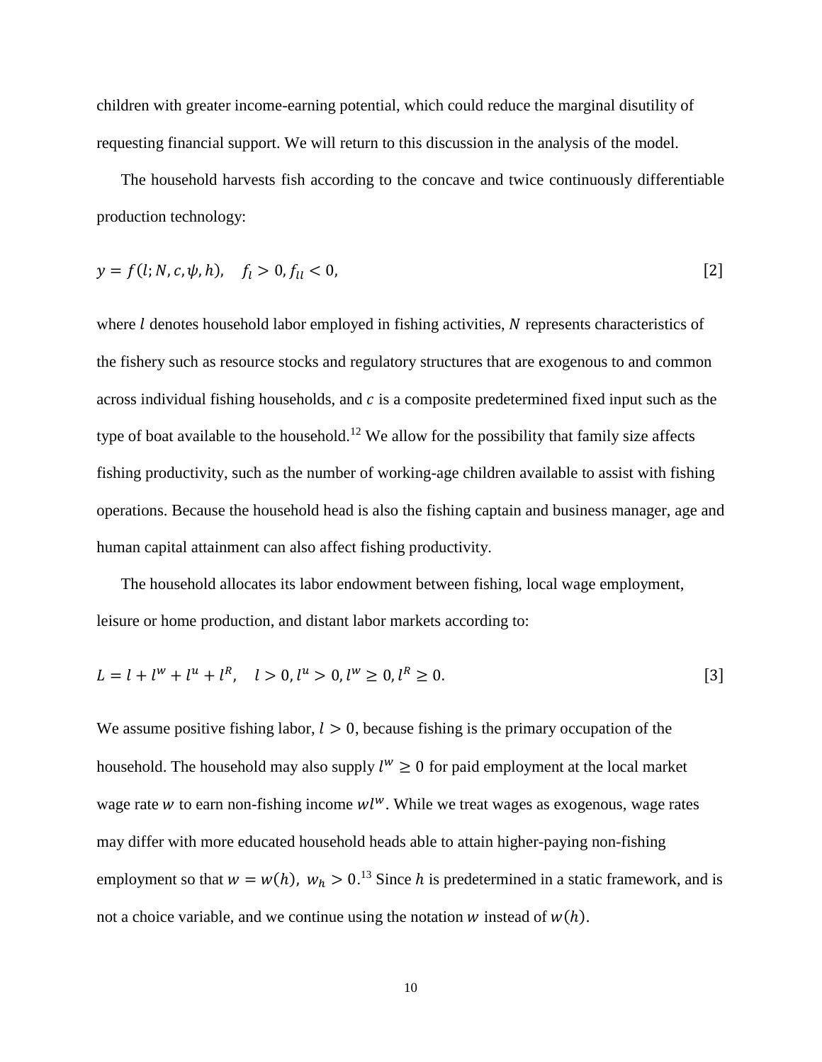children with greater income-earning potential, which could reduce the marginal disutility of requesting financial support. We will return to this discussion in the analysis of the model.

The household harvests fish according to the concave and twice continuously differentiable production technology:

$$y = f(l; N, c, \psi, h), \quad f_l > 0, f_{ll} < 0, \tag{2}$$

where $l$ denotes household labor employed in fishing activities, $N$ represents characteristics of the fishery such as resource stocks and regulatory structures that are exogenous to and common across individual fishing households, and $c$ is a composite predetermined fixed input such as the type of boat available to the household.[12] We allow for the possibility that family size affects fishing productivity, such as the number of working-age children available to assist with fishing operations. Because the household head is also the fishing captain and business manager, age and human capital attainment can also affect fishing productivity.

The household allocates its labor endowment between fishing, local wage employment, leisure or home production, and distant labor markets according to:

$$L = l + l^w + l^u + l^R, \quad l > 0, l^u > 0, l^w \geq 0, l^R \geq 0. \tag{3}$$

We assume positive fishing labor, $l > 0$, because fishing is the primary occupation of the household. The household may also supply $l^w \geq 0$ for paid employment at the local market wage rate $w$ to earn non-fishing income $wl^w$. While we treat wages as exogenous, wage rates may differ with more educated household heads able to attain higher-paying non-fishing employment so that $w = w(h),\ w_h > 0$.[13] Since $h$ is predetermined in a static framework, and is not a choice variable, and we continue using the notation $w$ instead of $w(h)$.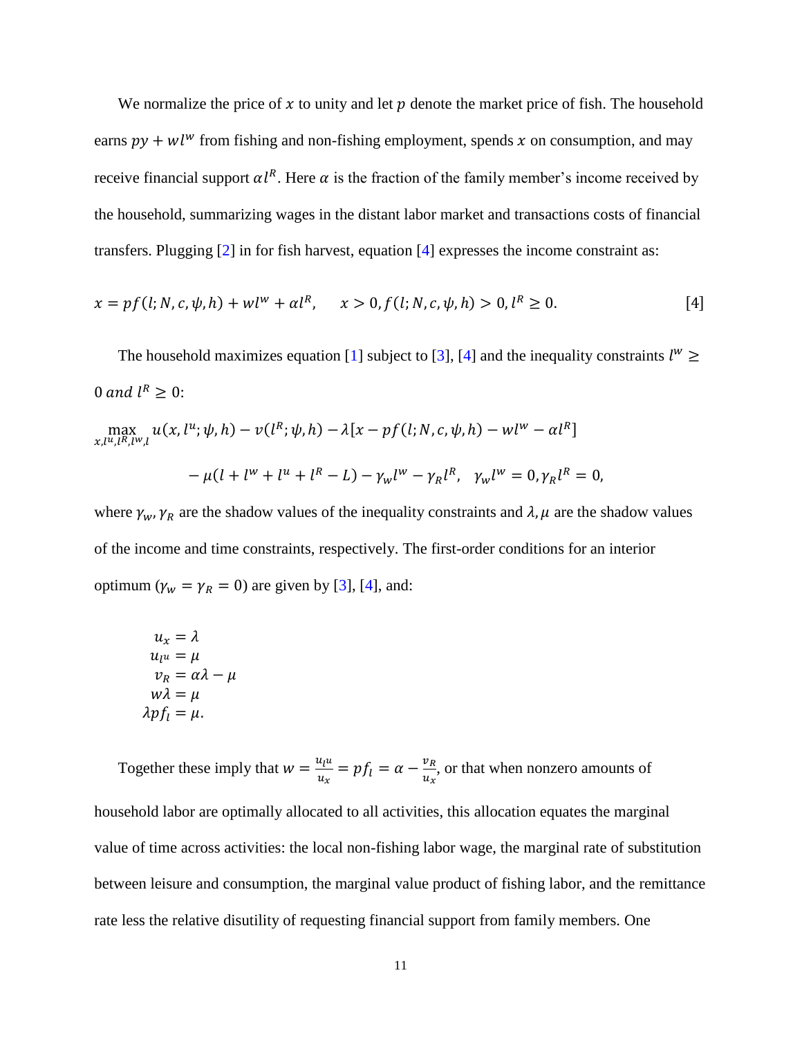We normalize the price of $x$ to unity and let $p$ denote the market price of fish. The household earns $py + wl^w$ from fishing and non-fishing employment, spends $x$ on consumption, and may receive financial support $\alpha l^R$. Here $\alpha$ is the fraction of the family member's income received by the household, summarizing wages in the distant labor market and transactions costs of financial transfers. Plugging [2] in for fish harvest, equation [4] expresses the income constraint as:

$$x = pf(l; N, c, \psi, h) + wl^w + \alpha l^R, \qquad x > 0, f(l; N, c, \psi, h) > 0, l^R \geq 0. \tag{4}$$

The household maximizes equation [1] subject to [3], [4] and the inequality constraints $l^w \geq 0$ *and* $l^R \geq 0$:

$$\max_{x, l^u, l^R, l^w, l} u(x, l^u; \psi, h) - v(l^R; \psi, h) - \lambda[x - pf(l; N, c, \psi, h) - wl^w - \alpha l^R]$$

$$- \mu(l + l^w + l^u + l^R - L) - \gamma_w l^w - \gamma_R l^R, \quad \gamma_w l^w = 0, \gamma_R l^R = 0,$$

where $\gamma_w, \gamma_R$ are the shadow values of the inequality constraints and $\lambda, \mu$ are the shadow values of the income and time constraints, respectively. The first-order conditions for an interior optimum ($\gamma_w = \gamma_R = 0$) are given by [3], [4], and:

$$\begin{aligned} u_x &= \lambda \\ u_{l^u} &= \mu \\ v_R &= \alpha\lambda - \mu \\ w\lambda &= \mu \\ \lambda p f_l &= \mu. \end{aligned}$$

Together these imply that $w = \frac{u_{l^u}}{u_x} = pf_l = \alpha - \frac{v_R}{u_x}$, or that when nonzero amounts of household labor are optimally allocated to all activities, this allocation equates the marginal value of time across activities: the local non-fishing labor wage, the marginal rate of substitution between leisure and consumption, the marginal value product of fishing labor, and the remittance rate less the relative disutility of requesting financial support from family members. One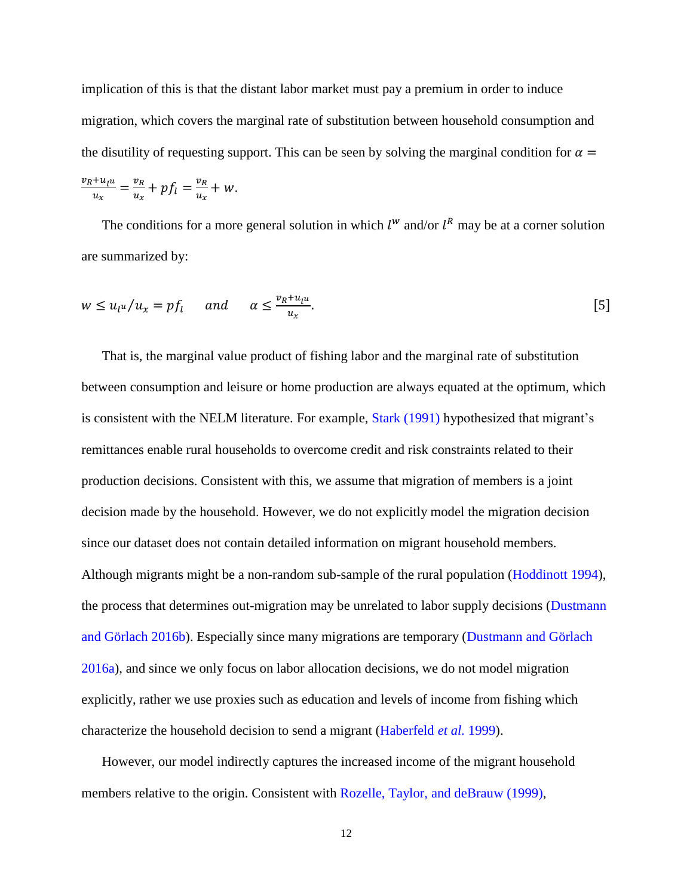implication of this is that the distant labor market must pay a premium in order to induce migration, which covers the marginal rate of substitution between household consumption and the disutility of requesting support. This can be seen by solving the marginal condition for $\alpha = \frac{v_R + u_{l^u}}{u_x} = \frac{v_R}{u_x} + pf_l = \frac{v_R}{u_x} + w.$

The conditions for a more general solution in which $l^W$ and/or $l^R$ may be at a corner solution are summarized by:

$$w \leq u_{l^u}/u_x = pf_l \quad \text{ and } \quad \alpha \leq \frac{v_R + u_{l^u}}{u_x}. \qquad [5]$$

That is, the marginal value product of fishing labor and the marginal rate of substitution between consumption and leisure or home production are always equated at the optimum, which is consistent with the NELM literature. For example, Stark (1991) hypothesized that migrant's remittances enable rural households to overcome credit and risk constraints related to their production decisions. Consistent with this, we assume that migration of members is a joint decision made by the household. However, we do not explicitly model the migration decision since our dataset does not contain detailed information on migrant household members. Although migrants might be a non-random sub-sample of the rural population (Hoddinott 1994), the process that determines out-migration may be unrelated to labor supply decisions (Dustmann and Görlach 2016b). Especially since many migrations are temporary (Dustmann and Görlach 2016a), and since we only focus on labor allocation decisions, we do not model migration explicitly, rather we use proxies such as education and levels of income from fishing which characterize the household decision to send a migrant (Haberfeld *et al.* 1999).

However, our model indirectly captures the increased income of the migrant household members relative to the origin. Consistent with Rozelle, Taylor, and deBrauw (1999),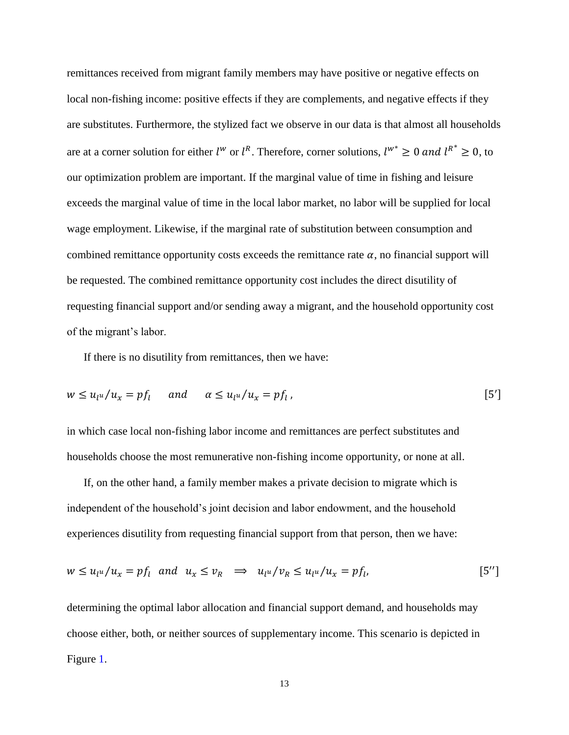remittances received from migrant family members may have positive or negative effects on local non-fishing income: positive effects if they are complements, and negative effects if they are substitutes. Furthermore, the stylized fact we observe in our data is that almost all households are at a corner solution for either $l^w$ or $l^R$. Therefore, corner solutions, $l^{w^*} \geq 0 \; and \; l^{R^*} \geq 0$, to our optimization problem are important. If the marginal value of time in fishing and leisure exceeds the marginal value of time in the local labor market, no labor will be supplied for local wage employment. Likewise, if the marginal rate of substitution between consumption and combined remittance opportunity costs exceeds the remittance rate $\alpha$, no financial support will be requested. The combined remittance opportunity cost includes the direct disutility of requesting financial support and/or sending away a migrant, and the household opportunity cost of the migrant's labor.

If there is no disutility from remittances, then we have:

$$w \leq u_{l^u}/u_x = pf_l \quad \text{ and } \quad \alpha \leq u_{l^u}/u_x = pf_l \,, \qquad [5']$$

in which case local non-fishing labor income and remittances are perfect substitutes and households choose the most remunerative non-fishing income opportunity, or none at all.

If, on the other hand, a family member makes a private decision to migrate which is independent of the household's joint decision and labor endowment, and the household experiences disutility from requesting financial support from that person, then we have:

$$w \leq u_{l^u}/u_x = pf_l \;\; and \;\; u_x \leq v_R \;\; \Longrightarrow \;\; u_{l^u}/v_R \leq u_{l^u}/u_x = pf_l, \qquad [5'']$$

determining the optimal labor allocation and financial support demand, and households may choose either, both, or neither sources of supplementary income. This scenario is depicted in Figure 1.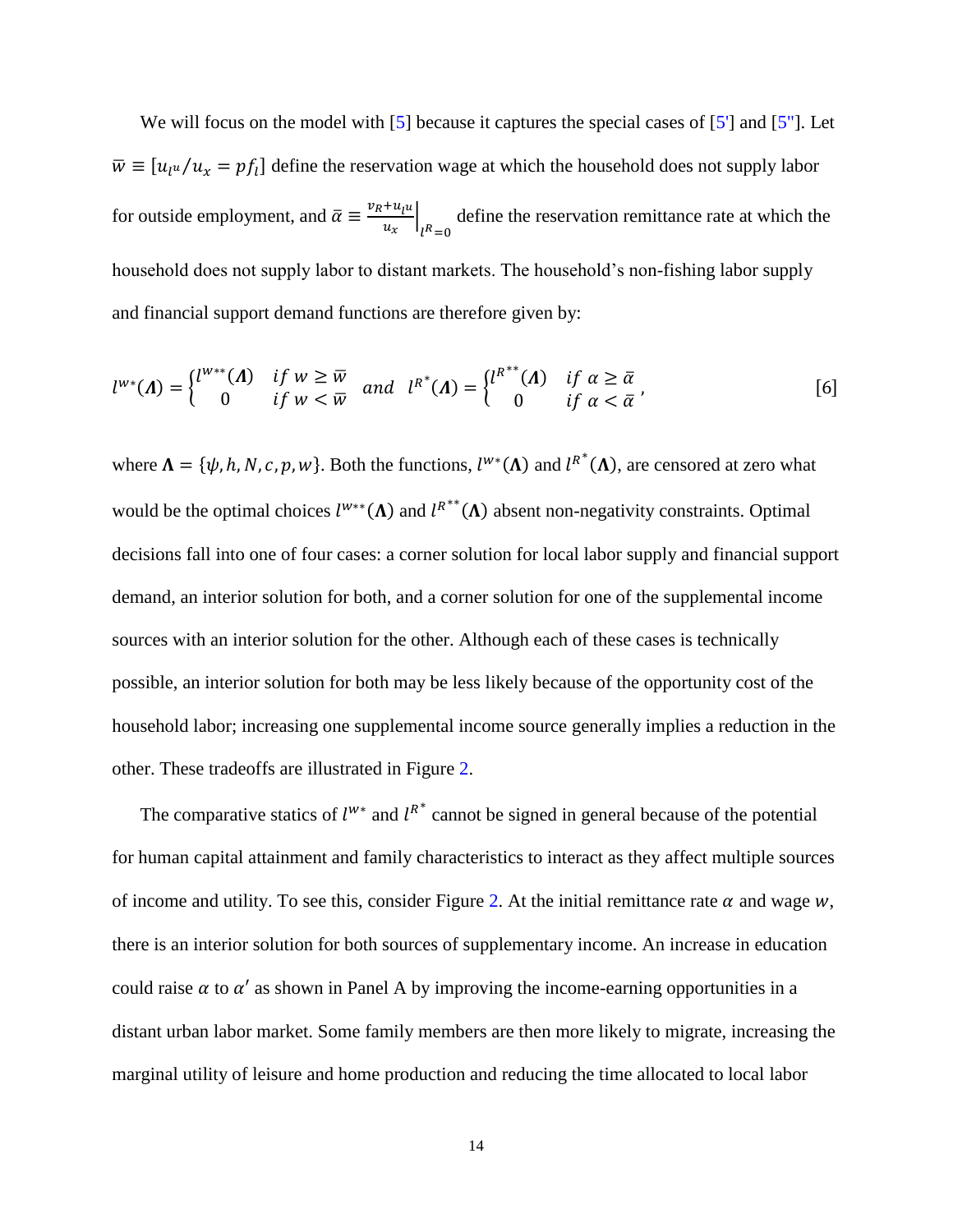We will focus on the model with [5] because it captures the special cases of [5'] and [5"]. Let $\bar{w} \equiv [u_{l^u}/u_x = pf_l]$ define the reservation wage at which the household does not supply labor for outside employment, and $\bar{\alpha} \equiv \left.\frac{v_R + u_{l^u}}{u_x}\right|_{l^R=0}$ define the reservation remittance rate at which the household does not supply labor to distant markets. The household's non-fishing labor supply and financial support demand functions are therefore given by:

$$l^{w*}(\boldsymbol{\Lambda}) = \begin{cases} l^{w**}(\boldsymbol{\Lambda}) & if\ w \geq \bar{w} \\ 0 & if\ w < \bar{w} \end{cases} \quad and \quad l^{R^*}(\boldsymbol{\Lambda}) = \begin{cases} l^{R^{**}}(\boldsymbol{\Lambda}) & if\ \alpha \geq \bar{\alpha} \\ 0 & if\ \alpha < \bar{\alpha} \end{cases}, \tag{6}$$

where $\boldsymbol{\Lambda} = \{\psi, h, N, c, p, w\}$. Both the functions, $l^{w*}(\boldsymbol{\Lambda})$ and $l^{R^*}(\boldsymbol{\Lambda})$, are censored at zero what would be the optimal choices $l^{w**}(\boldsymbol{\Lambda})$ and $l^{R^{**}}(\boldsymbol{\Lambda})$ absent non-negativity constraints. Optimal decisions fall into one of four cases: a corner solution for local labor supply and financial support demand, an interior solution for both, and a corner solution for one of the supplemental income sources with an interior solution for the other. Although each of these cases is technically possible, an interior solution for both may be less likely because of the opportunity cost of the household labor; increasing one supplemental income source generally implies a reduction in the other. These tradeoffs are illustrated in Figure 2.

The comparative statics of $l^{w*}$ and $l^{R^*}$ cannot be signed in general because of the potential for human capital attainment and family characteristics to interact as they affect multiple sources of income and utility. To see this, consider Figure 2. At the initial remittance rate $\alpha$ and wage $w$, there is an interior solution for both sources of supplementary income. An increase in education could raise $\alpha$ to $\alpha'$ as shown in Panel A by improving the income-earning opportunities in a distant urban labor market. Some family members are then more likely to migrate, increasing the marginal utility of leisure and home production and reducing the time allocated to local labor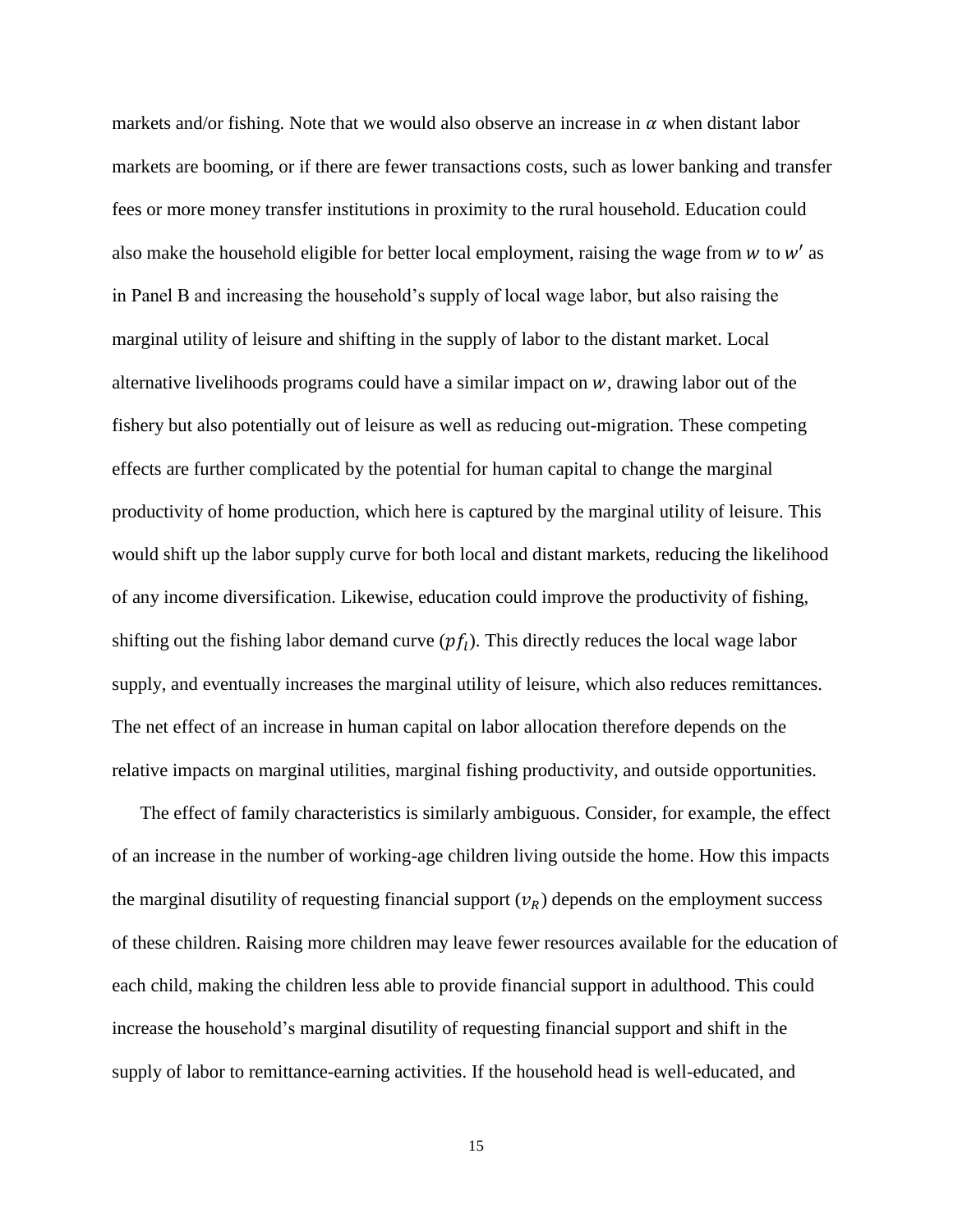markets and/or fishing. Note that we would also observe an increase in $\alpha$ when distant labor markets are booming, or if there are fewer transactions costs, such as lower banking and transfer fees or more money transfer institutions in proximity to the rural household. Education could also make the household eligible for better local employment, raising the wage from $w$ to $w'$ as in Panel B and increasing the household's supply of local wage labor, but also raising the marginal utility of leisure and shifting in the supply of labor to the distant market. Local alternative livelihoods programs could have a similar impact on $w$, drawing labor out of the fishery but also potentially out of leisure as well as reducing out-migration. These competing effects are further complicated by the potential for human capital to change the marginal productivity of home production, which here is captured by the marginal utility of leisure. This would shift up the labor supply curve for both local and distant markets, reducing the likelihood of any income diversification. Likewise, education could improve the productivity of fishing, shifting out the fishing labor demand curve ($pf_l$). This directly reduces the local wage labor supply, and eventually increases the marginal utility of leisure, which also reduces remittances. The net effect of an increase in human capital on labor allocation therefore depends on the relative impacts on marginal utilities, marginal fishing productivity, and outside opportunities.

The effect of family characteristics is similarly ambiguous. Consider, for example, the effect of an increase in the number of working-age children living outside the home. How this impacts the marginal disutility of requesting financial support ($v_R$) depends on the employment success of these children. Raising more children may leave fewer resources available for the education of each child, making the children less able to provide financial support in adulthood. This could increase the household's marginal disutility of requesting financial support and shift in the supply of labor to remittance-earning activities. If the household head is well-educated, and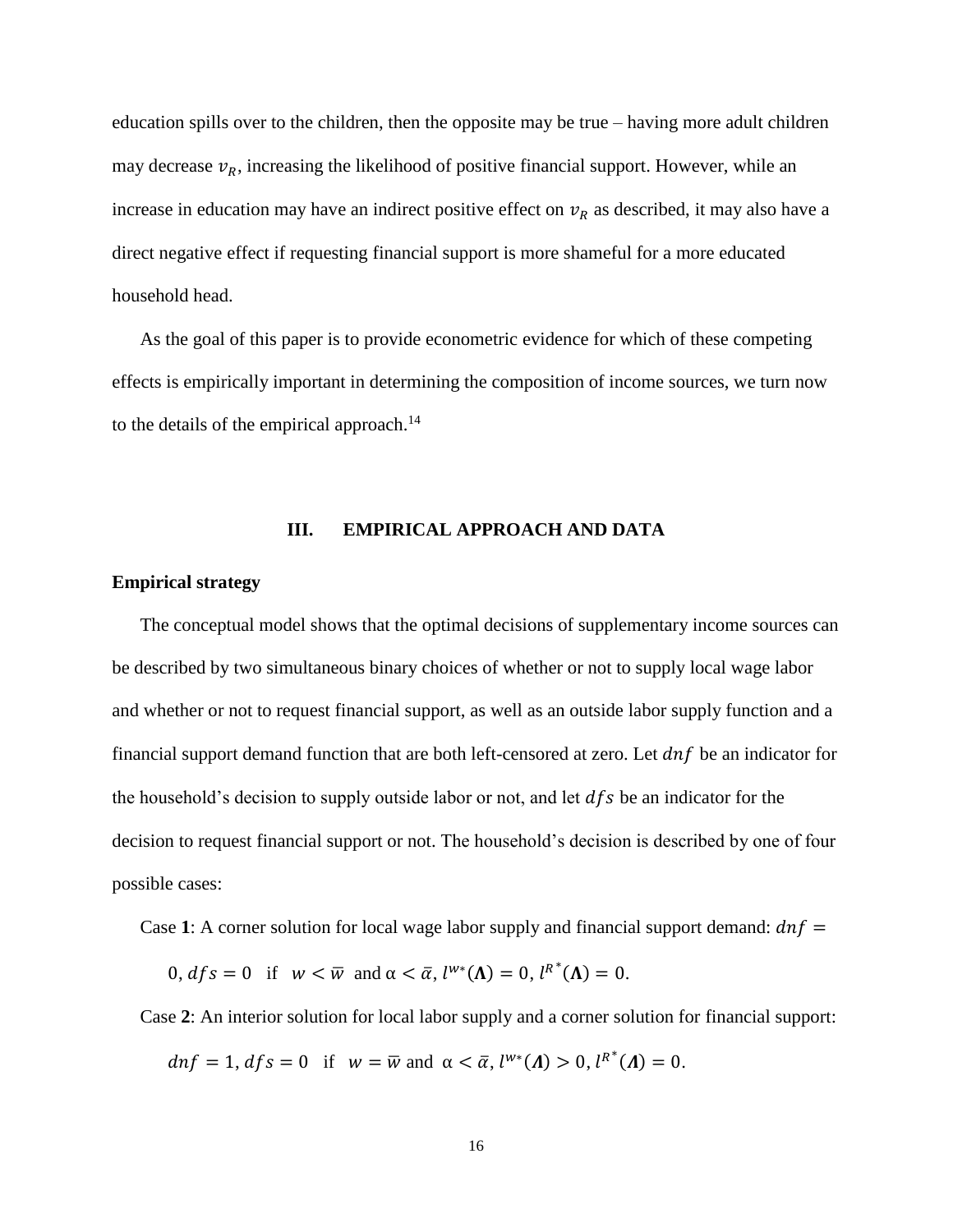education spills over to the children, then the opposite may be true – having more adult children may decrease $v_R$, increasing the likelihood of positive financial support. However, while an increase in education may have an indirect positive effect on $v_R$ as described, it may also have a direct negative effect if requesting financial support is more shameful for a more educated household head.

As the goal of this paper is to provide econometric evidence for which of these competing effects is empirically important in determining the composition of income sources, we turn now to the details of the empirical approach.[14]

## III. EMPIRICAL APPROACH AND DATA

### Empirical strategy

The conceptual model shows that the optimal decisions of supplementary income sources can be described by two simultaneous binary choices of whether or not to supply local wage labor and whether or not to request financial support, as well as an outside labor supply function and a financial support demand function that are both left-censored at zero. Let $dnf$ be an indicator for the household's decision to supply outside labor or not, and let $dfs$ be an indicator for the decision to request financial support or not. The household's decision is described by one of four possible cases:

Case **1**: A corner solution for local wage labor supply and financial support demand: $dnf = 0, dfs = 0$ if $w < \bar{w}$ and $\alpha < \bar{\alpha}$, $l^{w*}(\mathbf{\Lambda}) = 0$, $l^{R^*}(\mathbf{\Lambda}) = 0$.

Case **2**: An interior solution for local labor supply and a corner solution for financial support: $dnf = 1, dfs = 0$ if $w = \bar{w}$ and $\alpha < \bar{\alpha}$, $l^{w*}(\boldsymbol{\Lambda}) > 0$, $l^{R^*}(\boldsymbol{\Lambda}) = 0$.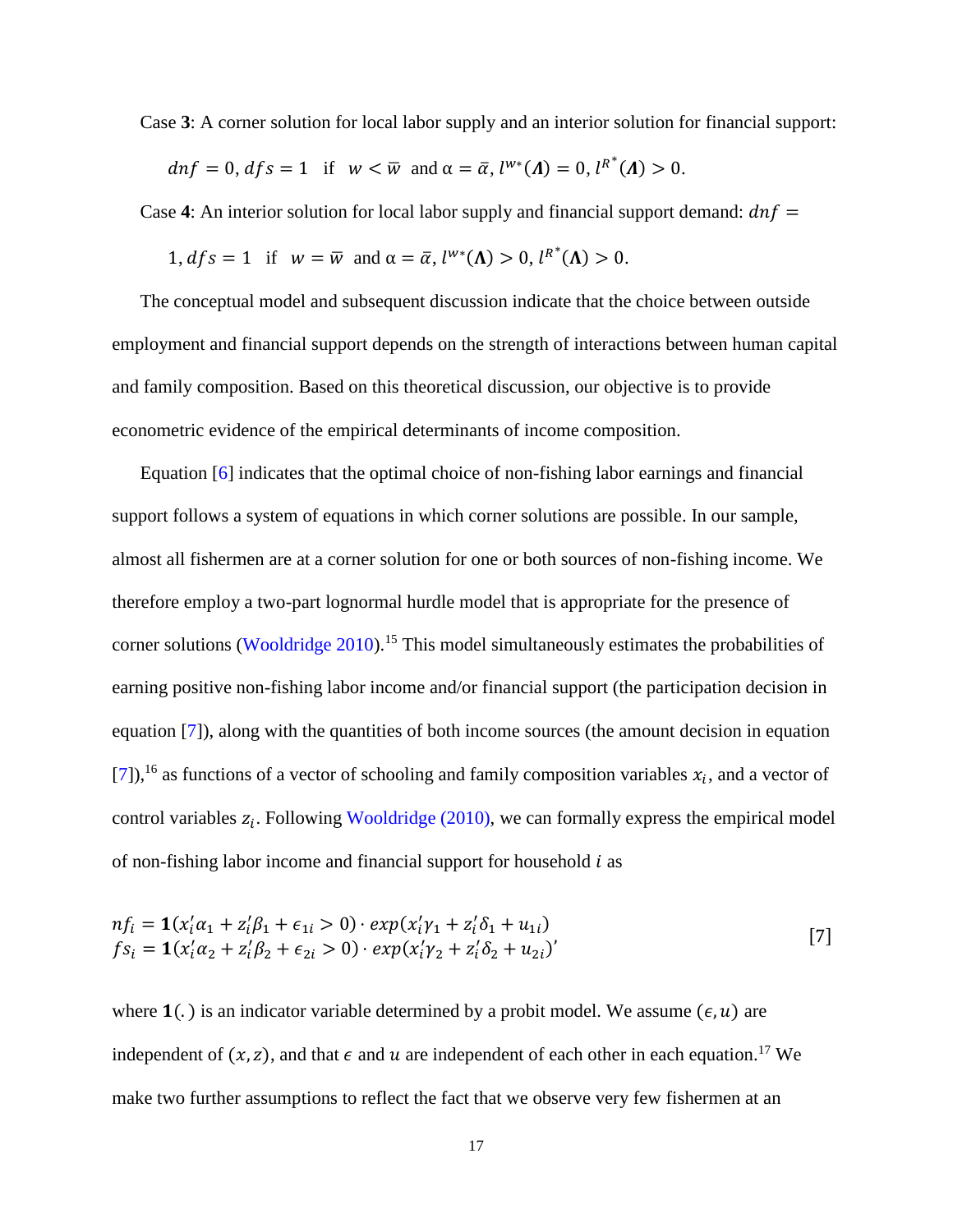Case **3**: A corner solution for local labor supply and an interior solution for financial support:

$dnf = 0, dfs = 1$ if $w < \bar{w}$ and $\alpha = \bar{\alpha}$, $l^{w*}(\boldsymbol{\Lambda}) = 0$, $l^{R^*}(\boldsymbol{\Lambda}) > 0$.

Case **4**: An interior solution for local labor supply and financial support demand: $dnf = 1, dfs = 1$ if $w = \bar{w}$ and $\alpha = \bar{\alpha}$, $l^{w*}(\boldsymbol{\Lambda}) > 0$, $l^{R^*}(\boldsymbol{\Lambda}) > 0$.

The conceptual model and subsequent discussion indicate that the choice between outside employment and financial support depends on the strength of interactions between human capital and family composition. Based on this theoretical discussion, our objective is to provide econometric evidence of the empirical determinants of income composition.

Equation [6] indicates that the optimal choice of non-fishing labor earnings and financial support follows a system of equations in which corner solutions are possible. In our sample, almost all fishermen are at a corner solution for one or both sources of non-fishing income. We therefore employ a two-part lognormal hurdle model that is appropriate for the presence of corner solutions (Wooldridge 2010).[15] This model simultaneously estimates the probabilities of earning positive non-fishing labor income and/or financial support (the participation decision in equation [7]), along with the quantities of both income sources (the amount decision in equation [7]),[16] as functions of a vector of schooling and family composition variables $x_i$, and a vector of control variables $z_i$. Following Wooldridge (2010), we can formally express the empirical model of non-fishing labor income and financial support for household $i$ as

$$
\begin{aligned}
nf_i &= \mathbf{1}(x_i'\alpha_1 + z_i'\beta_1 + \epsilon_{1i} > 0) \cdot exp(x_i'\gamma_1 + z_i'\delta_1 + u_{1i}) \\
fs_i &= \mathbf{1}(x_i'\alpha_2 + z_i'\beta_2 + \epsilon_{2i} > 0) \cdot exp(x_i'\gamma_2 + z_i'\delta_2 + u_{2i})'
\end{aligned}
\qquad [7]
$$

where $\mathbf{1}(.)$ is an indicator variable determined by a probit model. We assume $(\epsilon, u)$ are independent of $(x, z)$, and that $\epsilon$ and $u$ are independent of each other in each equation.[17] We make two further assumptions to reflect the fact that we observe very few fishermen at an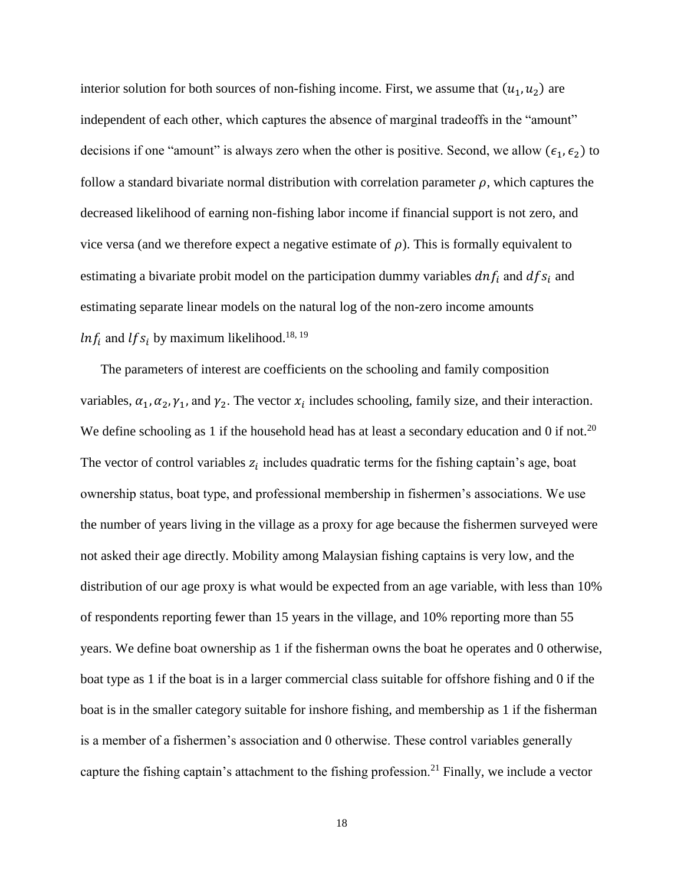interior solution for both sources of non-fishing income. First, we assume that $(u_1, u_2)$ are independent of each other, which captures the absence of marginal tradeoffs in the "amount" decisions if one "amount" is always zero when the other is positive. Second, we allow $(\epsilon_1, \epsilon_2)$ to follow a standard bivariate normal distribution with correlation parameter $\rho$, which captures the decreased likelihood of earning non-fishing labor income if financial support is not zero, and vice versa (and we therefore expect a negative estimate of $\rho$). This is formally equivalent to estimating a bivariate probit model on the participation dummy variables $dnf_i$ and $dfs_i$ and estimating separate linear models on the natural log of the non-zero income amounts $lnf_i$ and $lfs_i$ by maximum likelihood.[18, 19]

The parameters of interest are coefficients on the schooling and family composition variables, $\alpha_1, \alpha_2, \gamma_1$, and $\gamma_2$. The vector $x_i$ includes schooling, family size, and their interaction. We define schooling as 1 if the household head has at least a secondary education and 0 if not.[20] The vector of control variables $z_i$ includes quadratic terms for the fishing captain's age, boat ownership status, boat type, and professional membership in fishermen's associations. We use the number of years living in the village as a proxy for age because the fishermen surveyed were not asked their age directly. Mobility among Malaysian fishing captains is very low, and the distribution of our age proxy is what would be expected from an age variable, with less than 10% of respondents reporting fewer than 15 years in the village, and 10% reporting more than 55 years. We define boat ownership as 1 if the fisherman owns the boat he operates and 0 otherwise, boat type as 1 if the boat is in a larger commercial class suitable for offshore fishing and 0 if the boat is in the smaller category suitable for inshore fishing, and membership as 1 if the fisherman is a member of a fishermen's association and 0 otherwise. These control variables generally capture the fishing captain's attachment to the fishing profession.[21] Finally, we include a vector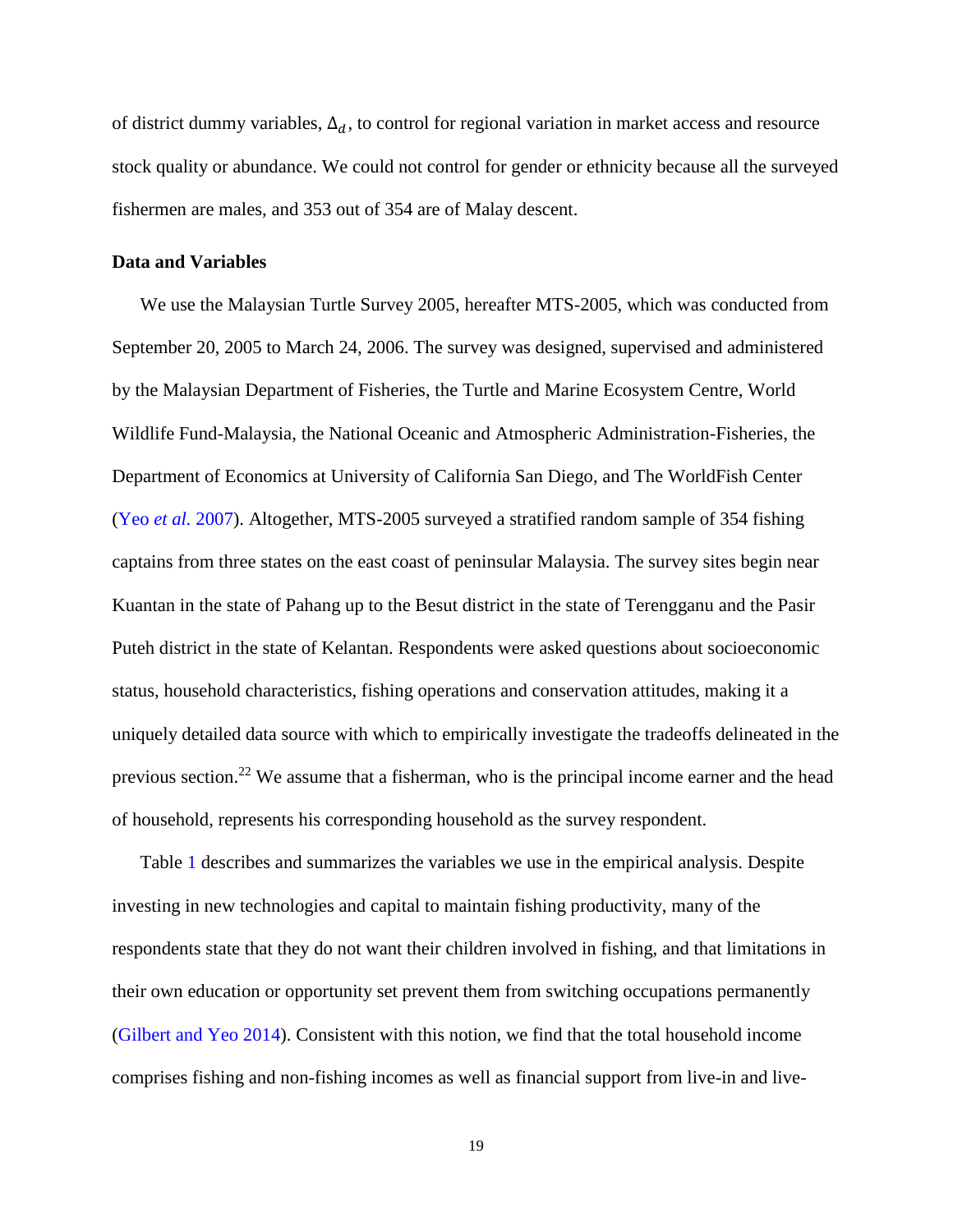of district dummy variables, $\Delta_d$, to control for regional variation in market access and resource stock quality or abundance. We could not control for gender or ethnicity because all the surveyed fishermen are males, and 353 out of 354 are of Malay descent.

**Data and Variables**

We use the Malaysian Turtle Survey 2005, hereafter MTS-2005, which was conducted from September 20, 2005 to March 24, 2006. The survey was designed, supervised and administered by the Malaysian Department of Fisheries, the Turtle and Marine Ecosystem Centre, World Wildlife Fund-Malaysia, the National Oceanic and Atmospheric Administration-Fisheries, the Department of Economics at University of California San Diego, and The WorldFish Center (Yeo *et al.* 2007). Altogether, MTS-2005 surveyed a stratified random sample of 354 fishing captains from three states on the east coast of peninsular Malaysia. The survey sites begin near Kuantan in the state of Pahang up to the Besut district in the state of Terengganu and the Pasir Puteh district in the state of Kelantan. Respondents were asked questions about socioeconomic status, household characteristics, fishing operations and conservation attitudes, making it a uniquely detailed data source with which to empirically investigate the tradeoffs delineated in the previous section.[22] We assume that a fisherman, who is the principal income earner and the head of household, represents his corresponding household as the survey respondent.

Table 1 describes and summarizes the variables we use in the empirical analysis. Despite investing in new technologies and capital to maintain fishing productivity, many of the respondents state that they do not want their children involved in fishing, and that limitations in their own education or opportunity set prevent them from switching occupations permanently (Gilbert and Yeo 2014). Consistent with this notion, we find that the total household income comprises fishing and non-fishing incomes as well as financial support from live-in and live-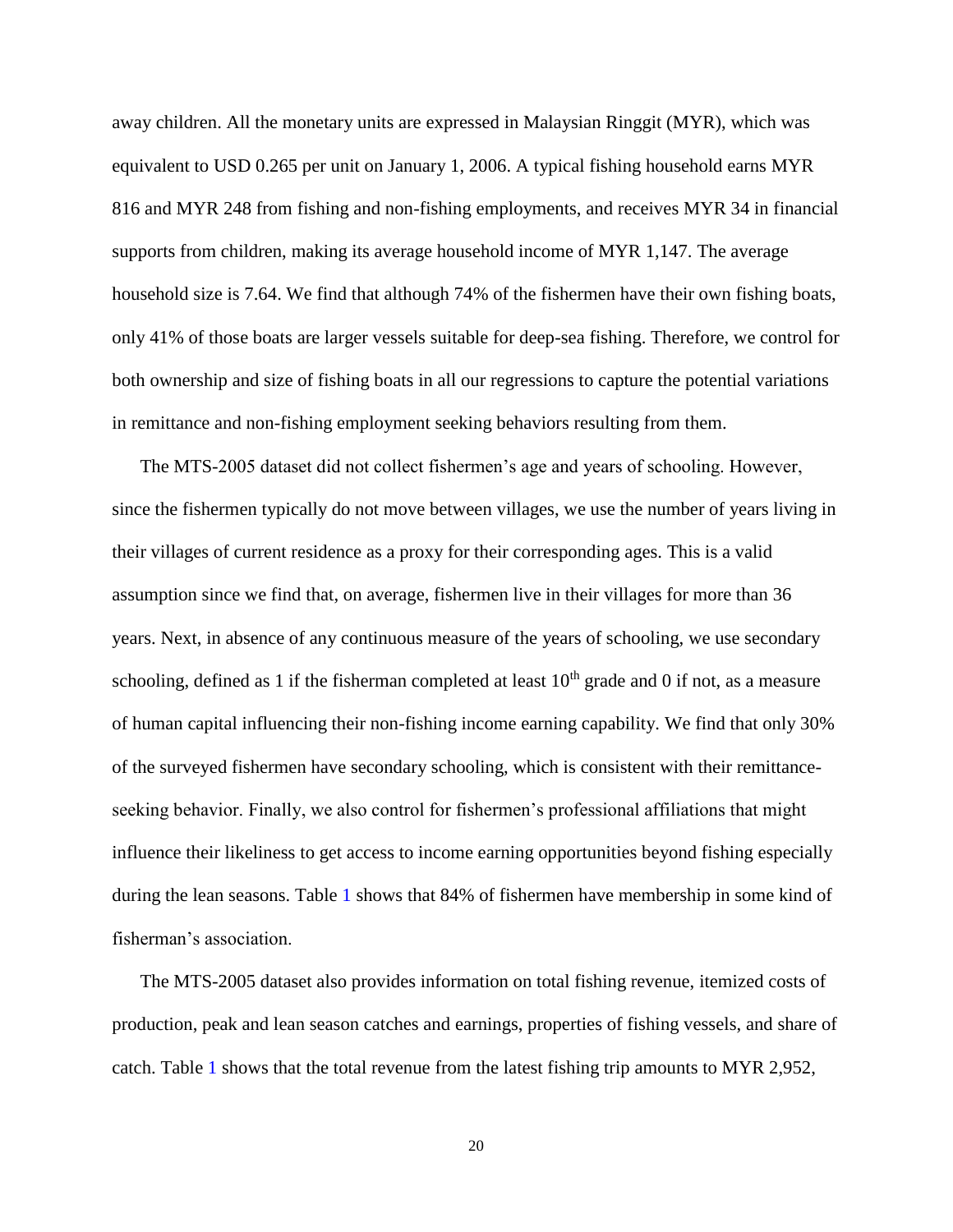away children. All the monetary units are expressed in Malaysian Ringgit (MYR), which was equivalent to USD 0.265 per unit on January 1, 2006. A typical fishing household earns MYR 816 and MYR 248 from fishing and non-fishing employments, and receives MYR 34 in financial supports from children, making its average household income of MYR 1,147. The average household size is 7.64. We find that although 74% of the fishermen have their own fishing boats, only 41% of those boats are larger vessels suitable for deep-sea fishing. Therefore, we control for both ownership and size of fishing boats in all our regressions to capture the potential variations in remittance and non-fishing employment seeking behaviors resulting from them.

The MTS-2005 dataset did not collect fishermen's age and years of schooling. However, since the fishermen typically do not move between villages, we use the number of years living in their villages of current residence as a proxy for their corresponding ages. This is a valid assumption since we find that, on average, fishermen live in their villages for more than 36 years. Next, in absence of any continuous measure of the years of schooling, we use secondary schooling, defined as 1 if the fisherman completed at least 10$^{th}$ grade and 0 if not, as a measure of human capital influencing their non-fishing income earning capability. We find that only 30% of the surveyed fishermen have secondary schooling, which is consistent with their remittance-seeking behavior. Finally, we also control for fishermen's professional affiliations that might influence their likeliness to get access to income earning opportunities beyond fishing especially during the lean seasons. Table 1 shows that 84% of fishermen have membership in some kind of fisherman's association.

The MTS-2005 dataset also provides information on total fishing revenue, itemized costs of production, peak and lean season catches and earnings, properties of fishing vessels, and share of catch. Table 1 shows that the total revenue from the latest fishing trip amounts to MYR 2,952,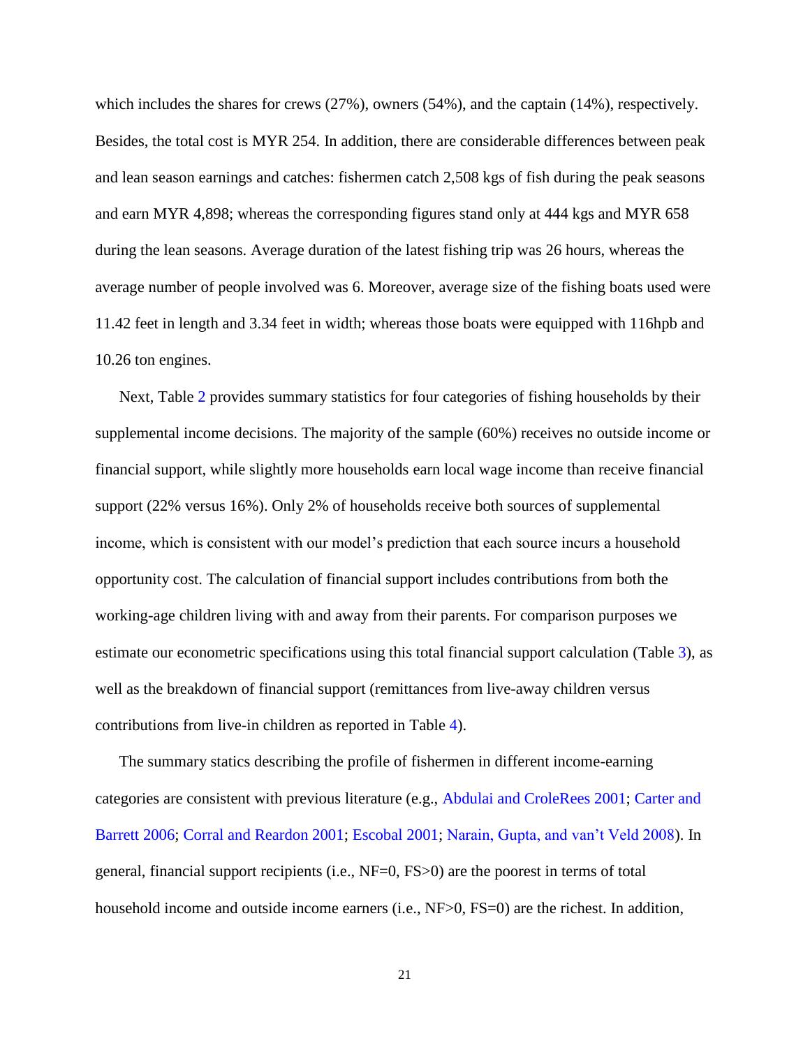which includes the shares for crews (27%), owners (54%), and the captain (14%), respectively. Besides, the total cost is MYR 254. In addition, there are considerable differences between peak and lean season earnings and catches: fishermen catch 2,508 kgs of fish during the peak seasons and earn MYR 4,898; whereas the corresponding figures stand only at 444 kgs and MYR 658 during the lean seasons. Average duration of the latest fishing trip was 26 hours, whereas the average number of people involved was 6. Moreover, average size of the fishing boats used were 11.42 feet in length and 3.34 feet in width; whereas those boats were equipped with 116hpb and 10.26 ton engines.

Next, Table 2 provides summary statistics for four categories of fishing households by their supplemental income decisions. The majority of the sample (60%) receives no outside income or financial support, while slightly more households earn local wage income than receive financial support (22% versus 16%). Only 2% of households receive both sources of supplemental income, which is consistent with our model's prediction that each source incurs a household opportunity cost. The calculation of financial support includes contributions from both the working-age children living with and away from their parents. For comparison purposes we estimate our econometric specifications using this total financial support calculation (Table 3), as well as the breakdown of financial support (remittances from live-away children versus contributions from live-in children as reported in Table 4).

The summary statics describing the profile of fishermen in different income-earning categories are consistent with previous literature (e.g., Abdulai and CroleRees 2001; Carter and Barrett 2006; Corral and Reardon 2001; Escobal 2001; Narain, Gupta, and van't Veld 2008). In general, financial support recipients (i.e., NF=0, FS>0) are the poorest in terms of total household income and outside income earners (i.e., NF>0, FS=0) are the richest. In addition,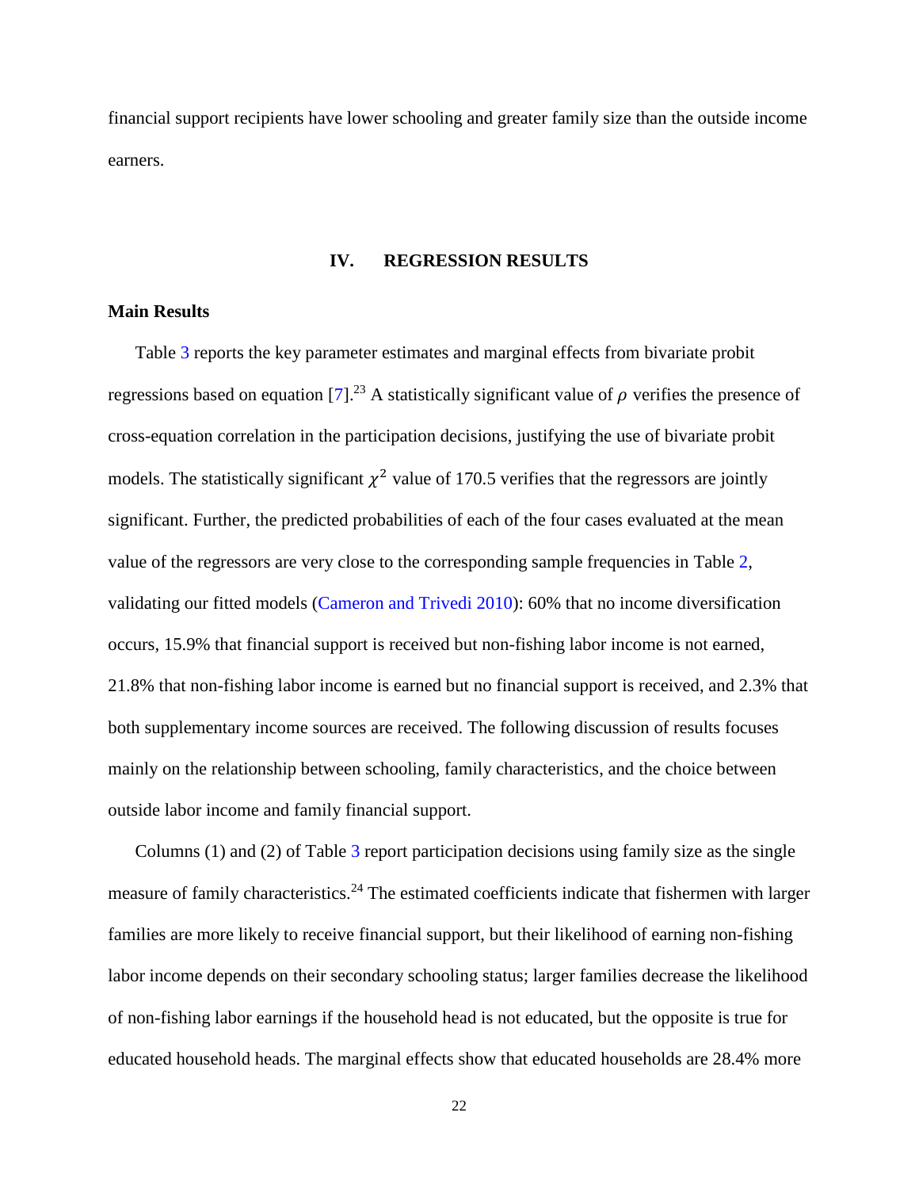financial support recipients have lower schooling and greater family size than the outside income earners.

## IV. REGRESSION RESULTS

### Main Results

Table 3 reports the key parameter estimates and marginal effects from bivariate probit regressions based on equation [7].[23] A statistically significant value of $\rho$ verifies the presence of cross-equation correlation in the participation decisions, justifying the use of bivariate probit models. The statistically significant $\chi^2$ value of 170.5 verifies that the regressors are jointly significant. Further, the predicted probabilities of each of the four cases evaluated at the mean value of the regressors are very close to the corresponding sample frequencies in Table 2, validating our fitted models (Cameron and Trivedi 2010): 60% that no income diversification occurs, 15.9% that financial support is received but non-fishing labor income is not earned, 21.8% that non-fishing labor income is earned but no financial support is received, and 2.3% that both supplementary income sources are received. The following discussion of results focuses mainly on the relationship between schooling, family characteristics, and the choice between outside labor income and family financial support.

Columns (1) and (2) of Table 3 report participation decisions using family size as the single measure of family characteristics.[24] The estimated coefficients indicate that fishermen with larger families are more likely to receive financial support, but their likelihood of earning non-fishing labor income depends on their secondary schooling status; larger families decrease the likelihood of non-fishing labor earnings if the household head is not educated, but the opposite is true for educated household heads. The marginal effects show that educated households are 28.4% more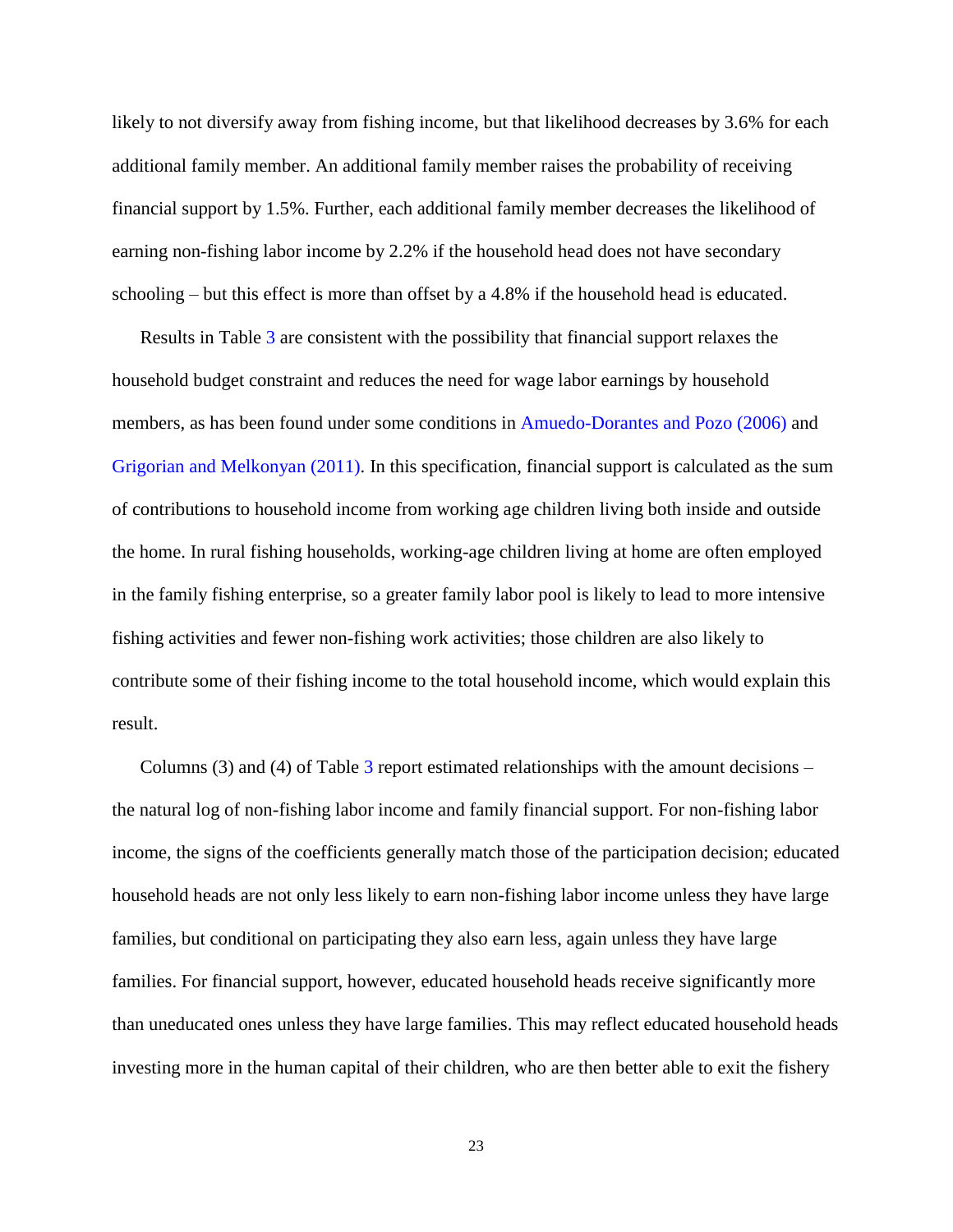likely to not diversify away from fishing income, but that likelihood decreases by 3.6% for each additional family member. An additional family member raises the probability of receiving financial support by 1.5%. Further, each additional family member decreases the likelihood of earning non-fishing labor income by 2.2% if the household head does not have secondary schooling – but this effect is more than offset by a 4.8% if the household head is educated.

Results in Table 3 are consistent with the possibility that financial support relaxes the household budget constraint and reduces the need for wage labor earnings by household members, as has been found under some conditions in Amuedo-Dorantes and Pozo (2006) and Grigorian and Melkonyan (2011). In this specification, financial support is calculated as the sum of contributions to household income from working age children living both inside and outside the home. In rural fishing households, working-age children living at home are often employed in the family fishing enterprise, so a greater family labor pool is likely to lead to more intensive fishing activities and fewer non-fishing work activities; those children are also likely to contribute some of their fishing income to the total household income, which would explain this result.

Columns (3) and (4) of Table 3 report estimated relationships with the amount decisions – the natural log of non-fishing labor income and family financial support. For non-fishing labor income, the signs of the coefficients generally match those of the participation decision; educated household heads are not only less likely to earn non-fishing labor income unless they have large families, but conditional on participating they also earn less, again unless they have large families. For financial support, however, educated household heads receive significantly more than uneducated ones unless they have large families. This may reflect educated household heads investing more in the human capital of their children, who are then better able to exit the fishery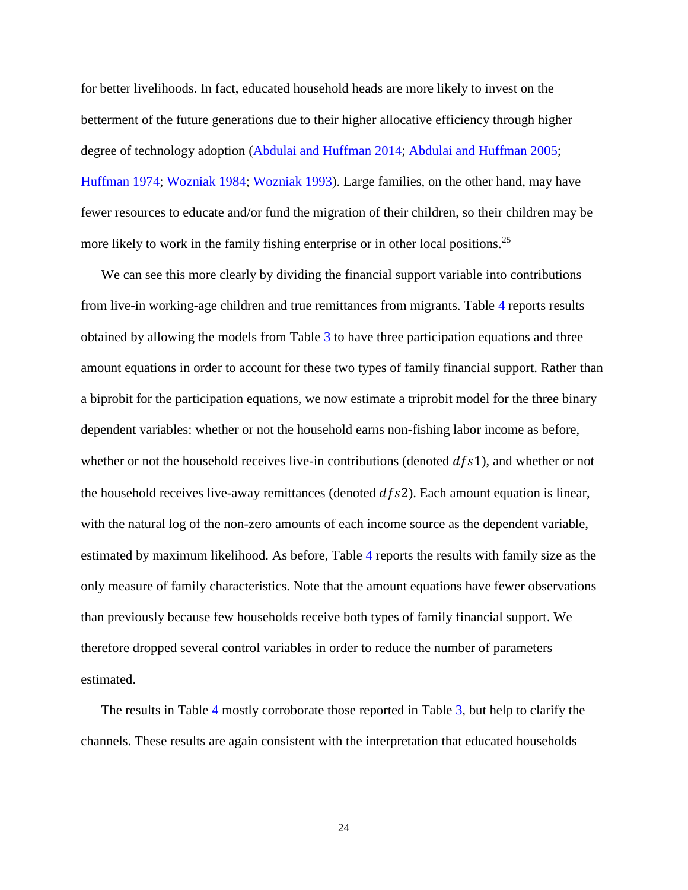for better livelihoods. In fact, educated household heads are more likely to invest on the betterment of the future generations due to their higher allocative efficiency through higher degree of technology adoption (Abdulai and Huffman 2014; Abdulai and Huffman 2005; Huffman 1974; Wozniak 1984; Wozniak 1993). Large families, on the other hand, may have fewer resources to educate and/or fund the migration of their children, so their children may be more likely to work in the family fishing enterprise or in other local positions.[25]

We can see this more clearly by dividing the financial support variable into contributions from live-in working-age children and true remittances from migrants. Table 4 reports results obtained by allowing the models from Table 3 to have three participation equations and three amount equations in order to account for these two types of family financial support. Rather than a biprobit for the participation equations, we now estimate a triprobit model for the three binary dependent variables: whether or not the household earns non-fishing labor income as before, whether or not the household receives live-in contributions (denoted $dfs1$), and whether or not the household receives live-away remittances (denoted $dfs2$). Each amount equation is linear, with the natural log of the non-zero amounts of each income source as the dependent variable, estimated by maximum likelihood. As before, Table 4 reports the results with family size as the only measure of family characteristics. Note that the amount equations have fewer observations than previously because few households receive both types of family financial support. We therefore dropped several control variables in order to reduce the number of parameters estimated.

The results in Table 4 mostly corroborate those reported in Table 3, but help to clarify the channels. These results are again consistent with the interpretation that educated households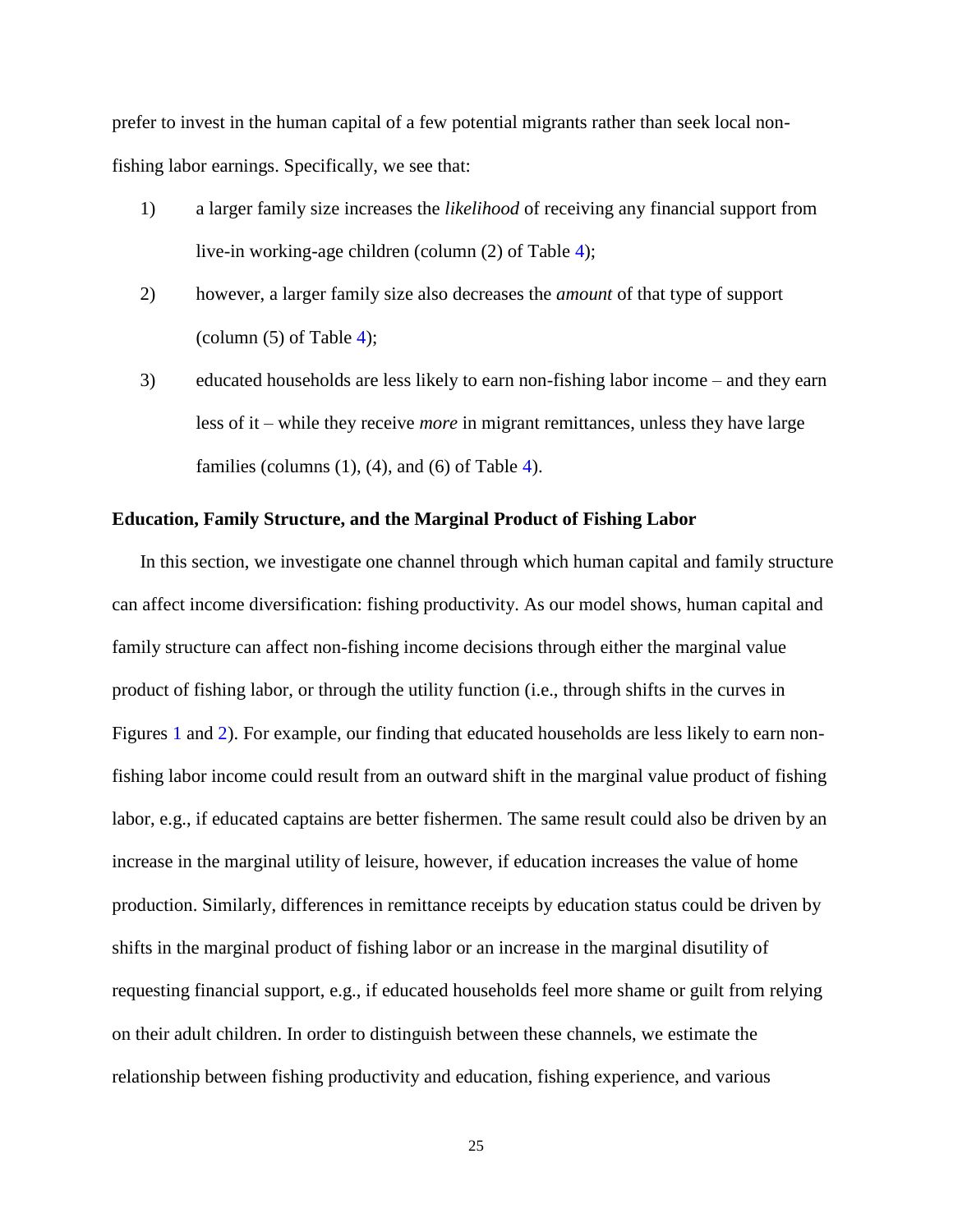prefer to invest in the human capital of a few potential migrants rather than seek local non-fishing labor earnings. Specifically, we see that:

1) a larger family size increases the *likelihood* of receiving any financial support from live-in working-age children (column (2) of Table 4);
2) however, a larger family size also decreases the *amount* of that type of support (column (5) of Table 4);
3) educated households are less likely to earn non-fishing labor income – and they earn less of it – while they receive *more* in migrant remittances, unless they have large families (columns (1), (4), and (6) of Table 4).

**Education, Family Structure, and the Marginal Product of Fishing Labor**

In this section, we investigate one channel through which human capital and family structure can affect income diversification: fishing productivity. As our model shows, human capital and family structure can affect non-fishing income decisions through either the marginal value product of fishing labor, or through the utility function (i.e., through shifts in the curves in Figures 1 and 2). For example, our finding that educated households are less likely to earn non-fishing labor income could result from an outward shift in the marginal value product of fishing labor, e.g., if educated captains are better fishermen. The same result could also be driven by an increase in the marginal utility of leisure, however, if education increases the value of home production. Similarly, differences in remittance receipts by education status could be driven by shifts in the marginal product of fishing labor or an increase in the marginal disutility of requesting financial support, e.g., if educated households feel more shame or guilt from relying on their adult children. In order to distinguish between these channels, we estimate the relationship between fishing productivity and education, fishing experience, and various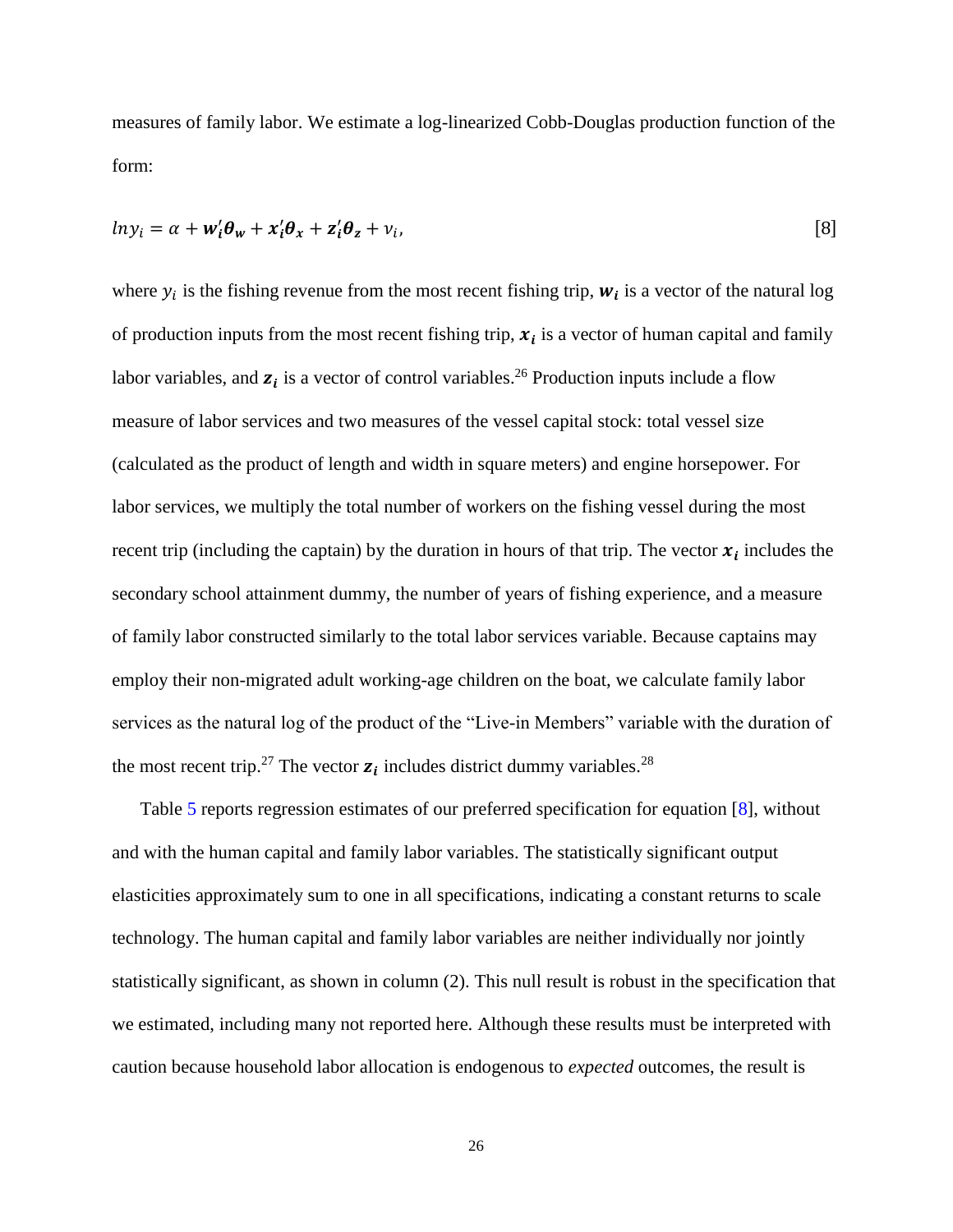measures of family labor. We estimate a log-linearized Cobb-Douglas production function of the form:

$$ln y_i = \alpha + \boldsymbol{w}_i'\boldsymbol{\theta}_w + \boldsymbol{x}_i'\boldsymbol{\theta}_x + \boldsymbol{z}_i'\boldsymbol{\theta}_z + \nu_i, \qquad [8]$$

where $y_i$ is the fishing revenue from the most recent fishing trip, $\boldsymbol{w}_i$ is a vector of the natural log of production inputs from the most recent fishing trip, $\boldsymbol{x}_i$ is a vector of human capital and family labor variables, and $\boldsymbol{z}_i$ is a vector of control variables.[26] Production inputs include a flow measure of labor services and two measures of the vessel capital stock: total vessel size (calculated as the product of length and width in square meters) and engine horsepower. For labor services, we multiply the total number of workers on the fishing vessel during the most recent trip (including the captain) by the duration in hours of that trip. The vector $\boldsymbol{x}_i$ includes the secondary school attainment dummy, the number of years of fishing experience, and a measure of family labor constructed similarly to the total labor services variable. Because captains may employ their non-migrated adult working-age children on the boat, we calculate family labor services as the natural log of the product of the "Live-in Members" variable with the duration of the most recent trip.[27] The vector $\boldsymbol{z}_i$ includes district dummy variables.[28]

Table 5 reports regression estimates of our preferred specification for equation [8], without and with the human capital and family labor variables. The statistically significant output elasticities approximately sum to one in all specifications, indicating a constant returns to scale technology. The human capital and family labor variables are neither individually nor jointly statistically significant, as shown in column (2). This null result is robust in the specification that we estimated, including many not reported here. Although these results must be interpreted with caution because household labor allocation is endogenous to *expected* outcomes, the result is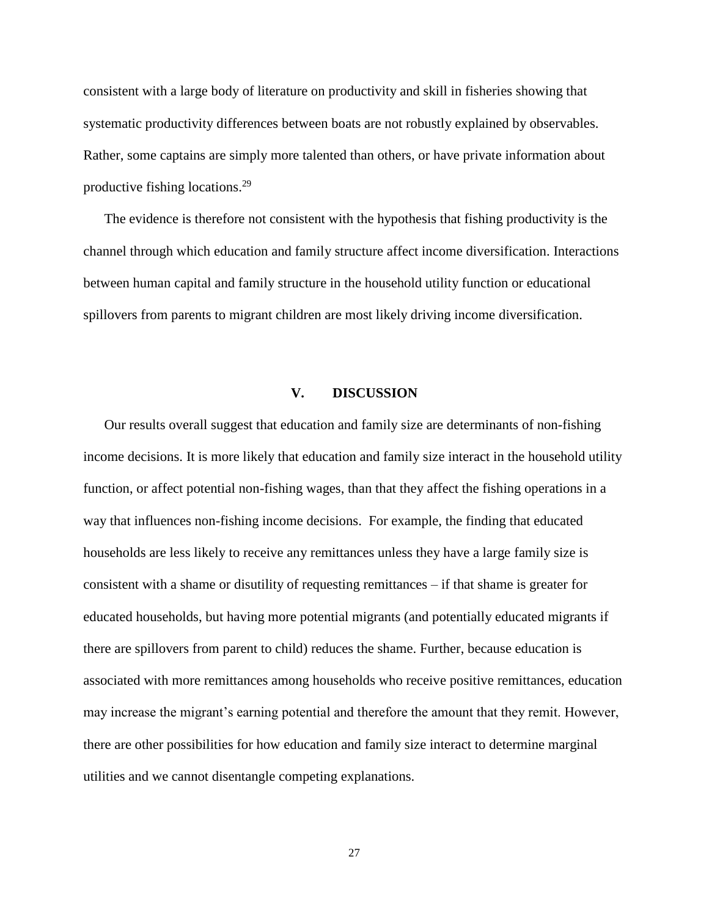consistent with a large body of literature on productivity and skill in fisheries showing that systematic productivity differences between boats are not robustly explained by observables. Rather, some captains are simply more talented than others, or have private information about productive fishing locations.[29]

The evidence is therefore not consistent with the hypothesis that fishing productivity is the channel through which education and family structure affect income diversification. Interactions between human capital and family structure in the household utility function or educational spillovers from parents to migrant children are most likely driving income diversification.

## V. DISCUSSION

Our results overall suggest that education and family size are determinants of non-fishing income decisions. It is more likely that education and family size interact in the household utility function, or affect potential non-fishing wages, than that they affect the fishing operations in a way that influences non-fishing income decisions. For example, the finding that educated households are less likely to receive any remittances unless they have a large family size is consistent with a shame or disutility of requesting remittances – if that shame is greater for educated households, but having more potential migrants (and potentially educated migrants if there are spillovers from parent to child) reduces the shame. Further, because education is associated with more remittances among households who receive positive remittances, education may increase the migrant's earning potential and therefore the amount that they remit. However, there are other possibilities for how education and family size interact to determine marginal utilities and we cannot disentangle competing explanations.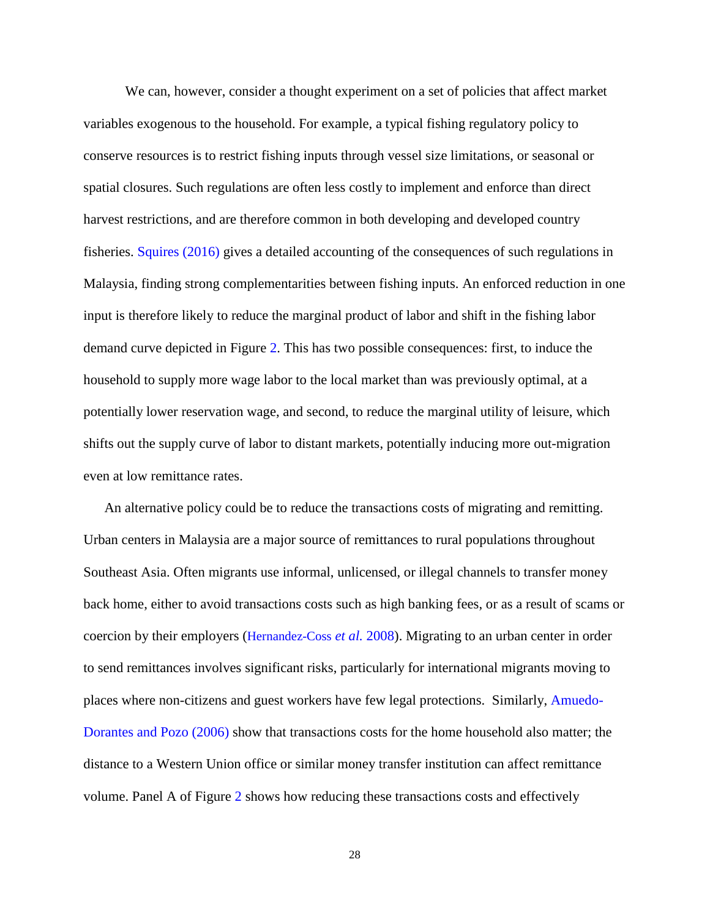We can, however, consider a thought experiment on a set of policies that affect market variables exogenous to the household. For example, a typical fishing regulatory policy to conserve resources is to restrict fishing inputs through vessel size limitations, or seasonal or spatial closures. Such regulations are often less costly to implement and enforce than direct harvest restrictions, and are therefore common in both developing and developed country fisheries. Squires (2016) gives a detailed accounting of the consequences of such regulations in Malaysia, finding strong complementarities between fishing inputs. An enforced reduction in one input is therefore likely to reduce the marginal product of labor and shift in the fishing labor demand curve depicted in Figure 2. This has two possible consequences: first, to induce the household to supply more wage labor to the local market than was previously optimal, at a potentially lower reservation wage, and second, to reduce the marginal utility of leisure, which shifts out the supply curve of labor to distant markets, potentially inducing more out-migration even at low remittance rates.

An alternative policy could be to reduce the transactions costs of migrating and remitting. Urban centers in Malaysia are a major source of remittances to rural populations throughout Southeast Asia. Often migrants use informal, unlicensed, or illegal channels to transfer money back home, either to avoid transactions costs such as high banking fees, or as a result of scams or coercion by their employers (Hernandez-Coss *et al.* 2008). Migrating to an urban center in order to send remittances involves significant risks, particularly for international migrants moving to places where non-citizens and guest workers have few legal protections. Similarly, Amuedo-Dorantes and Pozo (2006) show that transactions costs for the home household also matter; the distance to a Western Union office or similar money transfer institution can affect remittance volume. Panel A of Figure 2 shows how reducing these transactions costs and effectively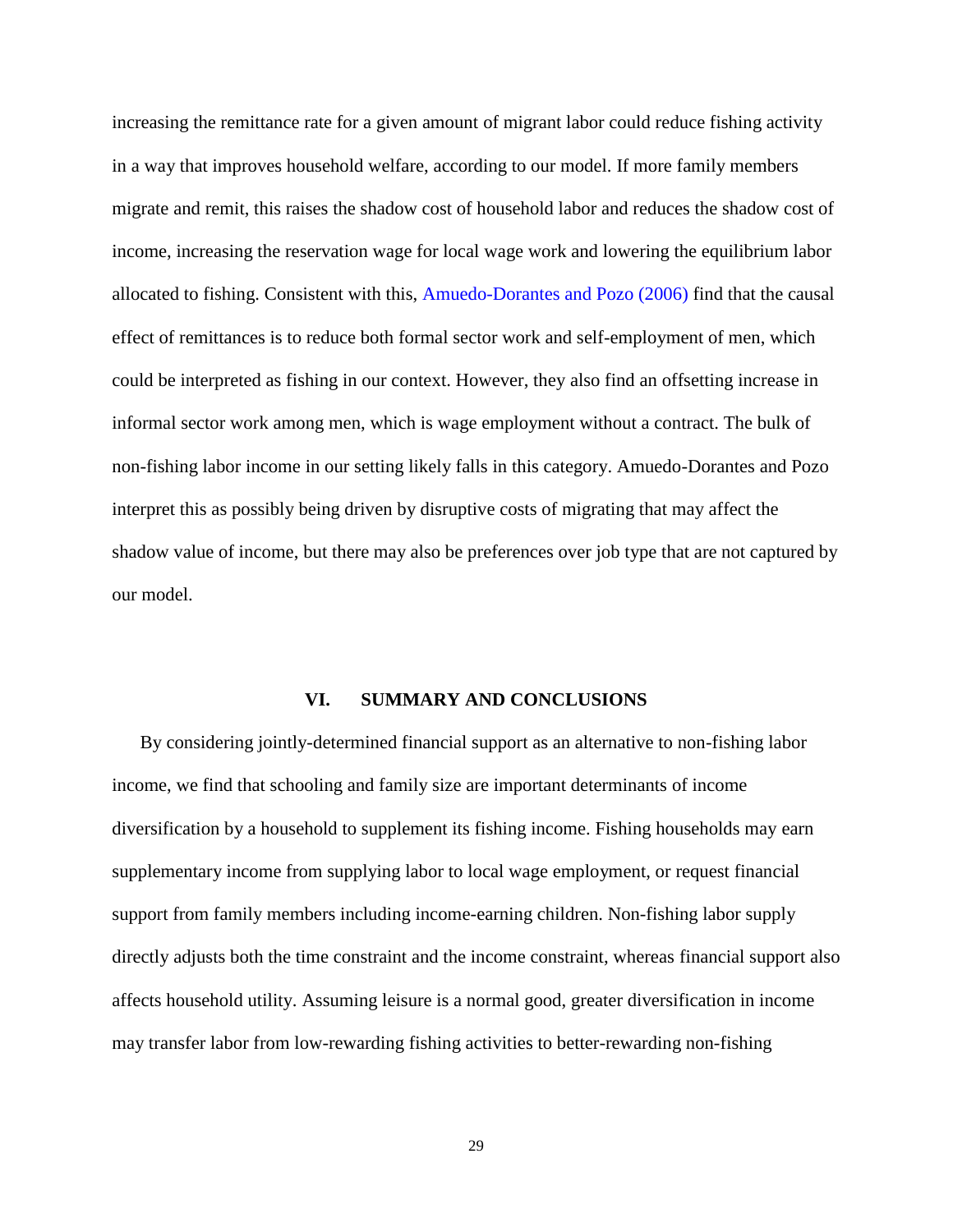increasing the remittance rate for a given amount of migrant labor could reduce fishing activity in a way that improves household welfare, according to our model. If more family members migrate and remit, this raises the shadow cost of household labor and reduces the shadow cost of income, increasing the reservation wage for local wage work and lowering the equilibrium labor allocated to fishing. Consistent with this, Amuedo-Dorantes and Pozo (2006) find that the causal effect of remittances is to reduce both formal sector work and self-employment of men, which could be interpreted as fishing in our context. However, they also find an offsetting increase in informal sector work among men, which is wage employment without a contract. The bulk of non-fishing labor income in our setting likely falls in this category. Amuedo-Dorantes and Pozo interpret this as possibly being driven by disruptive costs of migrating that may affect the shadow value of income, but there may also be preferences over job type that are not captured by our model.

## VI. SUMMARY AND CONCLUSIONS

By considering jointly-determined financial support as an alternative to non-fishing labor income, we find that schooling and family size are important determinants of income diversification by a household to supplement its fishing income. Fishing households may earn supplementary income from supplying labor to local wage employment, or request financial support from family members including income-earning children. Non-fishing labor supply directly adjusts both the time constraint and the income constraint, whereas financial support also affects household utility. Assuming leisure is a normal good, greater diversification in income may transfer labor from low-rewarding fishing activities to better-rewarding non-fishing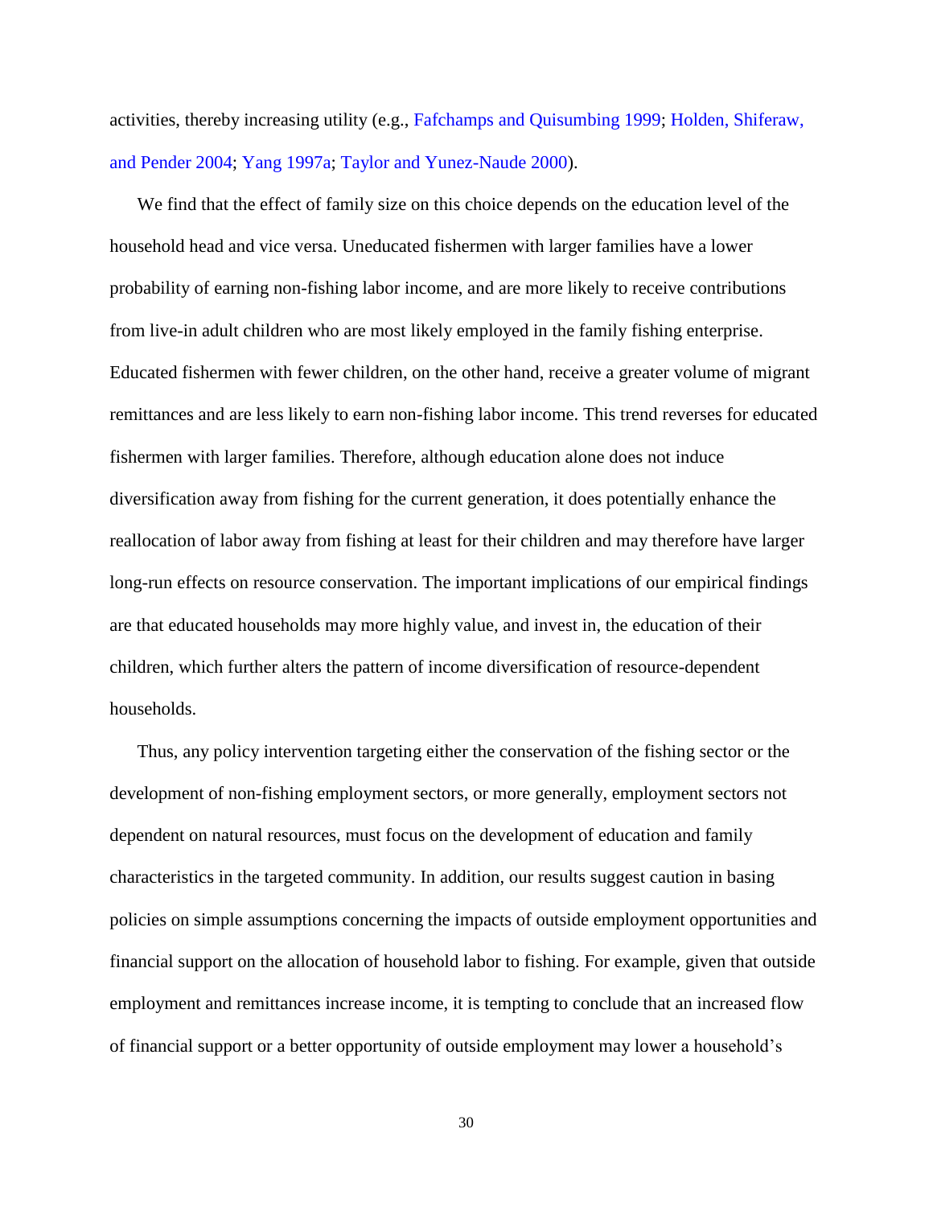activities, thereby increasing utility (e.g., Fafchamps and Quisumbing 1999; Holden, Shiferaw, and Pender 2004; Yang 1997a; Taylor and Yunez-Naude 2000).

We find that the effect of family size on this choice depends on the education level of the household head and vice versa. Uneducated fishermen with larger families have a lower probability of earning non-fishing labor income, and are more likely to receive contributions from live-in adult children who are most likely employed in the family fishing enterprise. Educated fishermen with fewer children, on the other hand, receive a greater volume of migrant remittances and are less likely to earn non-fishing labor income. This trend reverses for educated fishermen with larger families. Therefore, although education alone does not induce diversification away from fishing for the current generation, it does potentially enhance the reallocation of labor away from fishing at least for their children and may therefore have larger long-run effects on resource conservation. The important implications of our empirical findings are that educated households may more highly value, and invest in, the education of their children, which further alters the pattern of income diversification of resource-dependent households.

Thus, any policy intervention targeting either the conservation of the fishing sector or the development of non-fishing employment sectors, or more generally, employment sectors not dependent on natural resources, must focus on the development of education and family characteristics in the targeted community. In addition, our results suggest caution in basing policies on simple assumptions concerning the impacts of outside employment opportunities and financial support on the allocation of household labor to fishing. For example, given that outside employment and remittances increase income, it is tempting to conclude that an increased flow of financial support or a better opportunity of outside employment may lower a household's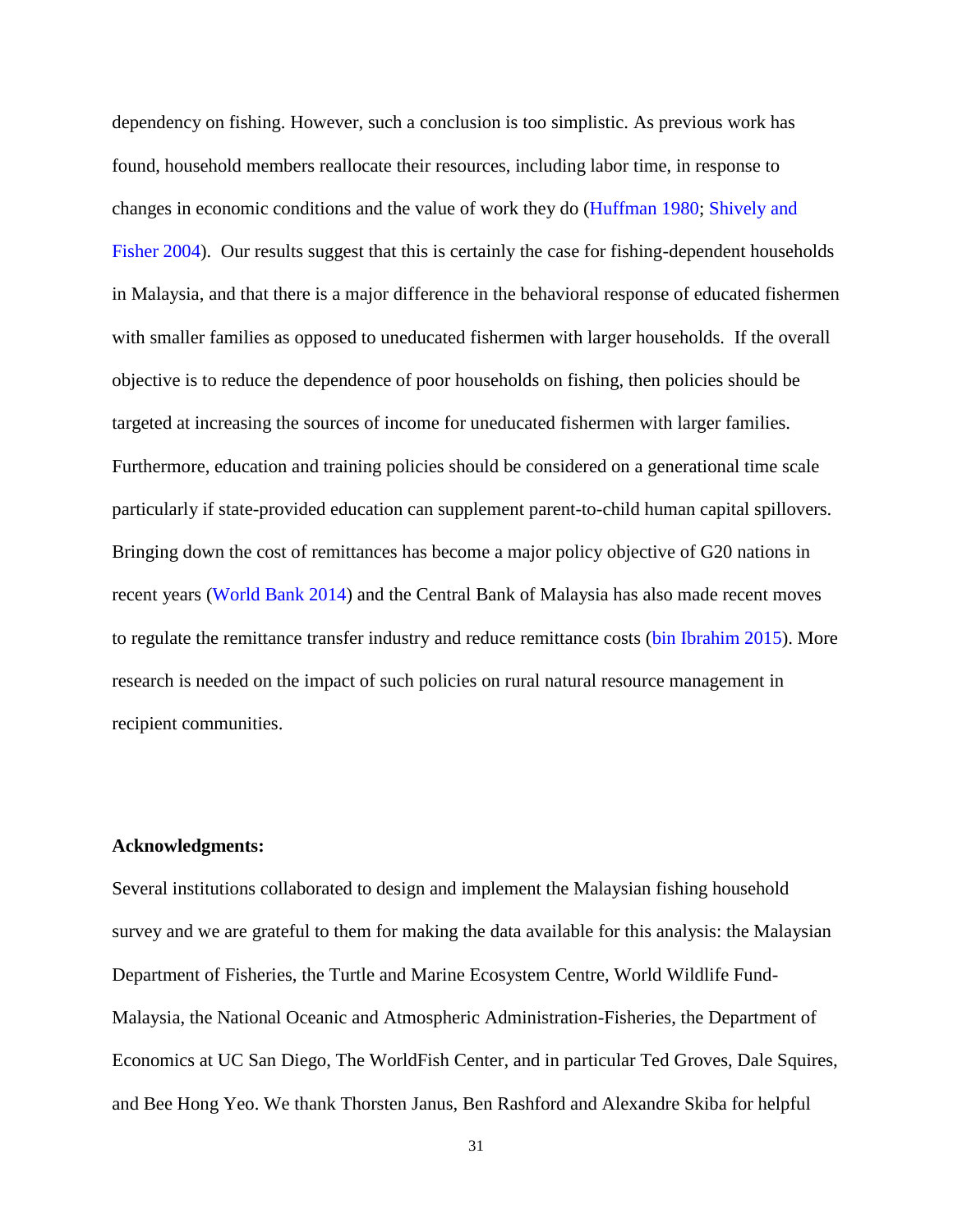dependency on fishing. However, such a conclusion is too simplistic. As previous work has found, household members reallocate their resources, including labor time, in response to changes in economic conditions and the value of work they do (Huffman 1980; Shively and Fisher 2004). Our results suggest that this is certainly the case for fishing-dependent households in Malaysia, and that there is a major difference in the behavioral response of educated fishermen with smaller families as opposed to uneducated fishermen with larger households. If the overall objective is to reduce the dependence of poor households on fishing, then policies should be targeted at increasing the sources of income for uneducated fishermen with larger families. Furthermore, education and training policies should be considered on a generational time scale particularly if state-provided education can supplement parent-to-child human capital spillovers. Bringing down the cost of remittances has become a major policy objective of G20 nations in recent years (World Bank 2014) and the Central Bank of Malaysia has also made recent moves to regulate the remittance transfer industry and reduce remittance costs (bin Ibrahim 2015). More research is needed on the impact of such policies on rural natural resource management in recipient communities.

**Acknowledgments:**

Several institutions collaborated to design and implement the Malaysian fishing household survey and we are grateful to them for making the data available for this analysis: the Malaysian Department of Fisheries, the Turtle and Marine Ecosystem Centre, World Wildlife Fund-Malaysia, the National Oceanic and Atmospheric Administration-Fisheries, the Department of Economics at UC San Diego, The WorldFish Center, and in particular Ted Groves, Dale Squires, and Bee Hong Yeo. We thank Thorsten Janus, Ben Rashford and Alexandre Skiba for helpful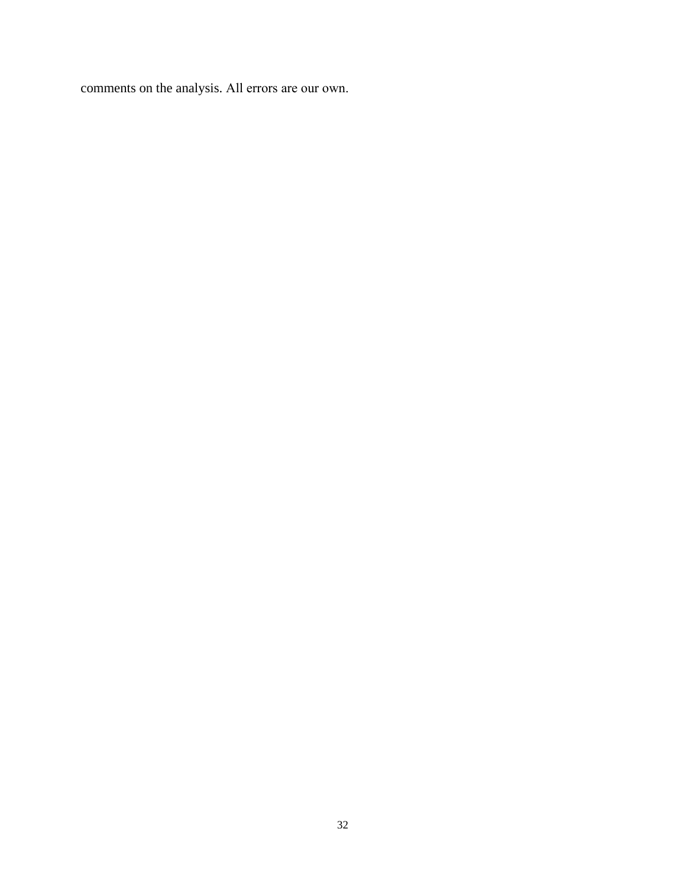comments on the analysis. All errors are our own.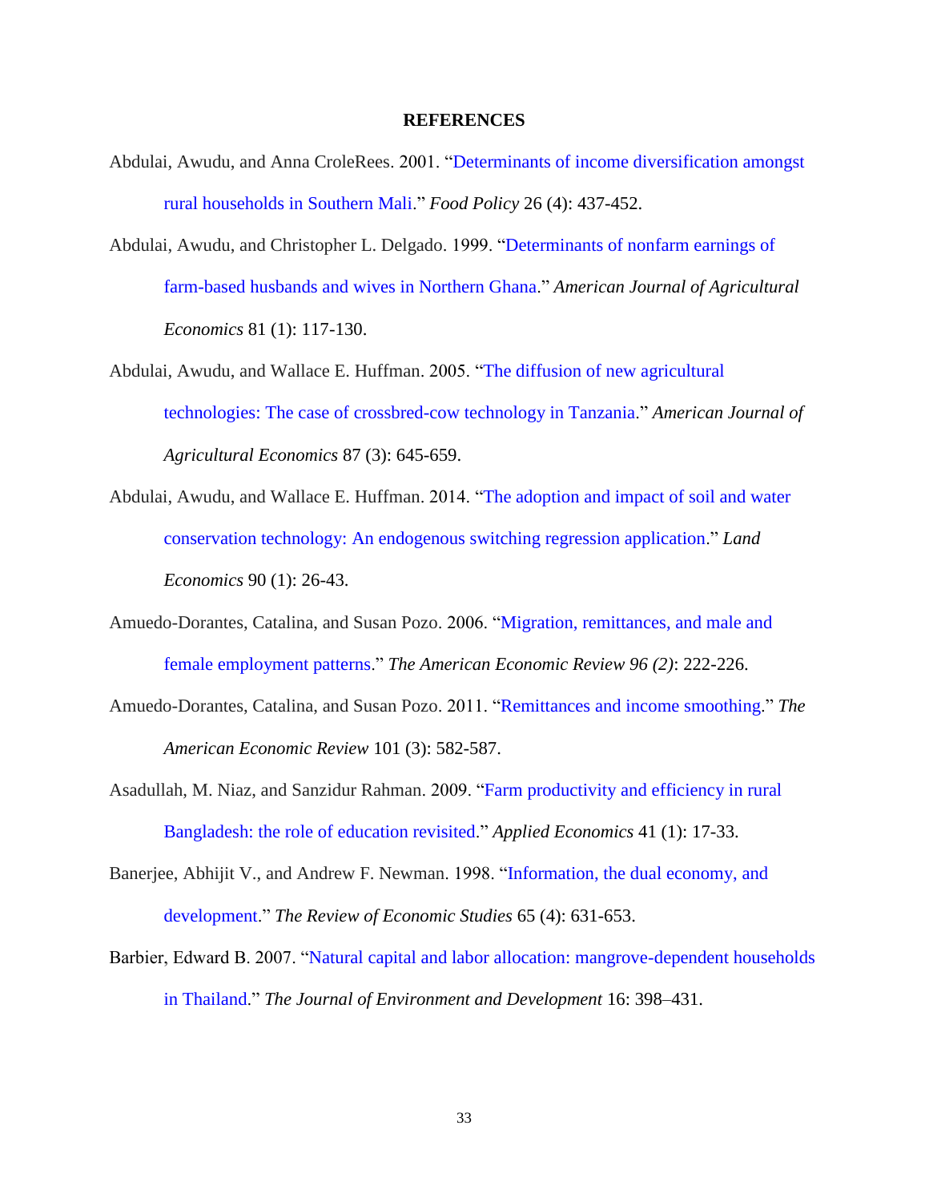## REFERENCES

Abdulai, Awudu, and Anna CroleRees. 2001. "Determinants of income diversification amongst rural households in Southern Mali." *Food Policy* 26 (4): 437-452.

Abdulai, Awudu, and Christopher L. Delgado. 1999. "Determinants of nonfarm earnings of farm-based husbands and wives in Northern Ghana." *American Journal of Agricultural Economics* 81 (1): 117-130.

Abdulai, Awudu, and Wallace E. Huffman. 2005. "The diffusion of new agricultural technologies: The case of crossbred-cow technology in Tanzania." *American Journal of Agricultural Economics* 87 (3): 645-659.

Abdulai, Awudu, and Wallace E. Huffman. 2014. "The adoption and impact of soil and water conservation technology: An endogenous switching regression application." *Land Economics* 90 (1): 26-43.

Amuedo-Dorantes, Catalina, and Susan Pozo. 2006. "Migration, remittances, and male and female employment patterns." *The American Economic Review 96 (2)*: 222-226.

Amuedo-Dorantes, Catalina, and Susan Pozo. 2011. "Remittances and income smoothing." *The American Economic Review* 101 (3): 582-587.

Asadullah, M. Niaz, and Sanzidur Rahman. 2009. "Farm productivity and efficiency in rural Bangladesh: the role of education revisited." *Applied Economics* 41 (1): 17-33.

Banerjee, Abhijit V., and Andrew F. Newman. 1998. "Information, the dual economy, and development." *The Review of Economic Studies* 65 (4): 631-653.

Barbier, Edward B. 2007. "Natural capital and labor allocation: mangrove-dependent households in Thailand." *The Journal of Environment and Development* 16: 398–431.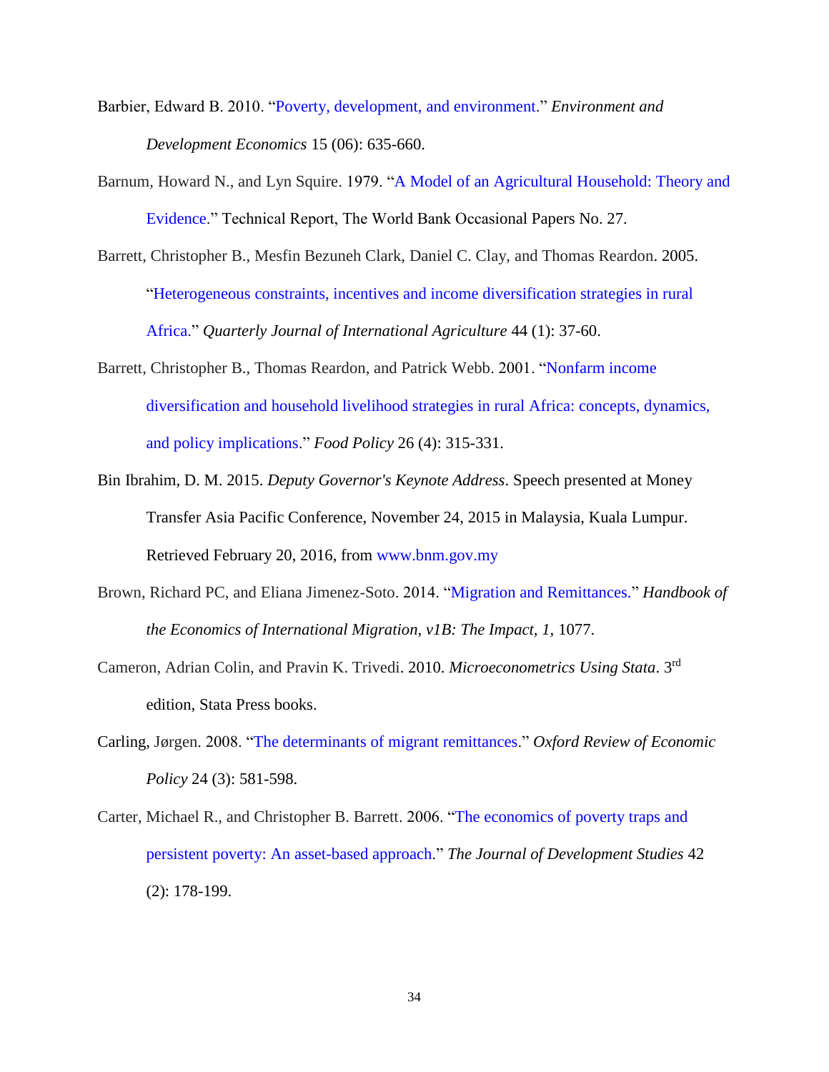Barbier, Edward B. 2010. "Poverty, development, and environment." *Environment and Development Economics* 15 (06): 635-660.

Barnum, Howard N., and Lyn Squire. 1979. "A Model of an Agricultural Household: Theory and Evidence." Technical Report, The World Bank Occasional Papers No. 27.

Barrett, Christopher B., Mesfin Bezuneh Clark, Daniel C. Clay, and Thomas Reardon. 2005. "Heterogeneous constraints, incentives and income diversification strategies in rural Africa." *Quarterly Journal of International Agriculture* 44 (1): 37-60.

Barrett, Christopher B., Thomas Reardon, and Patrick Webb. 2001. "Nonfarm income diversification and household livelihood strategies in rural Africa: concepts, dynamics, and policy implications." *Food Policy* 26 (4): 315-331.

Bin Ibrahim, D. M. 2015. *Deputy Governor's Keynote Address*. Speech presented at Money Transfer Asia Pacific Conference, November 24, 2015 in Malaysia, Kuala Lumpur. Retrieved February 20, 2016, from www.bnm.gov.my

Brown, Richard PC, and Eliana Jimenez-Soto. 2014. "Migration and Remittances." *Handbook of the Economics of International Migration, v1B: The Impact, 1*, 1077.

Cameron, Adrian Colin, and Pravin K. Trivedi. 2010. *Microeconometrics Using Stata*. 3rd edition, Stata Press books.

Carling, Jørgen. 2008. "The determinants of migrant remittances." *Oxford Review of Economic Policy* 24 (3): 581-598.

Carter, Michael R., and Christopher B. Barrett. 2006. "The economics of poverty traps and persistent poverty: An asset-based approach." *The Journal of Development Studies* 42 (2): 178-199.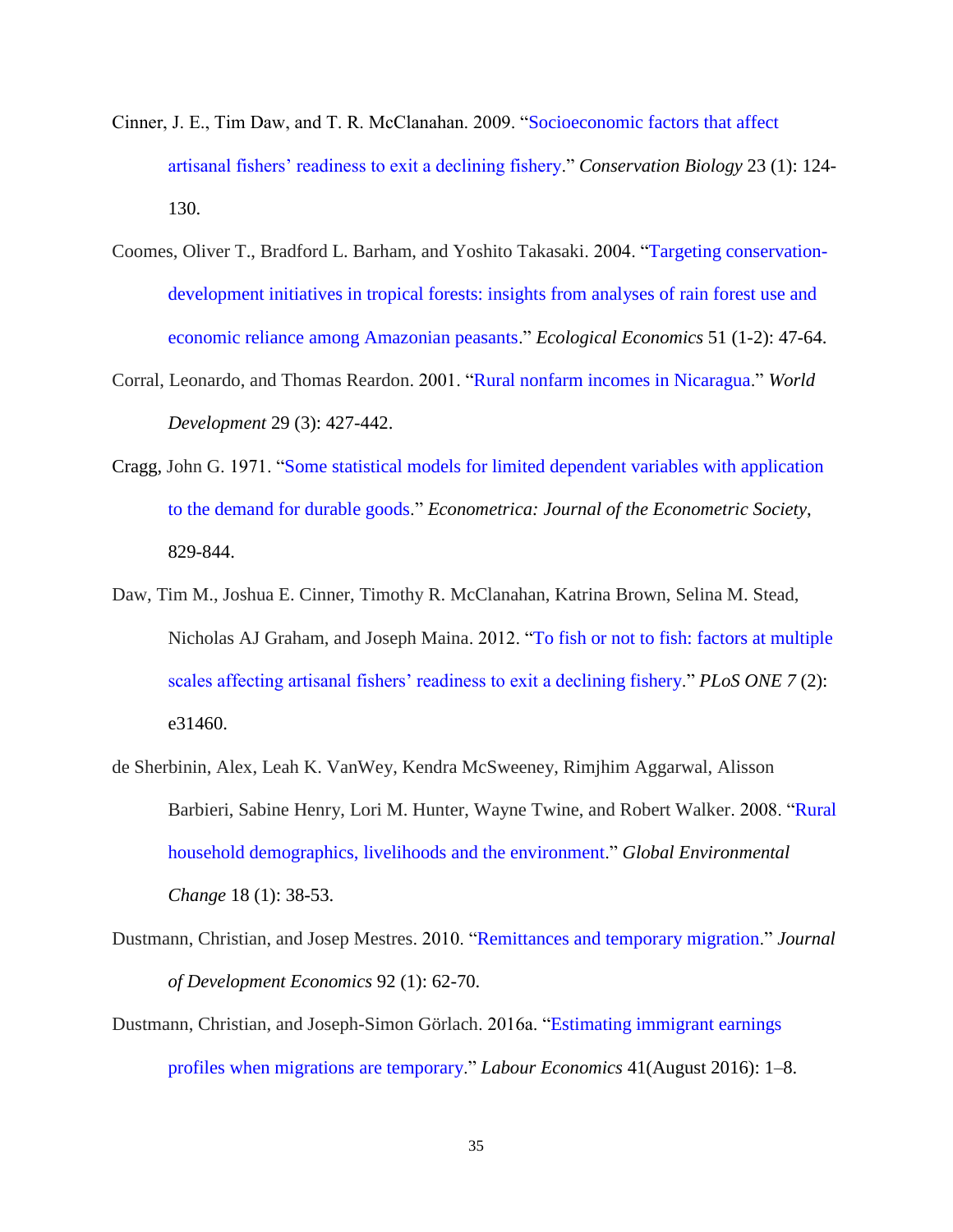Cinner, J. E., Tim Daw, and T. R. McClanahan. 2009. "Socioeconomic factors that affect artisanal fishers' readiness to exit a declining fishery." *Conservation Biology* 23 (1): 124-130.

Coomes, Oliver T., Bradford L. Barham, and Yoshito Takasaki. 2004. "Targeting conservation-development initiatives in tropical forests: insights from analyses of rain forest use and economic reliance among Amazonian peasants." *Ecological Economics* 51 (1-2): 47-64.

Corral, Leonardo, and Thomas Reardon. 2001. "Rural nonfarm incomes in Nicaragua." *World Development* 29 (3): 427-442.

Cragg, John G. 1971. "Some statistical models for limited dependent variables with application to the demand for durable goods." *Econometrica: Journal of the Econometric Society*, 829-844.

Daw, Tim M., Joshua E. Cinner, Timothy R. McClanahan, Katrina Brown, Selina M. Stead, Nicholas AJ Graham, and Joseph Maina. 2012. "To fish or not to fish: factors at multiple scales affecting artisanal fishers' readiness to exit a declining fishery." *PLoS ONE 7* (2): e31460.

de Sherbinin, Alex, Leah K. VanWey, Kendra McSweeney, Rimjhim Aggarwal, Alisson Barbieri, Sabine Henry, Lori M. Hunter, Wayne Twine, and Robert Walker. 2008. "Rural household demographics, livelihoods and the environment." *Global Environmental Change* 18 (1): 38-53.

Dustmann, Christian, and Josep Mestres. 2010. "Remittances and temporary migration." *Journal of Development Economics* 92 (1): 62-70.

Dustmann, Christian, and Joseph-Simon Görlach. 2016a. "Estimating immigrant earnings profiles when migrations are temporary." *Labour Economics* 41(August 2016): 1–8.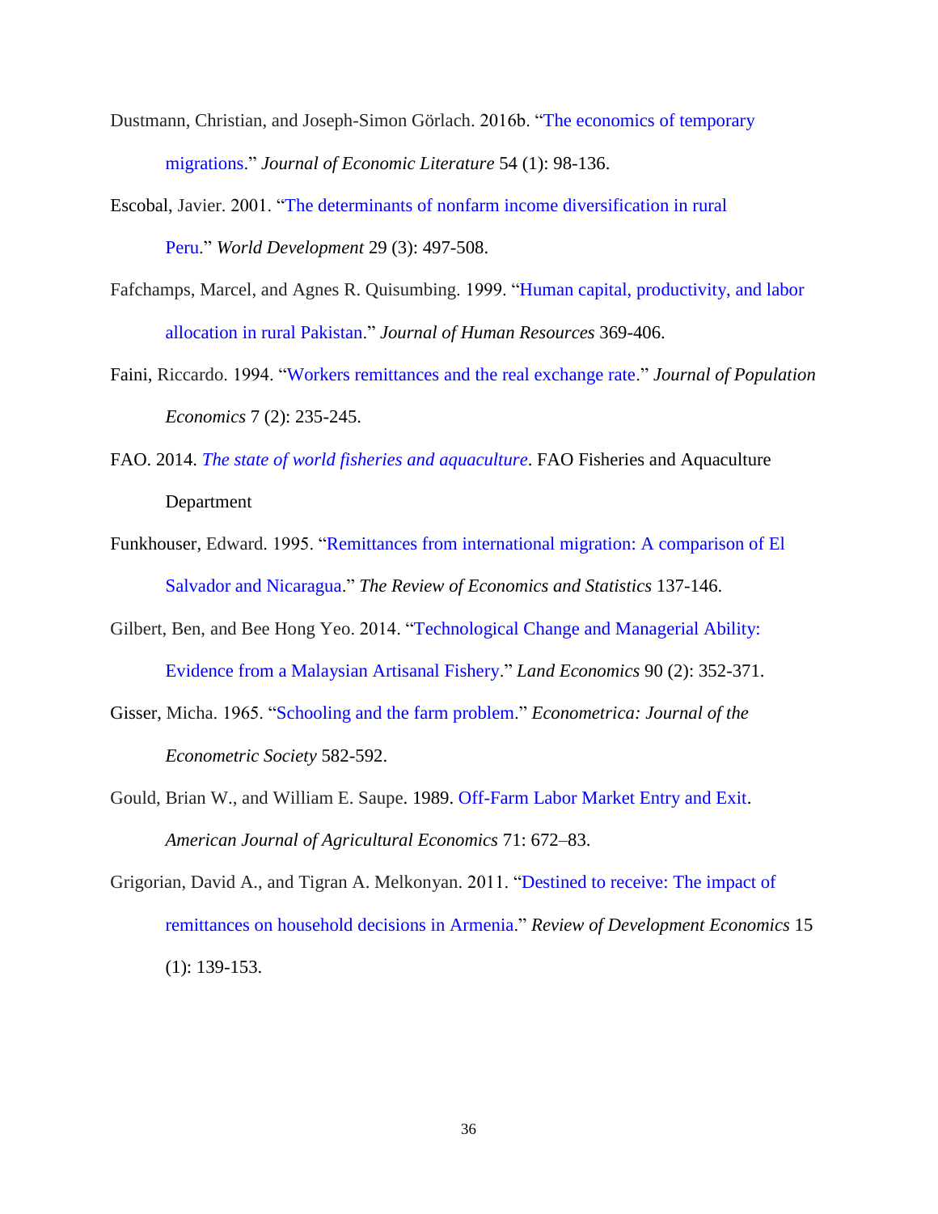Dustmann, Christian, and Joseph-Simon Görlach. 2016b. "The economics of temporary migrations." *Journal of Economic Literature* 54 (1): 98-136.

Escobal, Javier. 2001. "The determinants of nonfarm income diversification in rural Peru." *World Development* 29 (3): 497-508.

Fafchamps, Marcel, and Agnes R. Quisumbing. 1999. "Human capital, productivity, and labor allocation in rural Pakistan." *Journal of Human Resources* 369-406.

Faini, Riccardo. 1994. "Workers remittances and the real exchange rate." *Journal of Population Economics* 7 (2): 235-245.

FAO. 2014. *The state of world fisheries and aquaculture*. FAO Fisheries and Aquaculture Department

Funkhouser, Edward. 1995. "Remittances from international migration: A comparison of El Salvador and Nicaragua." *The Review of Economics and Statistics* 137-146.

Gilbert, Ben, and Bee Hong Yeo. 2014. "Technological Change and Managerial Ability: Evidence from a Malaysian Artisanal Fishery." *Land Economics* 90 (2): 352-371.

Gisser, Micha. 1965. "Schooling and the farm problem." *Econometrica: Journal of the Econometric Society* 582-592.

Gould, Brian W., and William E. Saupe. 1989. Off-Farm Labor Market Entry and Exit. *American Journal of Agricultural Economics* 71: 672–83.

Grigorian, David A., and Tigran A. Melkonyan. 2011. "Destined to receive: The impact of remittances on household decisions in Armenia." *Review of Development Economics* 15 (1): 139-153.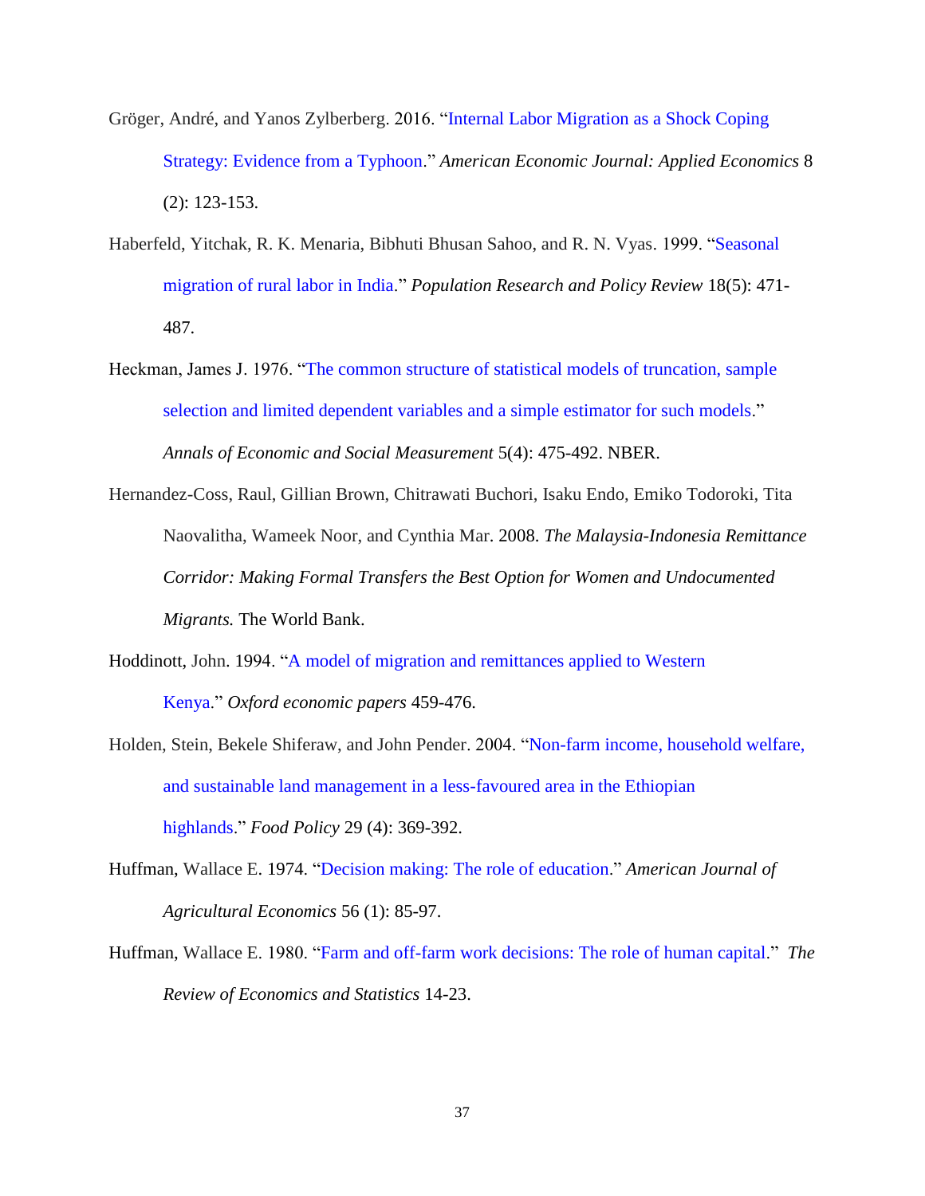Gröger, André, and Yanos Zylberberg. 2016. "Internal Labor Migration as a Shock Coping Strategy: Evidence from a Typhoon." *American Economic Journal: Applied Economics* 8 (2): 123-153.

Haberfeld, Yitchak, R. K. Menaria, Bibhuti Bhusan Sahoo, and R. N. Vyas. 1999. "Seasonal migration of rural labor in India." *Population Research and Policy Review* 18(5): 471-487.

Heckman, James J. 1976. "The common structure of statistical models of truncation, sample selection and limited dependent variables and a simple estimator for such models." *Annals of Economic and Social Measurement* 5(4): 475-492. NBER.

Hernandez-Coss, Raul, Gillian Brown, Chitrawati Buchori, Isaku Endo, Emiko Todoroki, Tita Naovalitha, Wameek Noor, and Cynthia Mar. 2008. *The Malaysia-Indonesia Remittance Corridor: Making Formal Transfers the Best Option for Women and Undocumented Migrants.* The World Bank.

Hoddinott, John. 1994. "A model of migration and remittances applied to Western Kenya." *Oxford economic papers* 459-476.

Holden, Stein, Bekele Shiferaw, and John Pender. 2004. "Non-farm income, household welfare, and sustainable land management in a less-favoured area in the Ethiopian highlands." *Food Policy* 29 (4): 369-392.

Huffman, Wallace E. 1974. "Decision making: The role of education." *American Journal of Agricultural Economics* 56 (1): 85-97.

Huffman, Wallace E. 1980. "Farm and off-farm work decisions: The role of human capital." *The Review of Economics and Statistics* 14-23.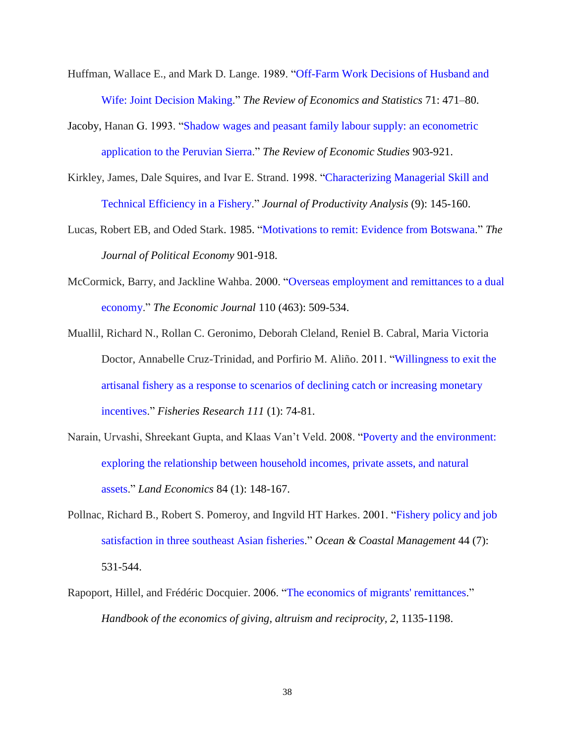Huffman, Wallace E., and Mark D. Lange. 1989. "Off-Farm Work Decisions of Husband and Wife: Joint Decision Making." *The Review of Economics and Statistics* 71: 471–80.

Jacoby, Hanan G. 1993. "Shadow wages and peasant family labour supply: an econometric application to the Peruvian Sierra." *The Review of Economic Studies* 903-921.

Kirkley, James, Dale Squires, and Ivar E. Strand. 1998. "Characterizing Managerial Skill and Technical Efficiency in a Fishery." *Journal of Productivity Analysis* (9): 145-160.

Lucas, Robert EB, and Oded Stark. 1985. "Motivations to remit: Evidence from Botswana." *The Journal of Political Economy* 901-918.

McCormick, Barry, and Jackline Wahba. 2000. "Overseas employment and remittances to a dual economy." *The Economic Journal* 110 (463): 509-534.

Muallil, Richard N., Rollan C. Geronimo, Deborah Cleland, Reniel B. Cabral, Maria Victoria Doctor, Annabelle Cruz-Trinidad, and Porfirio M. Aliño. 2011. "Willingness to exit the artisanal fishery as a response to scenarios of declining catch or increasing monetary incentives." *Fisheries Research 111* (1): 74-81.

Narain, Urvashi, Shreekant Gupta, and Klaas Van't Veld. 2008. "Poverty and the environment: exploring the relationship between household incomes, private assets, and natural assets." *Land Economics* 84 (1): 148-167.

Pollnac, Richard B., Robert S. Pomeroy, and Ingvild HT Harkes. 2001. "Fishery policy and job satisfaction in three southeast Asian fisheries." *Ocean & Coastal Management* 44 (7): 531-544.

Rapoport, Hillel, and Frédéric Docquier. 2006. "The economics of migrants' remittances." *Handbook of the economics of giving, altruism and reciprocity*, *2*, 1135-1198.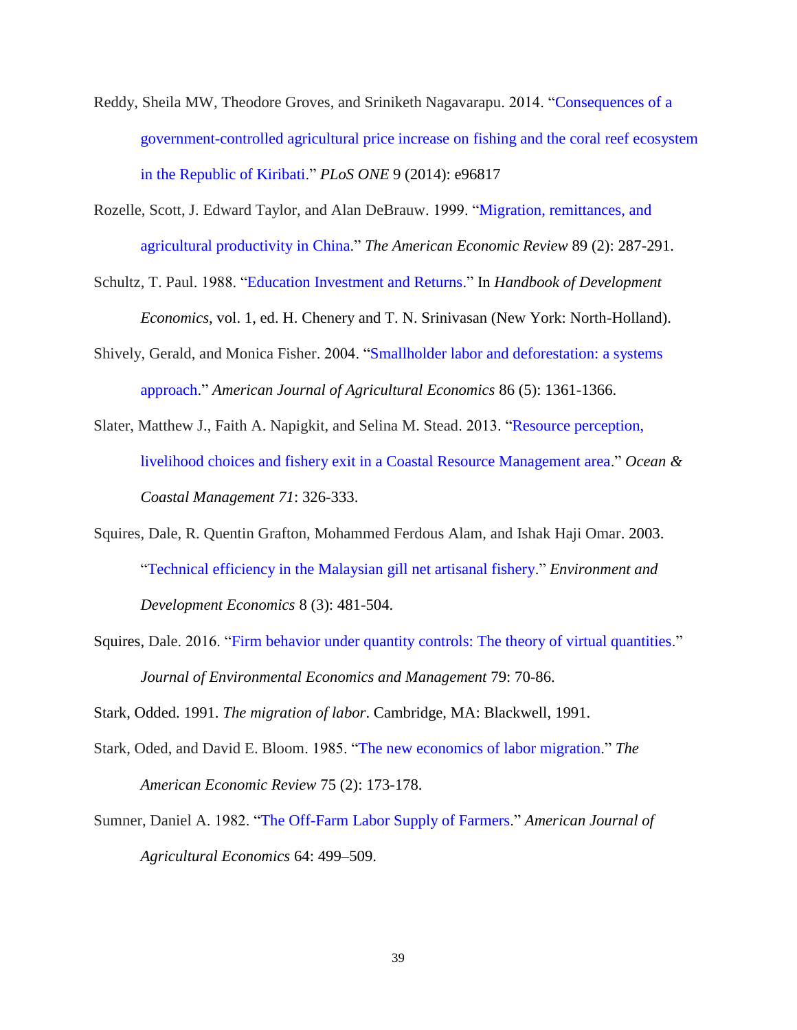Reddy, Sheila MW, Theodore Groves, and Sriniketh Nagavarapu. 2014. "Consequences of a government-controlled agricultural price increase on fishing and the coral reef ecosystem in the Republic of Kiribati." *PLoS ONE* 9 (2014): e96817

Rozelle, Scott, J. Edward Taylor, and Alan DeBrauw. 1999. "Migration, remittances, and agricultural productivity in China." *The American Economic Review* 89 (2): 287-291.

Schultz, T. Paul. 1988. "Education Investment and Returns." In *Handbook of Development Economics*, vol. 1, ed. H. Chenery and T. N. Srinivasan (New York: North-Holland).

Shively, Gerald, and Monica Fisher. 2004. "Smallholder labor and deforestation: a systems approach." *American Journal of Agricultural Economics* 86 (5): 1361-1366.

Slater, Matthew J., Faith A. Napigkit, and Selina M. Stead. 2013. "Resource perception, livelihood choices and fishery exit in a Coastal Resource Management area." *Ocean & Coastal Management 71*: 326-333.

Squires, Dale, R. Quentin Grafton, Mohammed Ferdous Alam, and Ishak Haji Omar. 2003. "Technical efficiency in the Malaysian gill net artisanal fishery." *Environment and Development Economics* 8 (3): 481-504.

Squires, Dale. 2016. "Firm behavior under quantity controls: The theory of virtual quantities." *Journal of Environmental Economics and Management* 79: 70-86.

Stark, Odded. 1991. *The migration of labor*. Cambridge, MA: Blackwell, 1991.

Stark, Oded, and David E. Bloom. 1985. "The new economics of labor migration." *The American Economic Review* 75 (2): 173-178.

Sumner, Daniel A. 1982. "The Off-Farm Labor Supply of Farmers." *American Journal of Agricultural Economics* 64: 499–509.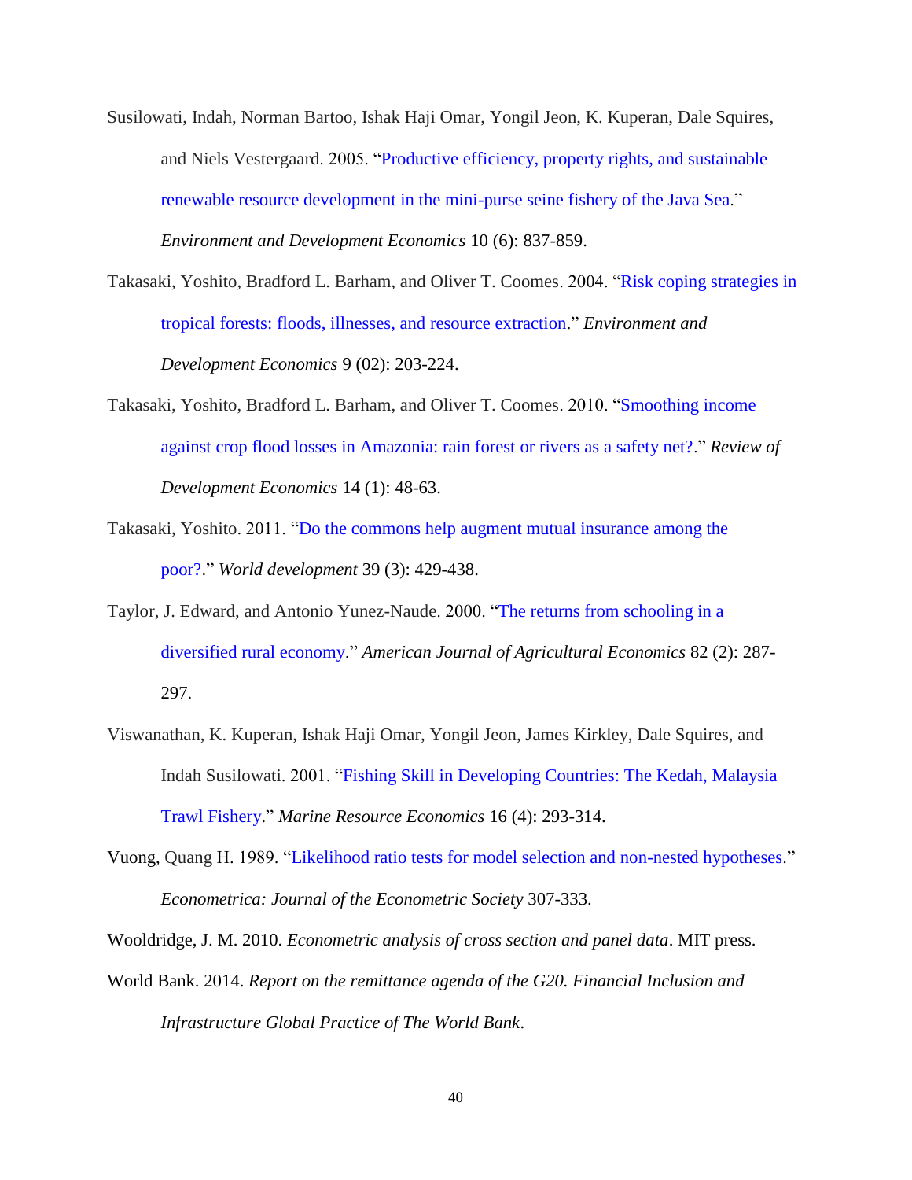Susilowati, Indah, Norman Bartoo, Ishak Haji Omar, Yongil Jeon, K. Kuperan, Dale Squires, and Niels Vestergaard. 2005. "Productive efficiency, property rights, and sustainable renewable resource development in the mini-purse seine fishery of the Java Sea." *Environment and Development Economics* 10 (6): 837-859.

Takasaki, Yoshito, Bradford L. Barham, and Oliver T. Coomes. 2004. "Risk coping strategies in tropical forests: floods, illnesses, and resource extraction." *Environment and Development Economics* 9 (02): 203-224.

Takasaki, Yoshito, Bradford L. Barham, and Oliver T. Coomes. 2010. "Smoothing income against crop flood losses in Amazonia: rain forest or rivers as a safety net?." *Review of Development Economics* 14 (1): 48-63.

Takasaki, Yoshito. 2011. "Do the commons help augment mutual insurance among the poor?." *World development* 39 (3): 429-438.

Taylor, J. Edward, and Antonio Yunez-Naude. 2000. "The returns from schooling in a diversified rural economy." *American Journal of Agricultural Economics* 82 (2): 287-297.

Viswanathan, K. Kuperan, Ishak Haji Omar, Yongil Jeon, James Kirkley, Dale Squires, and Indah Susilowati. 2001. "Fishing Skill in Developing Countries: The Kedah, Malaysia Trawl Fishery." *Marine Resource Economics* 16 (4): 293-314.

Vuong, Quang H. 1989. "Likelihood ratio tests for model selection and non-nested hypotheses." *Econometrica: Journal of the Econometric Society* 307-333.

Wooldridge, J. M. 2010. *Econometric analysis of cross section and panel data*. MIT press.

World Bank. 2014. *Report on the remittance agenda of the G20. Financial Inclusion and Infrastructure Global Practice of The World Bank*.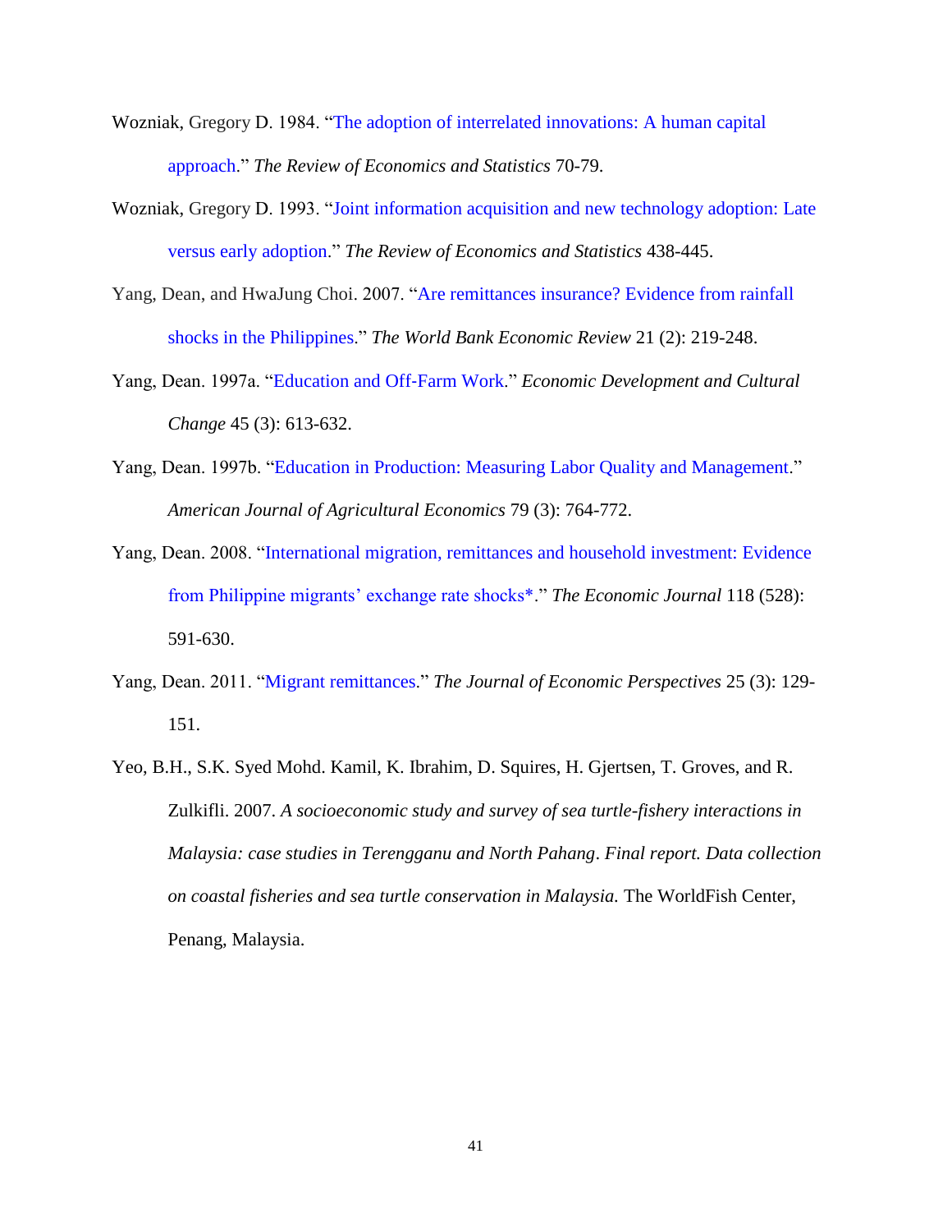Wozniak, Gregory D. 1984. "The adoption of interrelated innovations: A human capital approach." *The Review of Economics and Statistics* 70-79.

Wozniak, Gregory D. 1993. "Joint information acquisition and new technology adoption: Late versus early adoption." *The Review of Economics and Statistics* 438-445.

Yang, Dean, and HwaJung Choi. 2007. "Are remittances insurance? Evidence from rainfall shocks in the Philippines." *The World Bank Economic Review* 21 (2): 219-248.

Yang, Dean. 1997a. "Education and Off-Farm Work." *Economic Development and Cultural Change* 45 (3): 613-632.

Yang, Dean. 1997b. "Education in Production: Measuring Labor Quality and Management." *American Journal of Agricultural Economics* 79 (3): 764-772.

Yang, Dean. 2008. "International migration, remittances and household investment: Evidence from Philippine migrants' exchange rate shocks*." *The Economic Journal* 118 (528): 591-630.

Yang, Dean. 2011. "Migrant remittances." *The Journal of Economic Perspectives* 25 (3): 129-151.

Yeo, B.H., S.K. Syed Mohd. Kamil, K. Ibrahim, D. Squires, H. Gjertsen, T. Groves, and R. Zulkifli. 2007. *A socioeconomic study and survey of sea turtle-fishery interactions in Malaysia: case studies in Terengganu and North Pahang*. *Final report. Data collection on coastal fisheries and sea turtle conservation in Malaysia.* The WorldFish Center, Penang, Malaysia.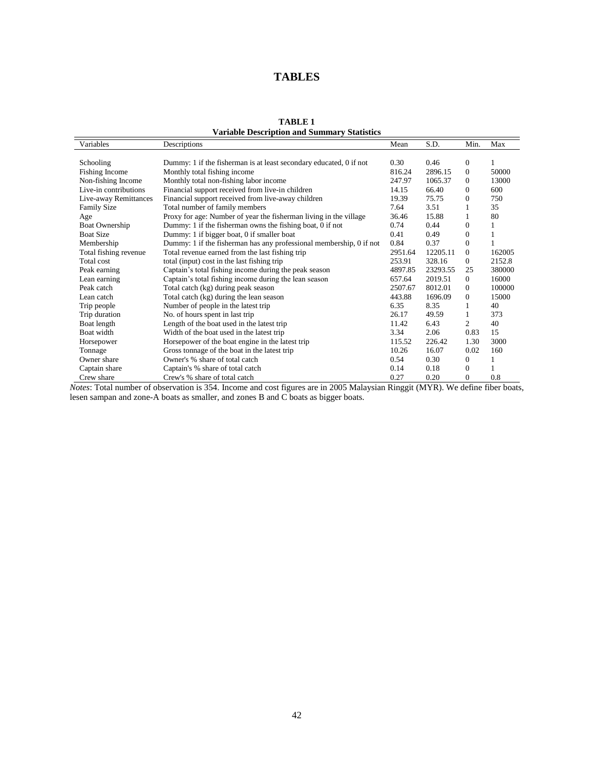# TABLES

**TABLE 1**
**Variable Description and Summary Statistics**

| Variables | Descriptions | Mean | S.D. | Min. | Max |
|---|---|---|---|---|---|
| Schooling | Dummy: 1 if the fisherman is at least secondary educated, 0 if not | 0.30 | 0.46 | 0 | 1 |
| Fishing Income | Monthly total fishing income | 816.24 | 2896.15 | 0 | 50000 |
| Non-fishing Income | Monthly total non-fishing labor income | 247.97 | 1065.37 | 0 | 13000 |
| Live-in contributions | Financial support received from live-in children | 14.15 | 66.40 | 0 | 600 |
| Live-away Remittances | Financial support received from live-away children | 19.39 | 75.75 | 0 | 750 |
| Family Size | Total number of family members | 7.64 | 3.51 | 1 | 35 |
| Age | Proxy for age: Number of year the fisherman living in the village | 36.46 | 15.88 | 1 | 80 |
| Boat Ownership | Dummy: 1 if the fisherman owns the fishing boat, 0 if not | 0.74 | 0.44 | 0 | 1 |
| Boat Size | Dummy: 1 if bigger boat, 0 if smaller boat | 0.41 | 0.49 | 0 | 1 |
| Membership | Dummy: 1 if the fisherman has any professional membership, 0 if not | 0.84 | 0.37 | 0 | 1 |
| Total fishing revenue | Total revenue earned from the last fishing trip | 2951.64 | 12205.11 | 0 | 162005 |
| Total cost | total (input) cost in the last fishing trip | 253.91 | 328.16 | 0 | 2152.8 |
| Peak earning | Captain's total fishing income during the peak season | 4897.85 | 23293.55 | 25 | 380000 |
| Lean earning | Captain's total fishing income during the lean season | 657.64 | 2019.51 | 0 | 16000 |
| Peak catch | Total catch (kg) during peak season | 2507.67 | 8012.01 | 0 | 100000 |
| Lean catch | Total catch (kg) during the lean season | 443.88 | 1696.09 | 0 | 15000 |
| Trip people | Number of people in the latest trip | 6.35 | 8.35 | 1 | 40 |
| Trip duration | No. of hours spent in last trip | 26.17 | 49.59 | 1 | 373 |
| Boat length | Length of the boat used in the latest trip | 11.42 | 6.43 | 2 | 40 |
| Boat width | Width of the boat used in the latest trip | 3.34 | 2.06 | 0.83 | 15 |
| Horsepower | Horsepower of the boat engine in the latest trip | 115.52 | 226.42 | 1.30 | 3000 |
| Tonnage | Gross tonnage of the boat in the latest trip | 10.26 | 16.07 | 0.02 | 160 |
| Owner share | Owner's % share of total catch | 0.54 | 0.30 | 0 | 1 |
| Captain share | Captain's % share of total catch | 0.14 | 0.18 | 0 | 1 |
| Crew share | Crew's % share of total catch | 0.27 | 0.20 | 0 | 0.8 |

*Notes*: Total number of observation is 354. Income and cost figures are in 2005 Malaysian Ringgit (MYR). We define fiber boats, lesen sampan and zone-A boats as smaller, and zones B and C boats as bigger boats.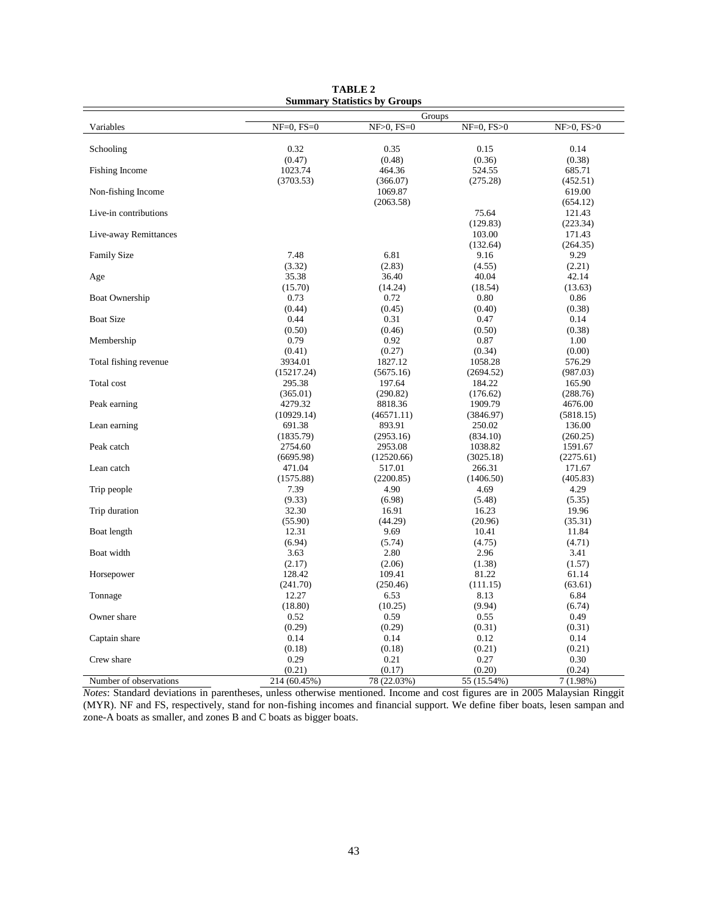**TABLE 2**
**Summary Statistics by Groups**

| Variables | Groups | | | |
|---|---|---|---|---|
| | NF=0, FS=0 | NF>0, FS=0 | NF=0, FS>0 | NF>0, FS>0 |
| Schooling | 0.32 | 0.35 | 0.15 | 0.14 |
| | (0.47) | (0.48) | (0.36) | (0.38) |
| Fishing Income | 1023.74 | 464.36 | 524.55 | 685.71 |
| | (3703.53) | (366.07) | (275.28) | (452.51) |
| Non-fishing Income | | 1069.87 | | 619.00 |
| | | (2063.58) | | (654.12) |
| Live-in contributions | | | 75.64 | 121.43 |
| | | | (129.83) | (223.34) |
| Live-away Remittances | | | 103.00 | 171.43 |
| | | | (132.64) | (264.35) |
| Family Size | 7.48 | 6.81 | 9.16 | 9.29 |
| | (3.32) | (2.83) | (4.55) | (2.21) |
| Age | 35.38 | 36.40 | 40.04 | 42.14 |
| | (15.70) | (14.24) | (18.54) | (13.63) |
| Boat Ownership | 0.73 | 0.72 | 0.80 | 0.86 |
| | (0.44) | (0.45) | (0.40) | (0.38) |
| Boat Size | 0.44 | 0.31 | 0.47 | 0.14 |
| | (0.50) | (0.46) | (0.50) | (0.38) |
| Membership | 0.79 | 0.92 | 0.87 | 1.00 |
| | (0.41) | (0.27) | (0.34) | (0.00) |
| Total fishing revenue | 3934.01 | 1827.12 | 1058.28 | 576.29 |
| | (15217.24) | (5675.16) | (2694.52) | (987.03) |
| Total cost | 295.38 | 197.64 | 184.22 | 165.90 |
| | (365.01) | (290.82) | (176.62) | (288.76) |
| Peak earning | 4279.32 | 8818.36 | 1909.79 | 4676.00 |
| | (10929.14) | (46571.11) | (3846.97) | (5818.15) |
| Lean earning | 691.38 | 893.91 | 250.02 | 136.00 |
| | (1835.79) | (2953.16) | (834.10) | (260.25) |
| Peak catch | 2754.60 | 2953.08 | 1038.82 | 1591.67 |
| | (6695.98) | (12520.66) | (3025.18) | (2275.61) |
| Lean catch | 471.04 | 517.01 | 266.31 | 171.67 |
| | (1575.88) | (2200.85) | (1406.50) | (405.83) |
| Trip people | 7.39 | 4.90 | 4.69 | 4.29 |
| | (9.33) | (6.98) | (5.48) | (5.35) |
| Trip duration | 32.30 | 16.91 | 16.23 | 19.96 |
| | (55.90) | (44.29) | (20.96) | (35.31) |
| Boat length | 12.31 | 9.69 | 10.41 | 11.84 |
| | (6.94) | (5.74) | (4.75) | (4.71) |
| Boat width | 3.63 | 2.80 | 2.96 | 3.41 |
| | (2.17) | (2.06) | (1.38) | (1.57) |
| Horsepower | 128.42 | 109.41 | 81.22 | 61.14 |
| | (241.70) | (250.46) | (111.15) | (63.61) |
| Tonnage | 12.27 | 6.53 | 8.13 | 6.84 |
| | (18.80) | (10.25) | (9.94) | (6.74) |
| Owner share | 0.52 | 0.59 | 0.55 | 0.49 |
| | (0.29) | (0.29) | (0.31) | (0.31) |
| Captain share | 0.14 | 0.14 | 0.12 | 0.14 |
| | (0.18) | (0.18) | (0.21) | (0.21) |
| Crew share | 0.29 | 0.21 | 0.27 | 0.30 |
| | (0.21) | (0.17) | (0.20) | (0.24) |
| Number of observations | 214 (60.45%) | 78 (22.03%) | 55 (15.54%) | 7 (1.98%) |

*Notes*: Standard deviations in parentheses, unless otherwise mentioned. Income and cost figures are in 2005 Malaysian Ringgit (MYR). NF and FS, respectively, stand for non-fishing incomes and financial support. We define fiber boats, lesen sampan and zone-A boats as smaller, and zones B and C boats as bigger boats.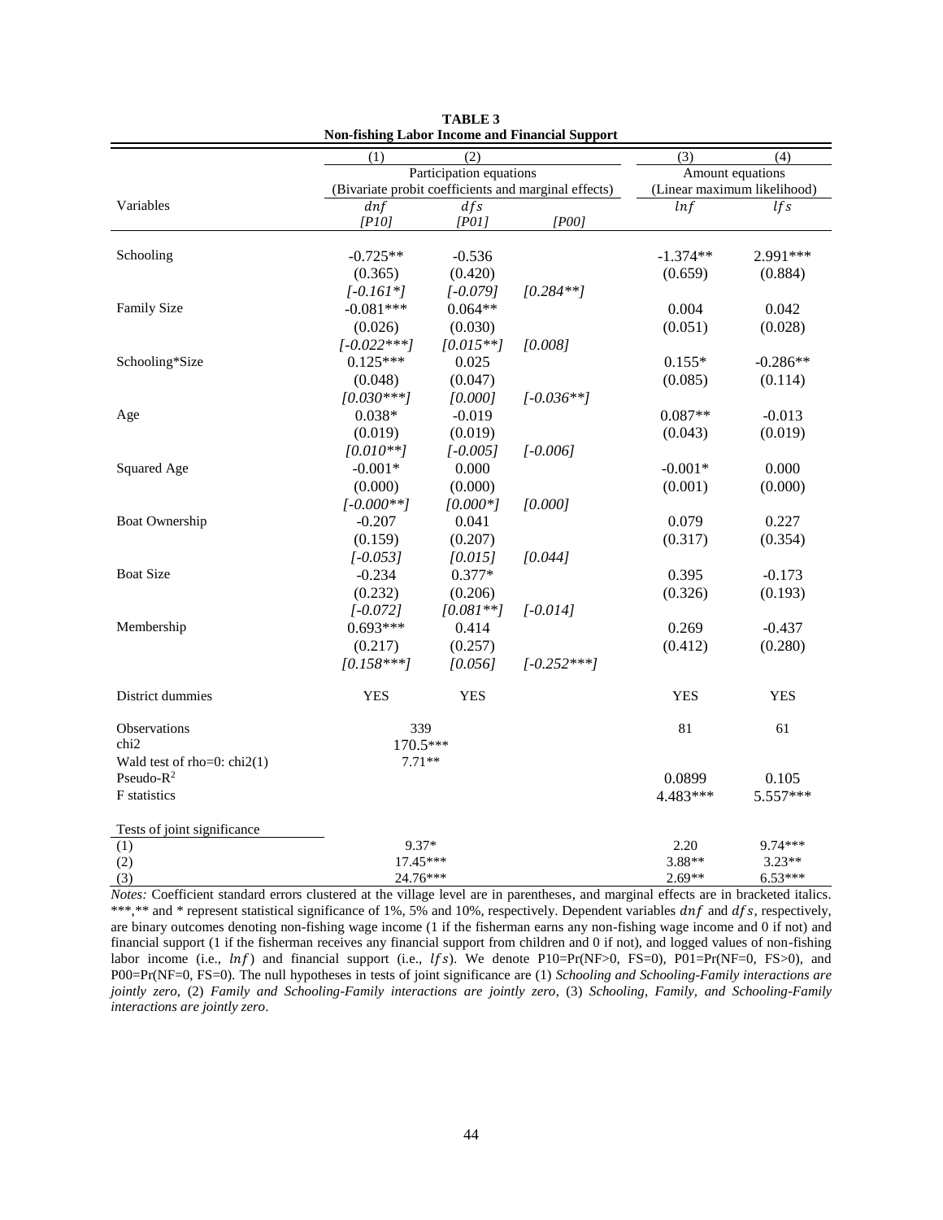**TABLE 3**
**Non-fishing Labor Income and Financial Support**

| | (1) | (2) | | (3) | (4) |
|---|---|---|---|---|---|
| | Participation equations (Bivariate probit coefficients and marginal effects) | | | Amount equations (Linear maximum likelihood) | |
| Variables | $dnf$ *[P10]* | $dfs$ *[P01]* | *[P00]* | $lnf$ | $lfs$ |
| Schooling | -0.725** | -0.536 | | -1.374** | 2.991*** |
| | (0.365) | (0.420) | | (0.659) | (0.884) |
| | *[-0.161*]* | *[-0.079]* | *[0.284**]* | | |
| Family Size | -0.081*** | 0.064** | | 0.004 | 0.042 |
| | (0.026) | (0.030) | | (0.051) | (0.028) |
| | *[-0.022***]* | *[0.015**]* | *[0.008]* | | |
| Schooling*Size | 0.125*** | 0.025 | | 0.155* | -0.286** |
| | (0.048) | (0.047) | | (0.085) | (0.114) |
| | *[0.030***]* | *[0.000]* | *[-0.036**]* | | |
| Age | 0.038* | -0.019 | | 0.087** | -0.013 |
| | (0.019) | (0.019) | | (0.043) | (0.019) |
| | *[0.010**]* | *[-0.005]* | *[-0.006]* | | |
| Squared Age | -0.001* | 0.000 | | -0.001* | 0.000 |
| | (0.000) | (0.000) | | (0.001) | (0.000) |
| | *[-0.000**]* | *[0.000*]* | *[0.000]* | | |
| Boat Ownership | -0.207 | 0.041 | | 0.079 | 0.227 |
| | (0.159) | (0.207) | | (0.317) | (0.354) |
| | *[-0.053]* | *[0.015]* | *[0.044]* | | |
| Boat Size | -0.234 | 0.377* | | 0.395 | -0.173 |
| | (0.232) | (0.206) | | (0.326) | (0.193) |
| | *[-0.072]* | *[0.081**]* | *[-0.014]* | | |
| Membership | 0.693*** | 0.414 | | 0.269 | -0.437 |
| | (0.217) | (0.257) | | (0.412) | (0.280) |
| | *[0.158***]* | *[0.056]* | *[-0.252***]* | | |
| District dummies | YES | YES | | YES | YES |
| Observations | 339 | | | 81 | 61 |
| chi2 | 170.5*** | | | | |
| Wald test of rho=0: chi2(1) | 7.71** | | | | |
| Pseudo-$R^2$ | | | | 0.0899 | 0.105 |
| F statistics | | | | 4.483*** | 5.557*** |
| Tests of joint significance | | | | | |
| (1) | 9.37* | | | 2.20 | 9.74*** |
| (2) | 17.45*** | | | 3.88** | 3.23** |
| (3) | 24.76*** | | | 2.69** | 6.53*** |

*Notes:* Coefficient standard errors clustered at the village level are in parentheses, and marginal effects are in bracketed italics. ***,** and * represent statistical significance of 1%, 5% and 10%, respectively. Dependent variables $dnf$ and $dfs$, respectively, are binary outcomes denoting non-fishing wage income (1 if the fisherman earns any non-fishing wage income and 0 if not) and financial support (1 if the fisherman receives any financial support from children and 0 if not), and logged values of non-fishing labor income (i.e., $lnf$) and financial support (i.e., $lfs$). We denote P10=Pr(NF>0, FS=0), P01=Pr(NF=0, FS>0), and P00=Pr(NF=0, FS=0). The null hypotheses in tests of joint significance are (1) *Schooling and Schooling-Family interactions are jointly zero*, (2) *Family and Schooling-Family interactions are jointly zero*, (3) *Schooling, Family, and Schooling-Family interactions are jointly zero*.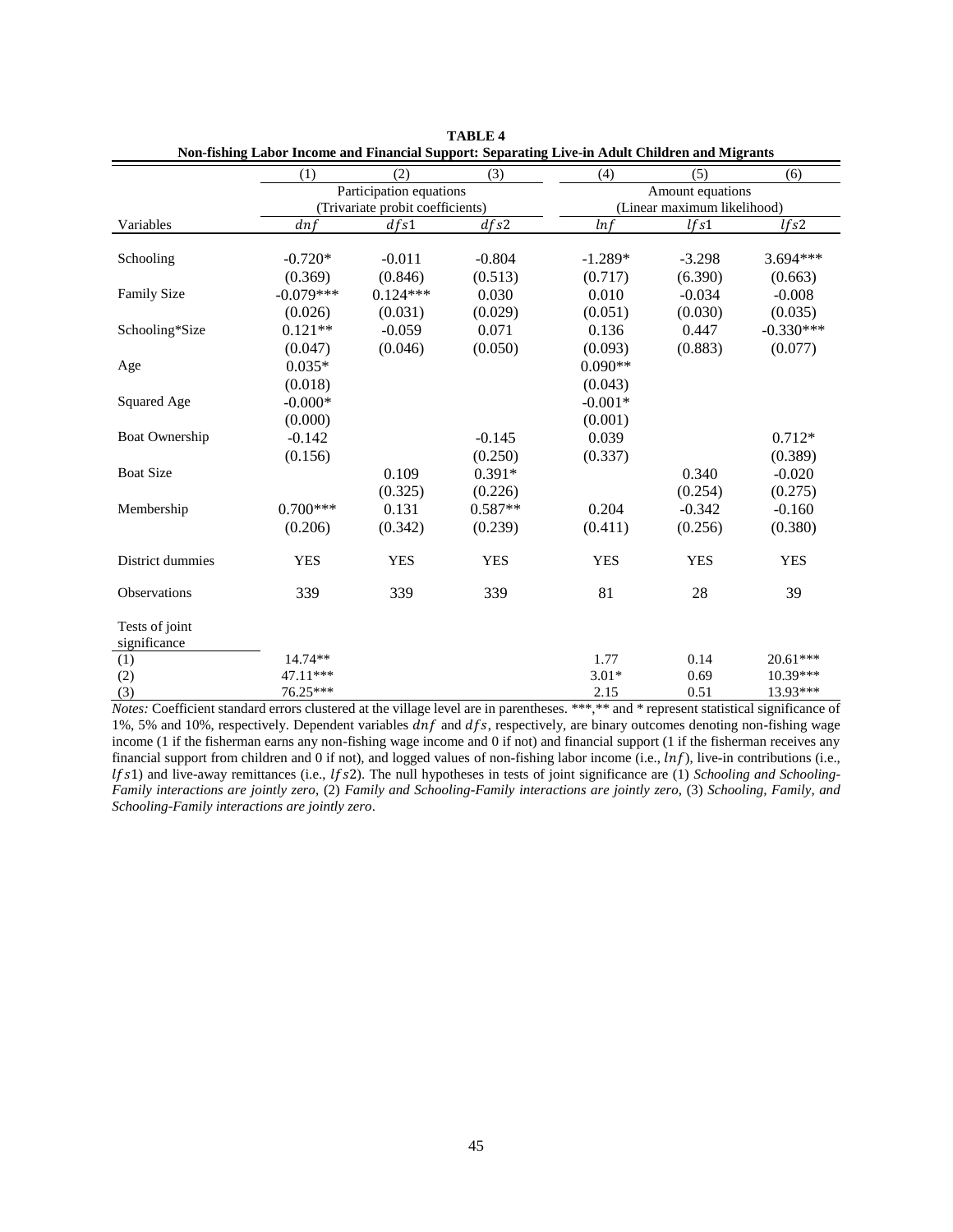**TABLE 4**

**Non-fishing Labor Income and Financial Support: Separating Live-in Adult Children and Migrants**

| | (1) | (2) | (3) | (4) | (5) | (6) |
|---|---|---|---|---|---|---|
| | Participation equations (Trivariate probit coefficients) | | | Amount equations (Linear maximum likelihood) | | |
| Variables | $dnf$ | $dfs1$ | $dfs2$ | $lnf$ | $lfs1$ | $lfs2$ |
| Schooling | -0.720* | -0.011 | -0.804 | -1.289* | -3.298 | 3.694*** |
| | (0.369) | (0.846) | (0.513) | (0.717) | (6.390) | (0.663) |
| Family Size | -0.079*** | 0.124*** | 0.030 | 0.010 | -0.034 | -0.008 |
| | (0.026) | (0.031) | (0.029) | (0.051) | (0.030) | (0.035) |
| Schooling*Size | 0.121** | -0.059 | 0.071 | 0.136 | 0.447 | -0.330*** |
| | (0.047) | (0.046) | (0.050) | (0.093) | (0.883) | (0.077) |
| Age | 0.035* | | | 0.090** | | |
| | (0.018) | | | (0.043) | | |
| Squared Age | -0.000* | | | -0.001* | | |
| | (0.000) | | | (0.001) | | |
| Boat Ownership | -0.142 | | -0.145 | 0.039 | | 0.712* |
| | (0.156) | | (0.250) | (0.337) | | (0.389) |
| Boat Size | | 0.109 | 0.391* | | 0.340 | -0.020 |
| | | (0.325) | (0.226) | | (0.254) | (0.275) |
| Membership | 0.700*** | 0.131 | 0.587** | 0.204 | -0.342 | -0.160 |
| | (0.206) | (0.342) | (0.239) | (0.411) | (0.256) | (0.380) |
| District dummies | YES | YES | YES | YES | YES | YES |
| Observations | 339 | 339 | 339 | 81 | 28 | 39 |
| Tests of joint significance | | | | | | |
| (1) | 14.74** | | | 1.77 | 0.14 | 20.61*** |
| (2) | 47.11*** | | | 3.01* | 0.69 | 10.39*** |
| (3) | 76.25*** | | | 2.15 | 0.51 | 13.93*** |

*Notes:* Coefficient standard errors clustered at the village level are in parentheses. ***,** and * represent statistical significance of 1%, 5% and 10%, respectively. Dependent variables $dnf$ and $dfs$, respectively, are binary outcomes denoting non-fishing wage income (1 if the fisherman earns any non-fishing wage income and 0 if not) and financial support (1 if the fisherman receives any financial support from children and 0 if not), and logged values of non-fishing labor income (i.e., $lnf$), live-in contributions (i.e., $lfs1$) and live-away remittances (i.e., $lfs2$). The null hypotheses in tests of joint significance are (1) *Schooling and Schooling-Family interactions are jointly zero*, (2) *Family and Schooling-Family interactions are jointly zero*, (3) *Schooling, Family, and Schooling-Family interactions are jointly zero*.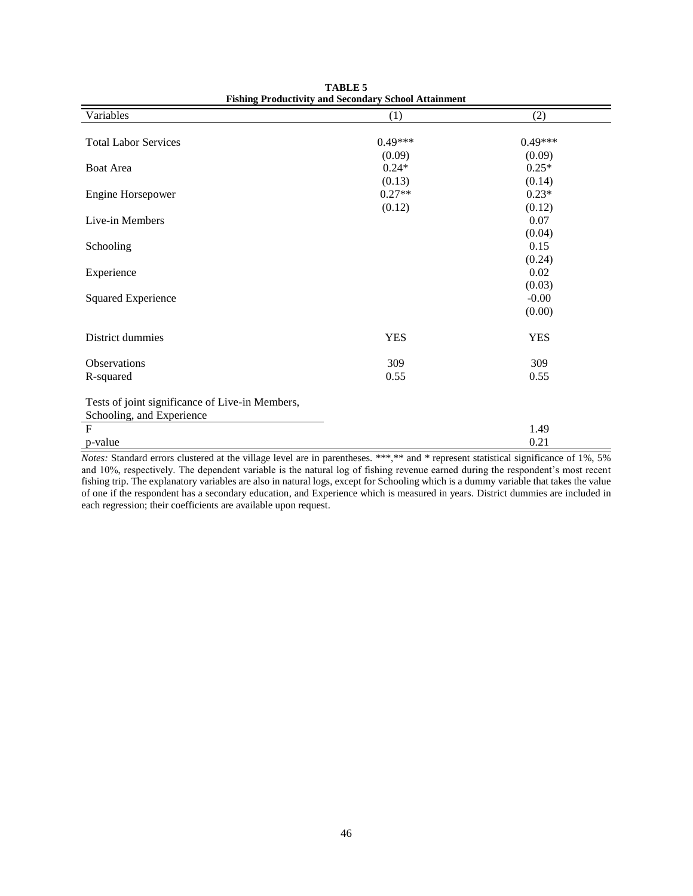**TABLE 5**
**Fishing Productivity and Secondary School Attainment**

| Variables | (1) | (2) |
|---|---|---|
| Total Labor Services | 0.49*** | 0.49*** |
| | (0.09) | (0.09) |
| Boat Area | 0.24* | 0.25* |
| | (0.13) | (0.14) |
| Engine Horsepower | 0.27** | 0.23* |
| | (0.12) | (0.12) |
| Live-in Members | | 0.07 |
| | | (0.04) |
| Schooling | | 0.15 |
| | | (0.24) |
| Experience | | 0.02 |
| | | (0.03) |
| Squared Experience | | -0.00 |
| | | (0.00) |
| District dummies | YES | YES |
| Observations | 309 | 309 |
| R-squared | 0.55 | 0.55 |
| Tests of joint significance of Live-in Members, Schooling, and Experience | | |
| F | | 1.49 |
| p-value | | 0.21 |

*Notes:* Standard errors clustered at the village level are in parentheses. ***,** and * represent statistical significance of 1%, 5% and 10%, respectively. The dependent variable is the natural log of fishing revenue earned during the respondent's most recent fishing trip. The explanatory variables are also in natural logs, except for Schooling which is a dummy variable that takes the value of one if the respondent has a secondary education, and Experience which is measured in years. District dummies are included in each regression; their coefficients are available upon request.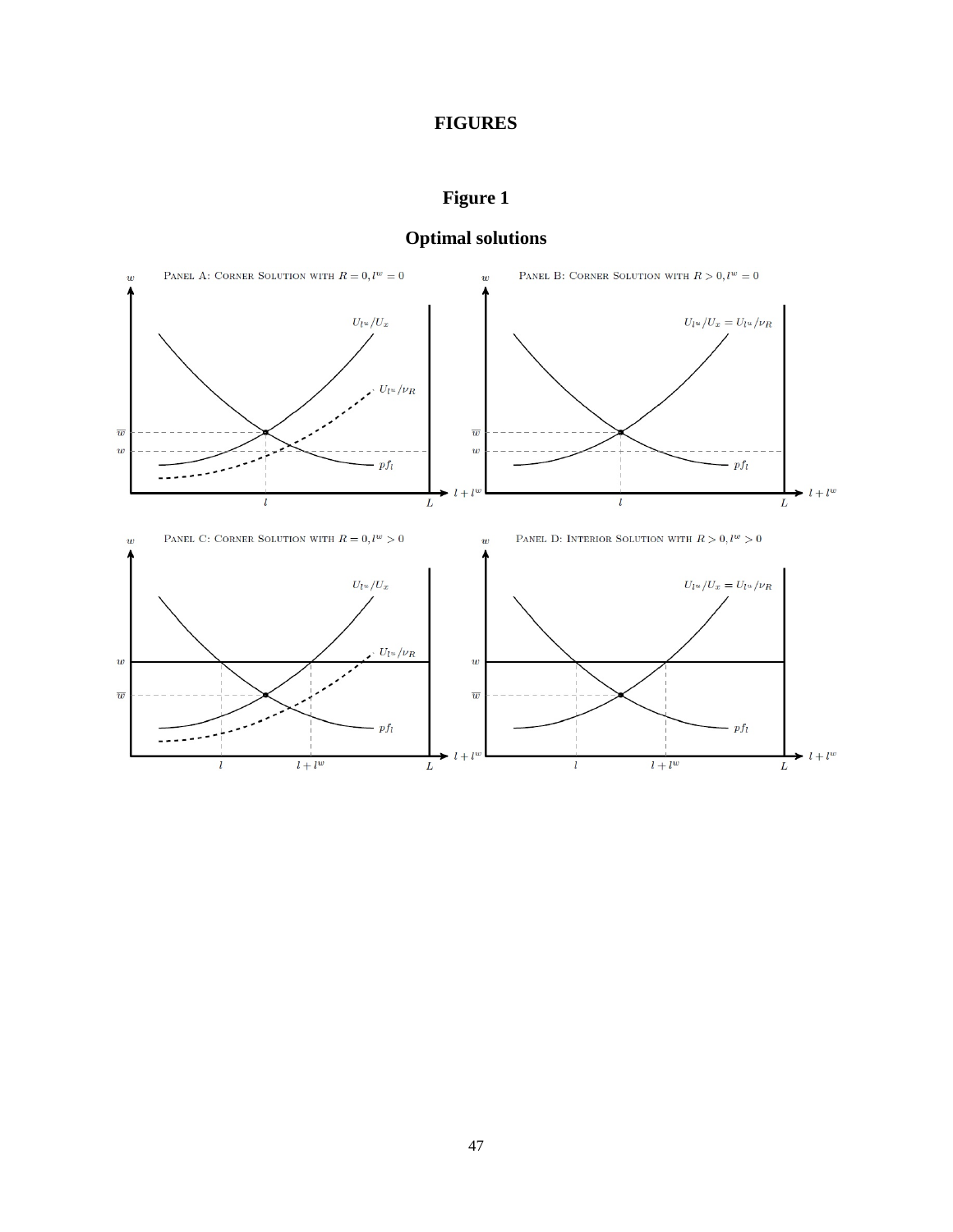# FIGURES

## Figure 1

## Optimal solutions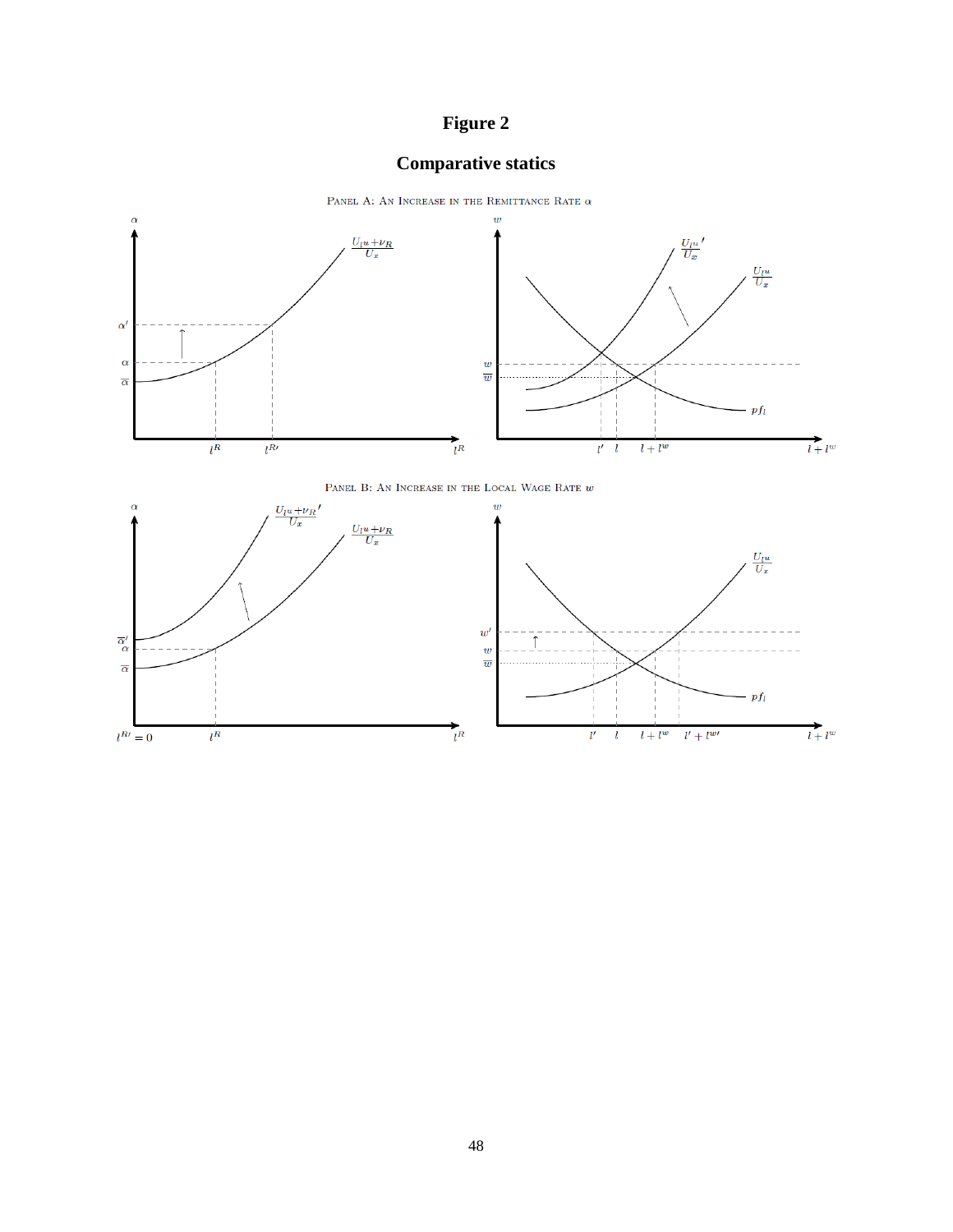# Figure 2

## Comparative statics

PANEL A: AN INCREASE IN THE REMITTANCE RATE $\alpha$

PANEL B: AN INCREASE IN THE LOCAL WAGE RATE $w$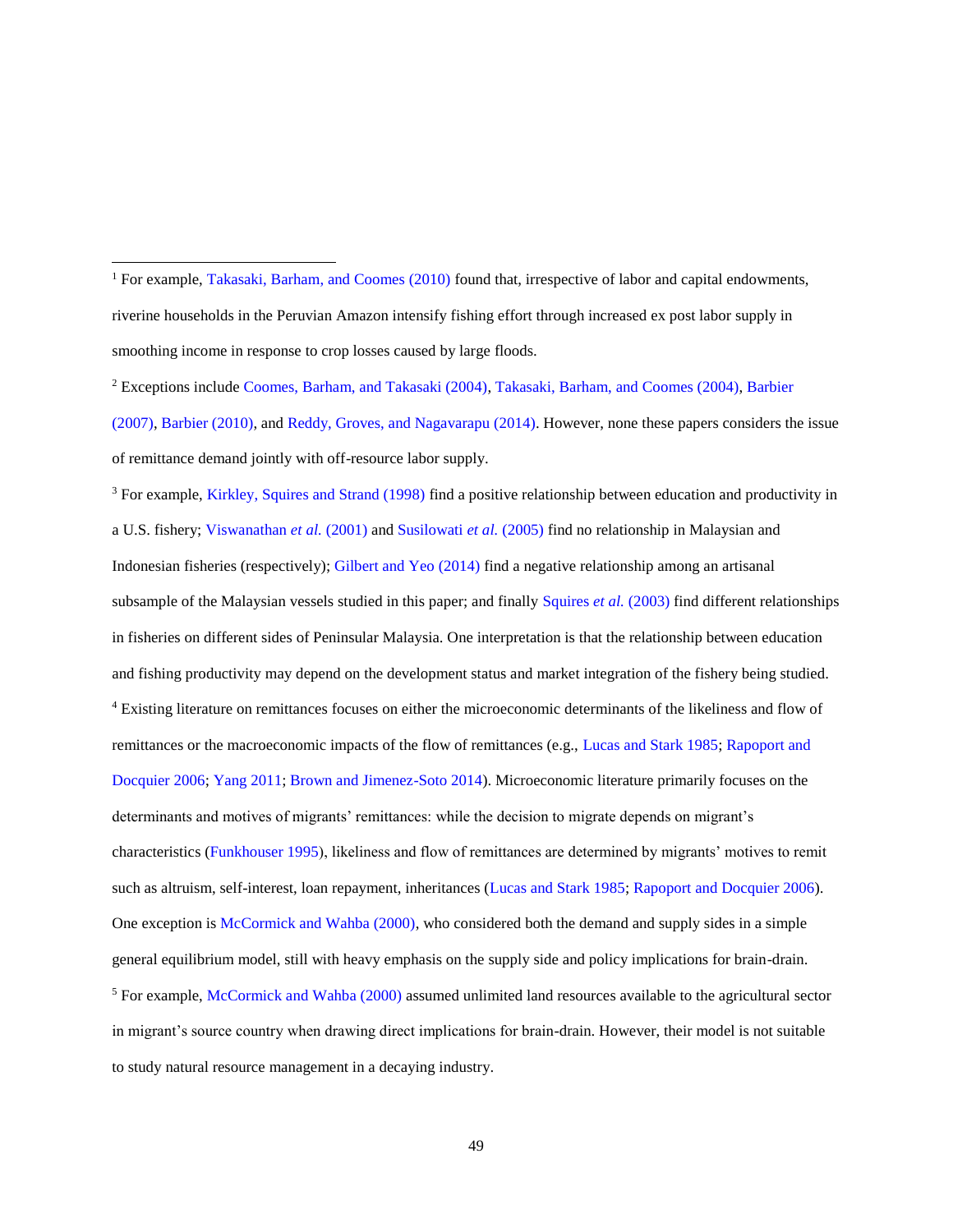[1] For example, Takasaki, Barham, and Coomes (2010) found that, irrespective of labor and capital endowments, riverine households in the Peruvian Amazon intensify fishing effort through increased ex post labor supply in smoothing income in response to crop losses caused by large floods.

[2] Exceptions include Coomes, Barham, and Takasaki (2004), Takasaki, Barham, and Coomes (2004), Barbier (2007), Barbier (2010), and Reddy, Groves, and Nagavarapu (2014). However, none these papers considers the issue of remittance demand jointly with off-resource labor supply.

[3] For example, Kirkley, Squires and Strand (1998) find a positive relationship between education and productivity in a U.S. fishery; Viswanathan *et al.* (2001) and Susilowati *et al.* (2005) find no relationship in Malaysian and Indonesian fisheries (respectively); Gilbert and Yeo (2014) find a negative relationship among an artisanal subsample of the Malaysian vessels studied in this paper; and finally Squires *et al.* (2003) find different relationships in fisheries on different sides of Peninsular Malaysia. One interpretation is that the relationship between education and fishing productivity may depend on the development status and market integration of the fishery being studied.

[4] Existing literature on remittances focuses on either the microeconomic determinants of the likeliness and flow of remittances or the macroeconomic impacts of the flow of remittances (e.g., Lucas and Stark 1985; Rapoport and Docquier 2006; Yang 2011; Brown and Jimenez-Soto 2014). Microeconomic literature primarily focuses on the determinants and motives of migrants' remittances: while the decision to migrate depends on migrant's characteristics (Funkhouser 1995), likeliness and flow of remittances are determined by migrants' motives to remit such as altruism, self-interest, loan repayment, inheritances (Lucas and Stark 1985; Rapoport and Docquier 2006). One exception is McCormick and Wahba (2000), who considered both the demand and supply sides in a simple general equilibrium model, still with heavy emphasis on the supply side and policy implications for brain-drain.

[5] For example, McCormick and Wahba (2000) assumed unlimited land resources available to the agricultural sector in migrant's source country when drawing direct implications for brain-drain. However, their model is not suitable to study natural resource management in a decaying industry.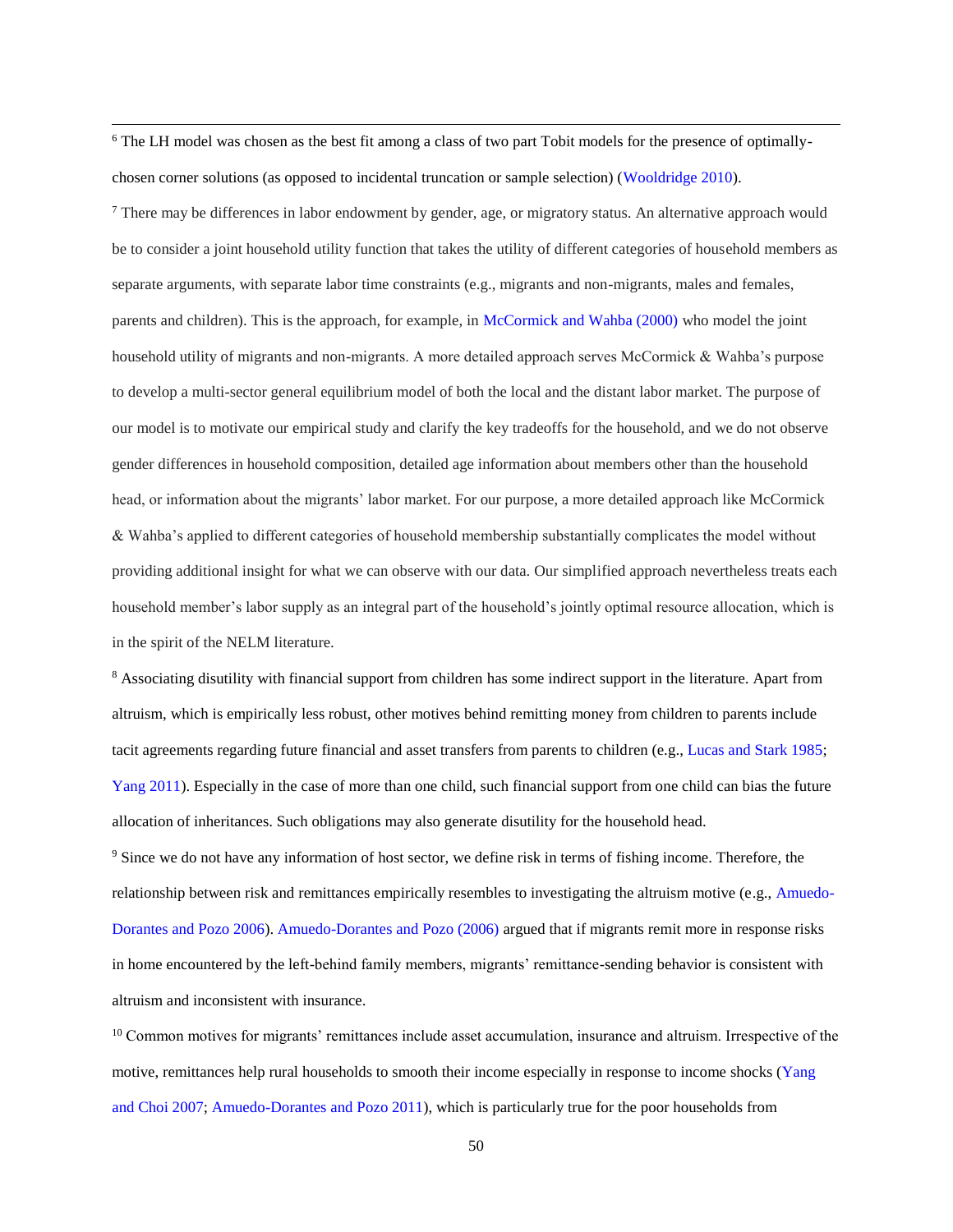[6] The LH model was chosen as the best fit among a class of two part Tobit models for the presence of optimally-chosen corner solutions (as opposed to incidental truncation or sample selection) (Wooldridge 2010).

[7] There may be differences in labor endowment by gender, age, or migratory status. An alternative approach would be to consider a joint household utility function that takes the utility of different categories of household members as separate arguments, with separate labor time constraints (e.g., migrants and non-migrants, males and females, parents and children). This is the approach, for example, in McCormick and Wahba (2000) who model the joint household utility of migrants and non-migrants. A more detailed approach serves McCormick & Wahba's purpose to develop a multi-sector general equilibrium model of both the local and the distant labor market. The purpose of our model is to motivate our empirical study and clarify the key tradeoffs for the household, and we do not observe gender differences in household composition, detailed age information about members other than the household head, or information about the migrants' labor market. For our purpose, a more detailed approach like McCormick & Wahba's applied to different categories of household membership substantially complicates the model without providing additional insight for what we can observe with our data. Our simplified approach nevertheless treats each household member's labor supply as an integral part of the household's jointly optimal resource allocation, which is in the spirit of the NELM literature.

[8] Associating disutility with financial support from children has some indirect support in the literature. Apart from altruism, which is empirically less robust, other motives behind remitting money from children to parents include tacit agreements regarding future financial and asset transfers from parents to children (e.g., Lucas and Stark 1985; Yang 2011). Especially in the case of more than one child, such financial support from one child can bias the future allocation of inheritances. Such obligations may also generate disutility for the household head.

[9] Since we do not have any information of host sector, we define risk in terms of fishing income. Therefore, the relationship between risk and remittances empirically resembles to investigating the altruism motive (e.g., Amuedo-Dorantes and Pozo 2006). Amuedo-Dorantes and Pozo (2006) argued that if migrants remit more in response risks in home encountered by the left-behind family members, migrants' remittance-sending behavior is consistent with altruism and inconsistent with insurance.

[10] Common motives for migrants' remittances include asset accumulation, insurance and altruism. Irrespective of the motive, remittances help rural households to smooth their income especially in response to income shocks (Yang and Choi 2007; Amuedo-Dorantes and Pozo 2011), which is particularly true for the poor households from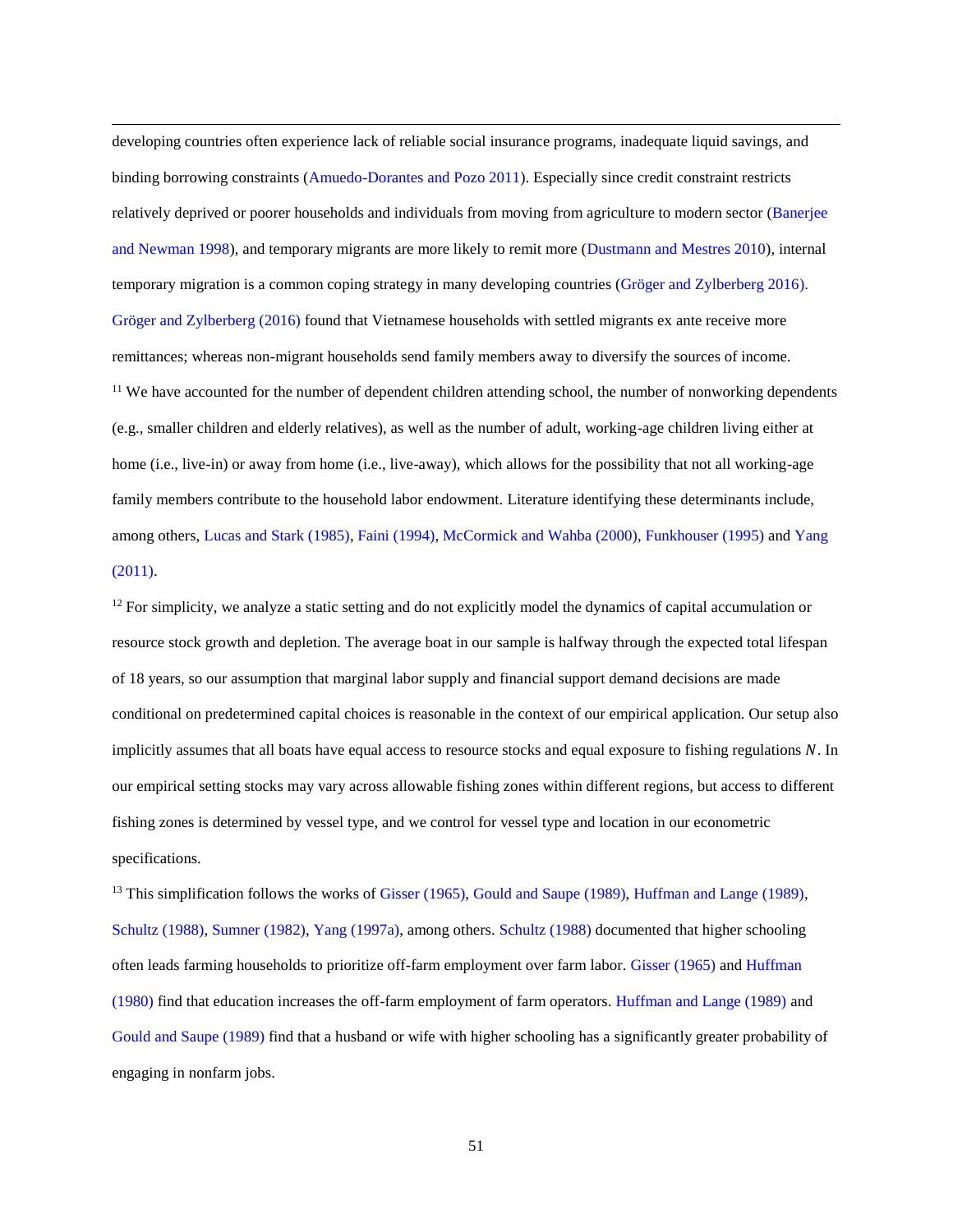developing countries often experience lack of reliable social insurance programs, inadequate liquid savings, and binding borrowing constraints (Amuedo-Dorantes and Pozo 2011). Especially since credit constraint restricts relatively deprived or poorer households and individuals from moving from agriculture to modern sector (Banerjee and Newman 1998), and temporary migrants are more likely to remit more (Dustmann and Mestres 2010), internal temporary migration is a common coping strategy in many developing countries (Gröger and Zylberberg 2016). Gröger and Zylberberg (2016) found that Vietnamese households with settled migrants ex ante receive more remittances; whereas non-migrant households send family members away to diversify the sources of income.

[11] We have accounted for the number of dependent children attending school, the number of nonworking dependents (e.g., smaller children and elderly relatives), as well as the number of adult, working-age children living either at home (i.e., live-in) or away from home (i.e., live-away), which allows for the possibility that not all working-age family members contribute to the household labor endowment. Literature identifying these determinants include, among others, Lucas and Stark (1985), Faini (1994), McCormick and Wahba (2000), Funkhouser (1995) and Yang (2011).

[12] For simplicity, we analyze a static setting and do not explicitly model the dynamics of capital accumulation or resource stock growth and depletion. The average boat in our sample is halfway through the expected total lifespan of 18 years, so our assumption that marginal labor supply and financial support demand decisions are made conditional on predetermined capital choices is reasonable in the context of our empirical application. Our setup also implicitly assumes that all boats have equal access to resource stocks and equal exposure to fishing regulations $N$. In our empirical setting stocks may vary across allowable fishing zones within different regions, but access to different fishing zones is determined by vessel type, and we control for vessel type and location in our econometric specifications.

[13] This simplification follows the works of Gisser (1965), Gould and Saupe (1989), Huffman and Lange (1989), Schultz (1988), Sumner (1982), Yang (1997a), among others. Schultz (1988) documented that higher schooling often leads farming households to prioritize off-farm employment over farm labor. Gisser (1965) and Huffman (1980) find that education increases the off-farm employment of farm operators. Huffman and Lange (1989) and Gould and Saupe (1989) find that a husband or wife with higher schooling has a significantly greater probability of engaging in nonfarm jobs.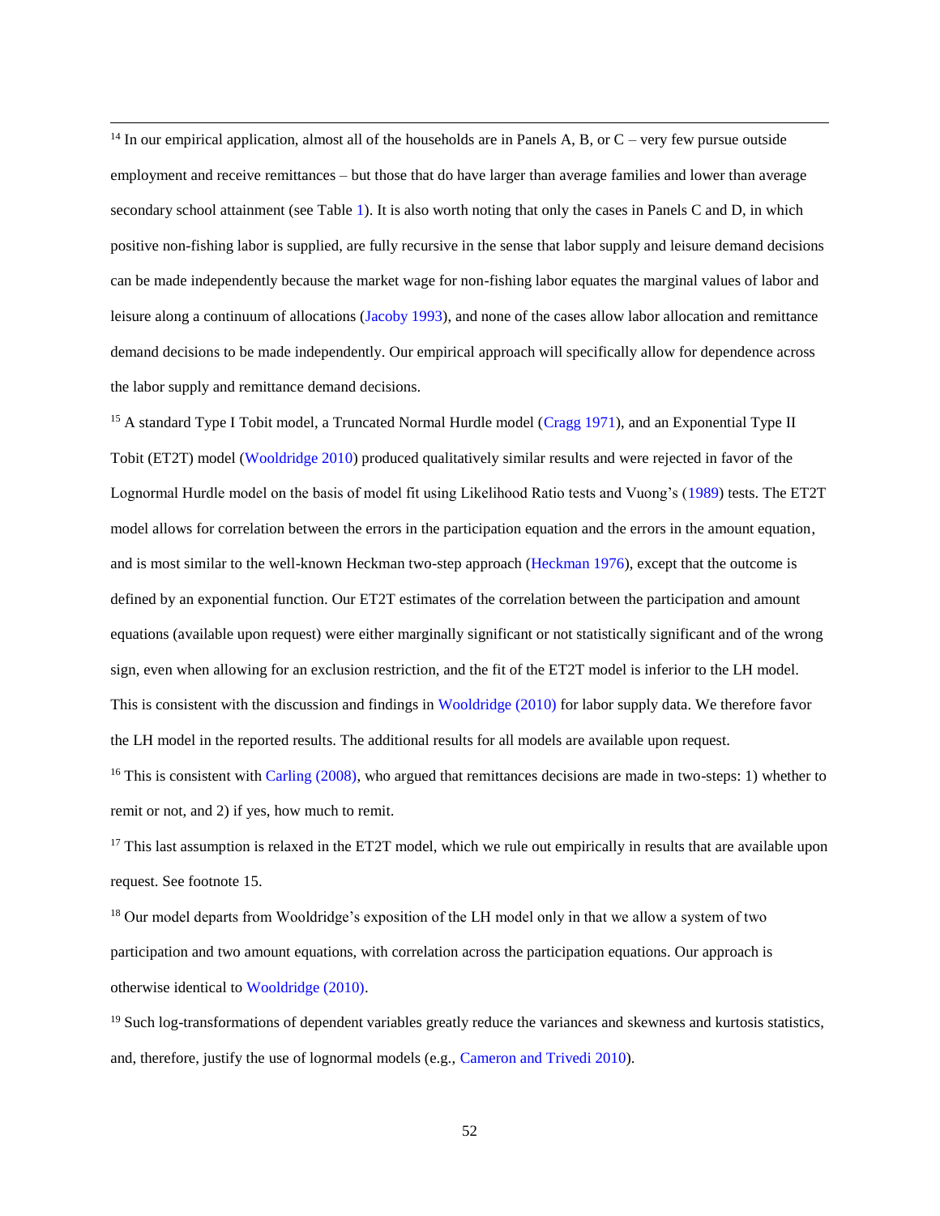[14] In our empirical application, almost all of the households are in Panels A, B, or C – very few pursue outside employment and receive remittances – but those that do have larger than average families and lower than average secondary school attainment (see Table 1). It is also worth noting that only the cases in Panels C and D, in which positive non-fishing labor is supplied, are fully recursive in the sense that labor supply and leisure demand decisions can be made independently because the market wage for non-fishing labor equates the marginal values of labor and leisure along a continuum of allocations (Jacoby 1993), and none of the cases allow labor allocation and remittance demand decisions to be made independently. Our empirical approach will specifically allow for dependence across the labor supply and remittance demand decisions.

[15] A standard Type I Tobit model, a Truncated Normal Hurdle model (Cragg 1971), and an Exponential Type II Tobit (ET2T) model (Wooldridge 2010) produced qualitatively similar results and were rejected in favor of the Lognormal Hurdle model on the basis of model fit using Likelihood Ratio tests and Vuong's (1989) tests. The ET2T model allows for correlation between the errors in the participation equation and the errors in the amount equation, and is most similar to the well-known Heckman two-step approach (Heckman 1976), except that the outcome is defined by an exponential function. Our ET2T estimates of the correlation between the participation and amount equations (available upon request) were either marginally significant or not statistically significant and of the wrong sign, even when allowing for an exclusion restriction, and the fit of the ET2T model is inferior to the LH model. This is consistent with the discussion and findings in Wooldridge (2010) for labor supply data. We therefore favor the LH model in the reported results. The additional results for all models are available upon request.

[16] This is consistent with Carling (2008), who argued that remittances decisions are made in two-steps: 1) whether to remit or not, and 2) if yes, how much to remit.

[17] This last assumption is relaxed in the ET2T model, which we rule out empirically in results that are available upon request. See footnote 15.

[18] Our model departs from Wooldridge's exposition of the LH model only in that we allow a system of two participation and two amount equations, with correlation across the participation equations. Our approach is otherwise identical to Wooldridge (2010).

[19] Such log-transformations of dependent variables greatly reduce the variances and skewness and kurtosis statistics, and, therefore, justify the use of lognormal models (e.g., Cameron and Trivedi 2010).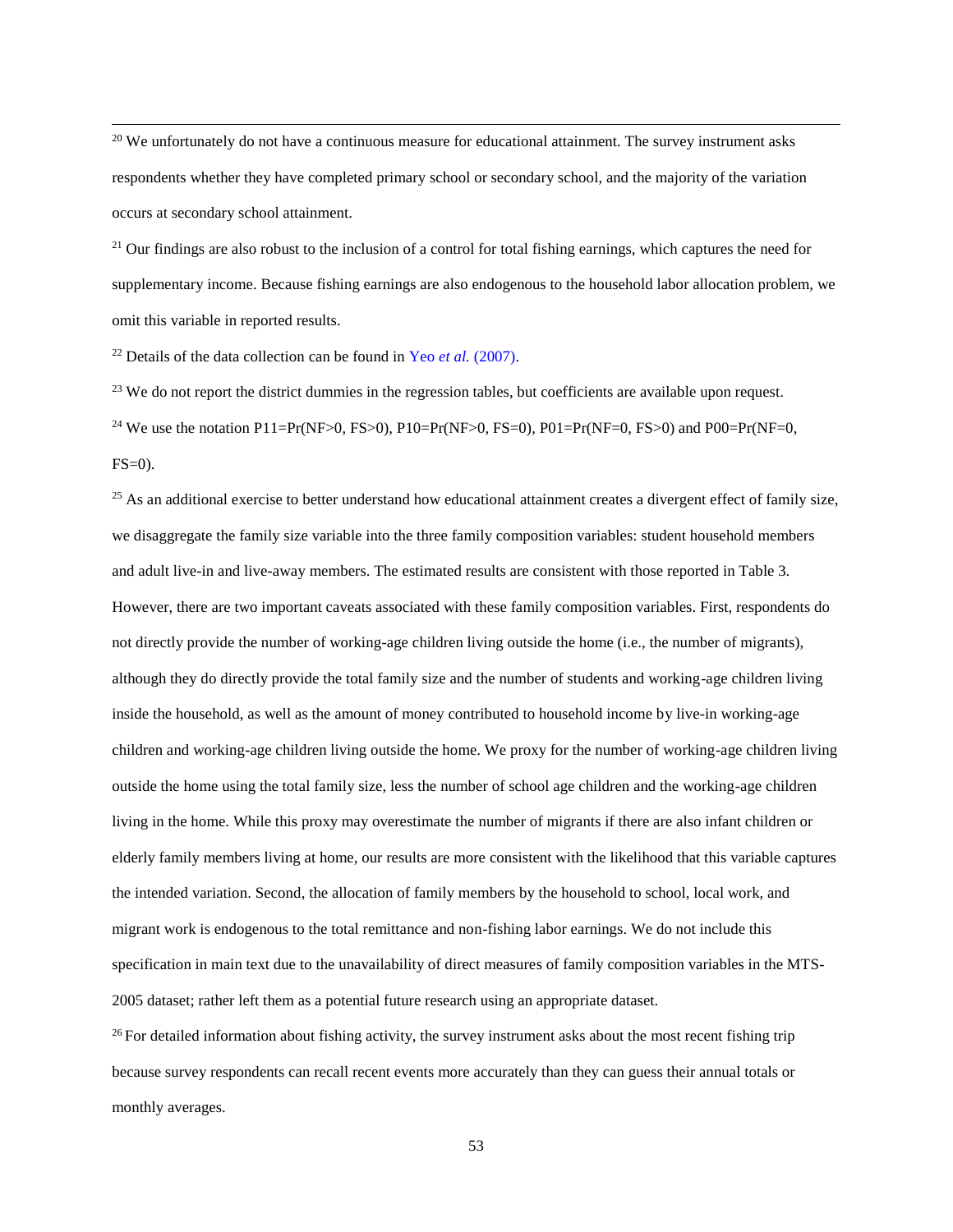[20] We unfortunately do not have a continuous measure for educational attainment. The survey instrument asks respondents whether they have completed primary school or secondary school, and the majority of the variation occurs at secondary school attainment.

[21] Our findings are also robust to the inclusion of a control for total fishing earnings, which captures the need for supplementary income. Because fishing earnings are also endogenous to the household labor allocation problem, we omit this variable in reported results.

[22] Details of the data collection can be found in Yeo *et al.* (2007).

[23] We do not report the district dummies in the regression tables, but coefficients are available upon request.

[24] We use the notation P11=Pr(NF>0, FS>0), P10=Pr(NF>0, FS=0), P01=Pr(NF=0, FS>0) and P00=Pr(NF=0, FS=0).

[25] As an additional exercise to better understand how educational attainment creates a divergent effect of family size, we disaggregate the family size variable into the three family composition variables: student household members and adult live-in and live-away members. The estimated results are consistent with those reported in Table 3. However, there are two important caveats associated with these family composition variables. First, respondents do not directly provide the number of working-age children living outside the home (i.e., the number of migrants), although they do directly provide the total family size and the number of students and working-age children living inside the household, as well as the amount of money contributed to household income by live-in working-age children and working-age children living outside the home. We proxy for the number of working-age children living outside the home using the total family size, less the number of school age children and the working-age children living in the home. While this proxy may overestimate the number of migrants if there are also infant children or elderly family members living at home, our results are more consistent with the likelihood that this variable captures the intended variation. Second, the allocation of family members by the household to school, local work, and migrant work is endogenous to the total remittance and non-fishing labor earnings. We do not include this specification in main text due to the unavailability of direct measures of family composition variables in the MTS-2005 dataset; rather left them as a potential future research using an appropriate dataset.

[26] For detailed information about fishing activity, the survey instrument asks about the most recent fishing trip because survey respondents can recall recent events more accurately than they can guess their annual totals or monthly averages.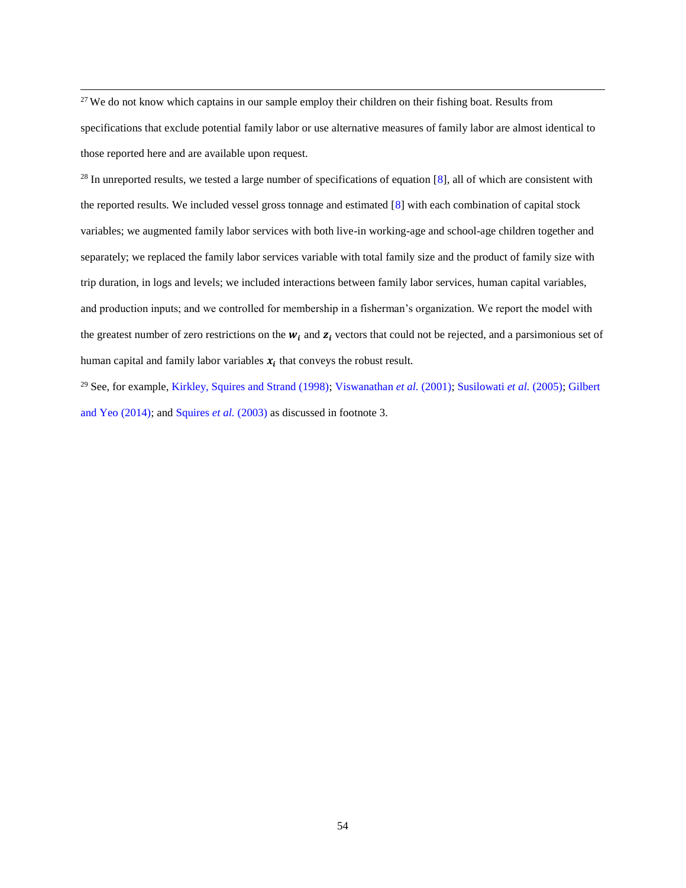[27] We do not know which captains in our sample employ their children on their fishing boat. Results from specifications that exclude potential family labor or use alternative measures of family labor are almost identical to those reported here and are available upon request.

[28] In unreported results, we tested a large number of specifications of equation [8], all of which are consistent with the reported results. We included vessel gross tonnage and estimated [8] with each combination of capital stock variables; we augmented family labor services with both live-in working-age and school-age children together and separately; we replaced the family labor services variable with total family size and the product of family size with trip duration, in logs and levels; we included interactions between family labor services, human capital variables, and production inputs; and we controlled for membership in a fisherman's organization. We report the model with the greatest number of zero restrictions on the $\boldsymbol{w_i}$ and $\boldsymbol{z_i}$ vectors that could not be rejected, and a parsimonious set of human capital and family labor variables $\boldsymbol{x_i}$ that conveys the robust result.

[29] See, for example, Kirkley, Squires and Strand (1998); Viswanathan *et al.* (2001); Susilowati *et al.* (2005); Gilbert and Yeo (2014); and Squires *et al.* (2003) as discussed in footnote 3.